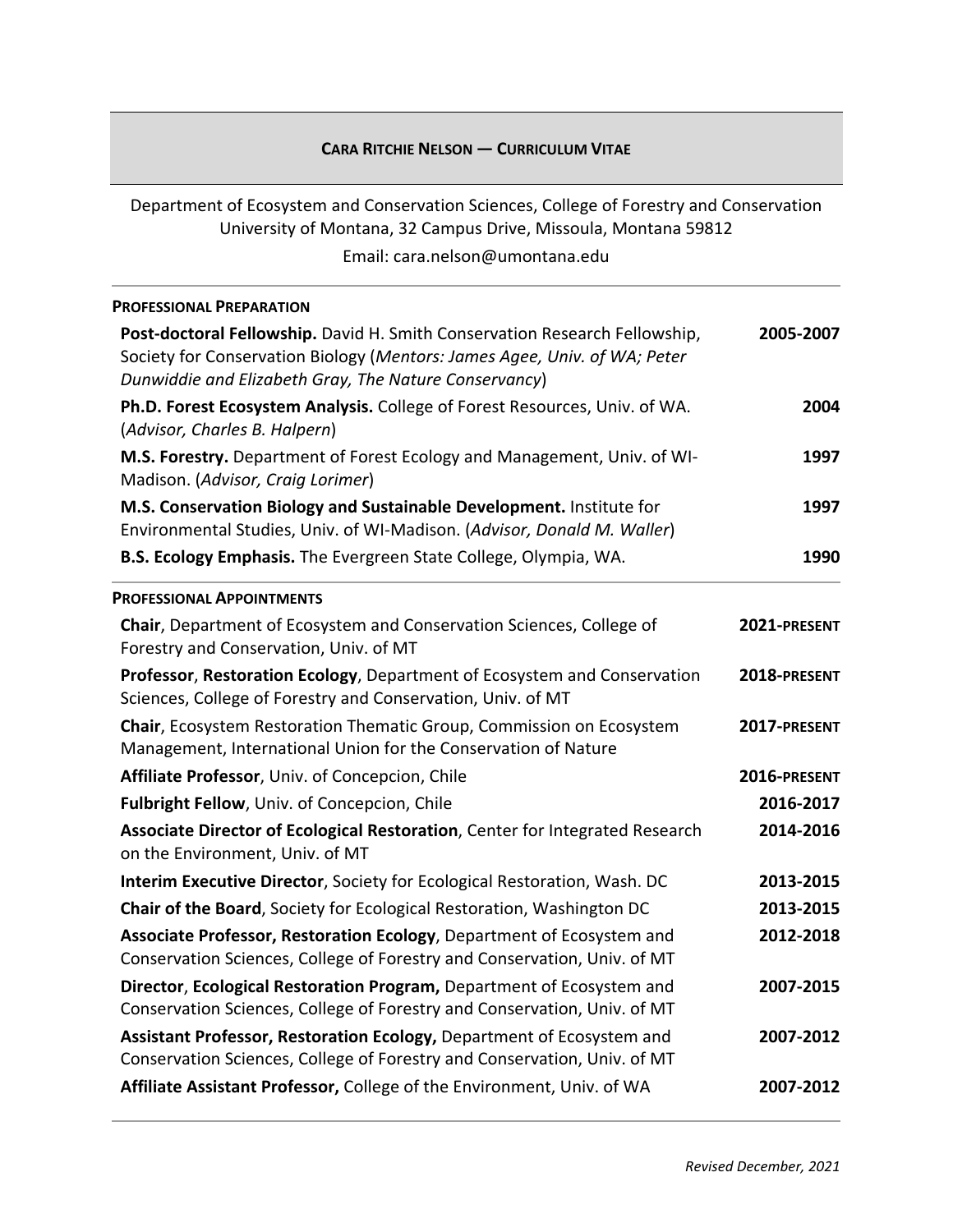# Cara Ritchie Nelson — Curriculum Vitae

Department of Ecosystem and Conservation Sciences, College of Forestry and Conservation
University of Montana, 32 Campus Drive, Missoula, Montana 59812
Email: cara.nelson@umontana.edu

## Professional Preparation

| | |
|---|---|
| **Post-doctoral Fellowship.** David H. Smith Conservation Research Fellowship, Society for Conservation Biology (*Mentors: James Agee, Univ. of WA; Peter Dunwiddie and Elizabeth Gray, The Nature Conservancy*) | **2005-2007** |
| **Ph.D. Forest Ecosystem Analysis.** College of Forest Resources, Univ. of WA. (*Advisor, Charles B. Halpern*) | **2004** |
| **M.S. Forestry.** Department of Forest Ecology and Management, Univ. of WI-Madison. (*Advisor, Craig Lorimer*) | **1997** |
| **M.S. Conservation Biology and Sustainable Development.** Institute for Environmental Studies, Univ. of WI-Madison. (*Advisor, Donald M. Waller*) | **1997** |
| **B.S. Ecology Emphasis.** The Evergreen State College, Olympia, WA. | **1990** |

## Professional Appointments

| | |
|---|---|
| **Chair**, Department of Ecosystem and Conservation Sciences, College of Forestry and Conservation, Univ. of MT | **2021-PRESENT** |
| **Professor**, **Restoration Ecology**, Department of Ecosystem and Conservation Sciences, College of Forestry and Conservation, Univ. of MT | **2018-PRESENT** |
| **Chair**, Ecosystem Restoration Thematic Group, Commission on Ecosystem Management, International Union for the Conservation of Nature | **2017-PRESENT** |
| **Affiliate Professor**, Univ. of Concepcion, Chile | **2016-PRESENT** |
| **Fulbright Fellow**, Univ. of Concepcion, Chile | **2016-2017** |
| **Associate Director of Ecological Restoration**, Center for Integrated Research on the Environment, Univ. of MT | **2014-2016** |
| **Interim Executive Director**, Society for Ecological Restoration, Wash. DC | **2013-2015** |
| **Chair of the Board**, Society for Ecological Restoration, Washington DC | **2013-2015** |
| **Associate Professor, Restoration Ecology**, Department of Ecosystem and Conservation Sciences, College of Forestry and Conservation, Univ. of MT | **2012-2018** |
| **Director**, **Ecological Restoration Program,** Department of Ecosystem and Conservation Sciences, College of Forestry and Conservation, Univ. of MT | **2007-2015** |
| **Assistant Professor, Restoration Ecology,** Department of Ecosystem and Conservation Sciences, College of Forestry and Conservation, Univ. of MT | **2007-2012** |
| **Affiliate Assistant Professor,** College of the Environment, Univ. of WA | **2007-2012** |

*Revised December, 2021*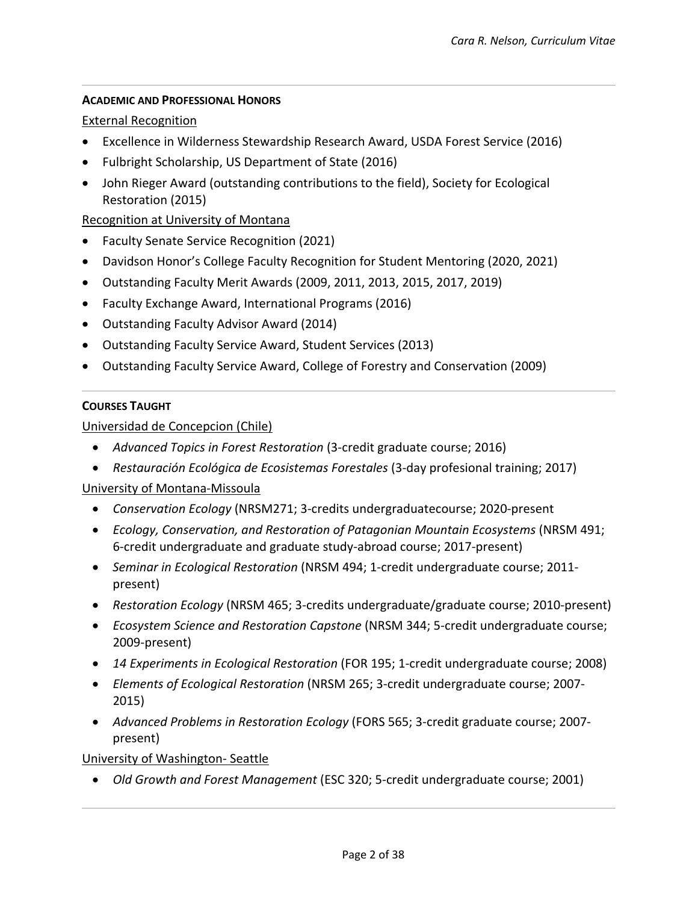## ACADEMIC AND PROFESSIONAL HONORS

External Recognition

- Excellence in Wilderness Stewardship Research Award, USDA Forest Service (2016)
- Fulbright Scholarship, US Department of State (2016)
- John Rieger Award (outstanding contributions to the field), Society for Ecological Restoration (2015)

Recognition at University of Montana

- Faculty Senate Service Recognition (2021)
- Davidson Honor's College Faculty Recognition for Student Mentoring (2020, 2021)
- Outstanding Faculty Merit Awards (2009, 2011, 2013, 2015, 2017, 2019)
- Faculty Exchange Award, International Programs (2016)
- Outstanding Faculty Advisor Award (2014)
- Outstanding Faculty Service Award, Student Services (2013)
- Outstanding Faculty Service Award, College of Forestry and Conservation (2009)

## COURSES TAUGHT

Universidad de Concepcion (Chile)

- *Advanced Topics in Forest Restoration* (3-credit graduate course; 2016)
- *Restauración Ecológica de Ecosistemas Forestales* (3-day profesional training; 2017)

University of Montana-Missoula

- *Conservation Ecology* (NRSM271; 3-credits undergraduatecourse; 2020-present
- *Ecology, Conservation, and Restoration of Patagonian Mountain Ecosystems* (NRSM 491; 6-credit undergraduate and graduate study-abroad course; 2017-present)
- *Seminar in Ecological Restoration* (NRSM 494; 1-credit undergraduate course; 2011-present)
- *Restoration Ecology* (NRSM 465; 3-credits undergraduate/graduate course; 2010-present)
- *Ecosystem Science and Restoration Capstone* (NRSM 344; 5-credit undergraduate course; 2009-present)
- *14 Experiments in Ecological Restoration* (FOR 195; 1-credit undergraduate course; 2008)
- *Elements of Ecological Restoration* (NRSM 265; 3-credit undergraduate course; 2007-2015)
- *Advanced Problems in Restoration Ecology* (FORS 565; 3-credit graduate course; 2007-present)

University of Washington- Seattle

- *Old Growth and Forest Management* (ESC 320; 5-credit undergraduate course; 2001)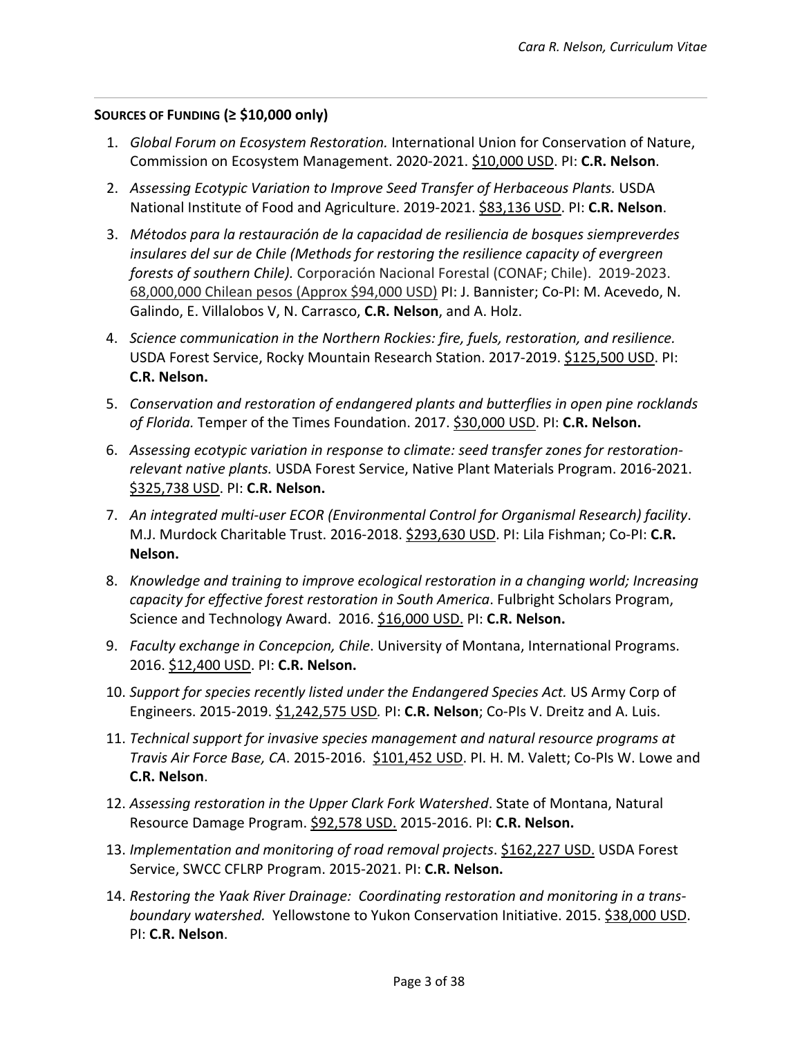**SOURCES OF FUNDING (≥ $10,000 only)**

1. *Global Forum on Ecosystem Restoration.* International Union for Conservation of Nature, Commission on Ecosystem Management. 2020-2021. $10,000 USD. PI: **C.R. Nelson**.
2. *Assessing Ecotypic Variation to Improve Seed Transfer of Herbaceous Plants.* USDA National Institute of Food and Agriculture. 2019-2021. $83,136 USD. PI: **C.R. Nelson**.
3. *Métodos para la restauración de la capacidad de resiliencia de bosques siempreverdes insulares del sur de Chile (Methods for restoring the resilience capacity of evergreen forests of southern Chile).* Corporación Nacional Forestal (CONAF; Chile). 2019-2023. 68,000,000 Chilean pesos (Approx $94,000 USD) PI: J. Bannister; Co-PI: M. Acevedo, N. Galindo, E. Villalobos V, N. Carrasco, **C.R. Nelson**, and A. Holz.
4. *Science communication in the Northern Rockies: fire, fuels, restoration, and resilience.* USDA Forest Service, Rocky Mountain Research Station. 2017-2019. $125,500 USD. PI: **C.R. Nelson.**
5. *Conservation and restoration of endangered plants and butterflies in open pine rocklands of Florida.* Temper of the Times Foundation. 2017. $30,000 USD. PI: **C.R. Nelson.**
6. *Assessing ecotypic variation in response to climate: seed transfer zones for restoration-relevant native plants.* USDA Forest Service, Native Plant Materials Program. 2016-2021. $325,738 USD. PI: **C.R. Nelson.**
7. *An integrated multi-user ECOR (Environmental Control for Organismal Research) facility*. M.J. Murdock Charitable Trust. 2016-2018. $293,630 USD. PI: Lila Fishman; Co-PI: **C.R. Nelson.**
8. *Knowledge and training to improve ecological restoration in a changing world; Increasing capacity for effective forest restoration in South America*. Fulbright Scholars Program, Science and Technology Award. 2016. $16,000 USD. PI: **C.R. Nelson.**
9. *Faculty exchange in Concepcion, Chile*. University of Montana, International Programs. 2016. $12,400 USD. PI: **C.R. Nelson.**
10. *Support for species recently listed under the Endangered Species Act.* US Army Corp of Engineers. 2015-2019. $1,242,575 USD*.* PI: **C.R. Nelson**; Co-PIs V. Dreitz and A. Luis.
11. *Technical support for invasive species management and natural resource programs at Travis Air Force Base, CA*. 2015-2016. $101,452 USD. PI. H. M. Valett; Co-PIs W. Lowe and **C.R. Nelson**.
12. *Assessing restoration in the Upper Clark Fork Watershed*. State of Montana, Natural Resource Damage Program. $92,578 USD. 2015-2016. PI: **C.R. Nelson.**
13. *Implementation and monitoring of road removal projects*. $162,227 USD. USDA Forest Service, SWCC CFLRP Program. 2015-2021. PI: **C.R. Nelson.**
14. *Restoring the Yaak River Drainage: Coordinating restoration and monitoring in a trans-boundary watershed.* Yellowstone to Yukon Conservation Initiative. 2015. $38,000 USD. PI: **C.R. Nelson**.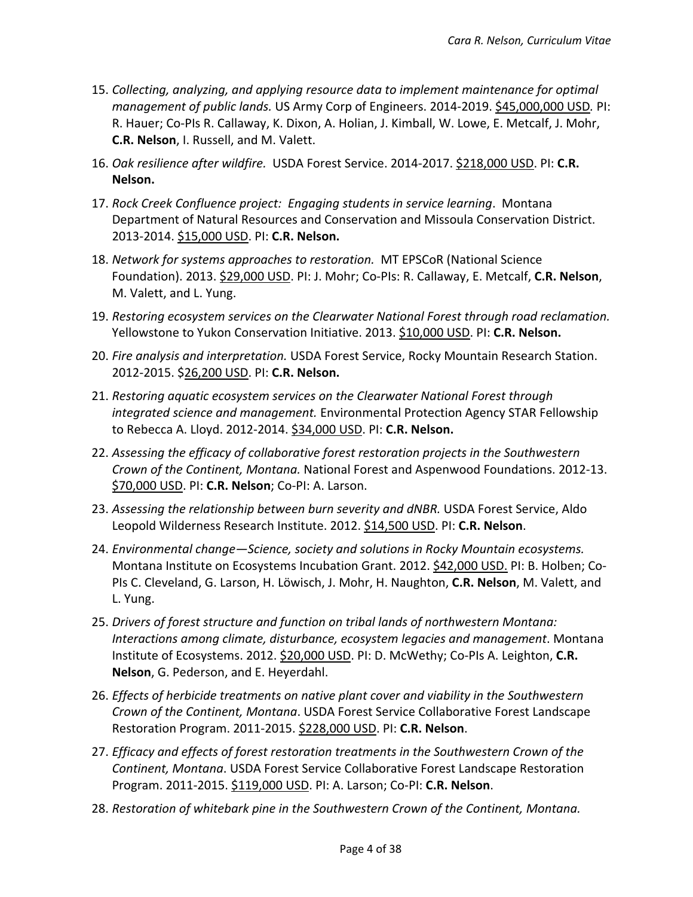15. *Collecting, analyzing, and applying resource data to implement maintenance for optimal management of public lands.* US Army Corp of Engineers. 2014-2019. $45,000,000 USD. PI: R. Hauer; Co-PIs R. Callaway, K. Dixon, A. Holian, J. Kimball, W. Lowe, E. Metcalf, J. Mohr, **C.R. Nelson**, I. Russell, and M. Valett.
16. *Oak resilience after wildfire.* USDA Forest Service. 2014-2017. $218,000 USD. PI: **C.R. Nelson.**
17. *Rock Creek Confluence project: Engaging students in service learning*. Montana Department of Natural Resources and Conservation and Missoula Conservation District. 2013-2014. $15,000 USD. PI: **C.R. Nelson.**
18. *Network for systems approaches to restoration.* MT EPSCoR (National Science Foundation). 2013. $29,000 USD. PI: J. Mohr; Co-PIs: R. Callaway, E. Metcalf, **C.R. Nelson**, M. Valett, and L. Yung.
19. *Restoring ecosystem services on the Clearwater National Forest through road reclamation.* Yellowstone to Yukon Conservation Initiative. 2013. $10,000 USD. PI: **C.R. Nelson.**
20. *Fire analysis and interpretation.* USDA Forest Service, Rocky Mountain Research Station. 2012-2015. $26,200 USD. PI: **C.R. Nelson.**
21. *Restoring aquatic ecosystem services on the Clearwater National Forest through integrated science and management.* Environmental Protection Agency STAR Fellowship to Rebecca A. Lloyd. 2012-2014. $34,000 USD. PI: **C.R. Nelson.**
22. *Assessing the efficacy of collaborative forest restoration projects in the Southwestern Crown of the Continent, Montana.* National Forest and Aspenwood Foundations. 2012-13. $70,000 USD. PI: **C.R. Nelson**; Co-PI: A. Larson.
23. *Assessing the relationship between burn severity and dNBR.* USDA Forest Service, Aldo Leopold Wilderness Research Institute. 2012. $14,500 USD. PI: **C.R. Nelson**.
24. *Environmental change—Science, society and solutions in Rocky Mountain ecosystems.* Montana Institute on Ecosystems Incubation Grant. 2012. $42,000 USD. PI: B. Holben; Co-PIs C. Cleveland, G. Larson, H. Löwisch, J. Mohr, H. Naughton, **C.R. Nelson**, M. Valett, and L. Yung.
25. *Drivers of forest structure and function on tribal lands of northwestern Montana: Interactions among climate, disturbance, ecosystem legacies and management*. Montana Institute of Ecosystems. 2012. $20,000 USD. PI: D. McWethy; Co-PIs A. Leighton, **C.R. Nelson**, G. Pederson, and E. Heyerdahl.
26. *Effects of herbicide treatments on native plant cover and viability in the Southwestern Crown of the Continent, Montana*. USDA Forest Service Collaborative Forest Landscape Restoration Program. 2011-2015. $228,000 USD. PI: **C.R. Nelson**.
27. *Efficacy and effects of forest restoration treatments in the Southwestern Crown of the Continent, Montana*. USDA Forest Service Collaborative Forest Landscape Restoration Program. 2011-2015. $119,000 USD. PI: A. Larson; Co-PI: **C.R. Nelson**.
28. *Restoration of whitebark pine in the Southwestern Crown of the Continent, Montana.*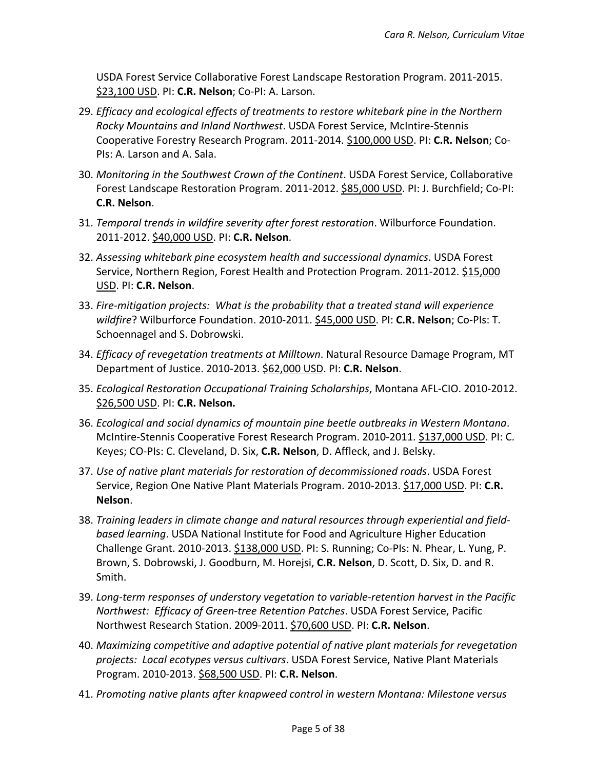USDA Forest Service Collaborative Forest Landscape Restoration Program. 2011-2015. $23,100 USD. PI: **C.R. Nelson**; Co-PI: A. Larson.

29. *Efficacy and ecological effects of treatments to restore whitebark pine in the Northern Rocky Mountains and Inland Northwest*. USDA Forest Service, McIntire-Stennis Cooperative Forestry Research Program. 2011-2014. $100,000 USD. PI: **C.R. Nelson**; Co-PIs: A. Larson and A. Sala.
30. *Monitoring in the Southwest Crown of the Continent*. USDA Forest Service, Collaborative Forest Landscape Restoration Program. 2011-2012. $85,000 USD. PI: J. Burchfield; Co-PI: **C.R. Nelson**.
31. *Temporal trends in wildfire severity after forest restoration*. Wilburforce Foundation. 2011-2012. $40,000 USD. PI: **C.R. Nelson**.
32. *Assessing whitebark pine ecosystem health and successional dynamics*. USDA Forest Service, Northern Region, Forest Health and Protection Program. 2011-2012. $15,000 USD. PI: **C.R. Nelson**.
33. *Fire-mitigation projects: What is the probability that a treated stand will experience wildfire*? Wilburforce Foundation. 2010-2011. $45,000 USD. PI: **C.R. Nelson**; Co-PIs: T. Schoennagel and S. Dobrowski.
34. *Efficacy of revegetation treatments at Milltown*. Natural Resource Damage Program, MT Department of Justice. 2010-2013. $62,000 USD. PI: **C.R. Nelson**.
35. *Ecological Restoration Occupational Training Scholarships*, Montana AFL-CIO. 2010-2012. $26,500 USD. PI: **C.R. Nelson.**
36. *Ecological and social dynamics of mountain pine beetle outbreaks in Western Montana*. McIntire-Stennis Cooperative Forest Research Program. 2010-2011. $137,000 USD. PI: C. Keyes; CO-PIs: C. Cleveland, D. Six, **C.R. Nelson**, D. Affleck, and J. Belsky.
37. *Use of native plant materials for restoration of decommissioned roads*. USDA Forest Service, Region One Native Plant Materials Program. 2010-2013. $17,000 USD. PI: **C.R. Nelson**.
38. *Training leaders in climate change and natural resources through experiential and field-based learning*. USDA National Institute for Food and Agriculture Higher Education Challenge Grant. 2010-2013. $138,000 USD. PI: S. Running; Co-PIs: N. Phear, L. Yung, P. Brown, S. Dobrowski, J. Goodburn, M. Horejsi, **C.R. Nelson**, D. Scott, D. Six, D. and R. Smith.
39. *Long-term responses of understory vegetation to variable-retention harvest in the Pacific Northwest: Efficacy of Green-tree Retention Patches*. USDA Forest Service, Pacific Northwest Research Station. 2009-2011. $70,600 USD. PI: **C.R. Nelson**.
40. *Maximizing competitive and adaptive potential of native plant materials for revegetation projects: Local ecotypes versus cultivars*. USDA Forest Service, Native Plant Materials Program. 2010-2013. $68,500 USD. PI: **C.R. Nelson**.
41. *Promoting native plants after knapweed control in western Montana: Milestone versus*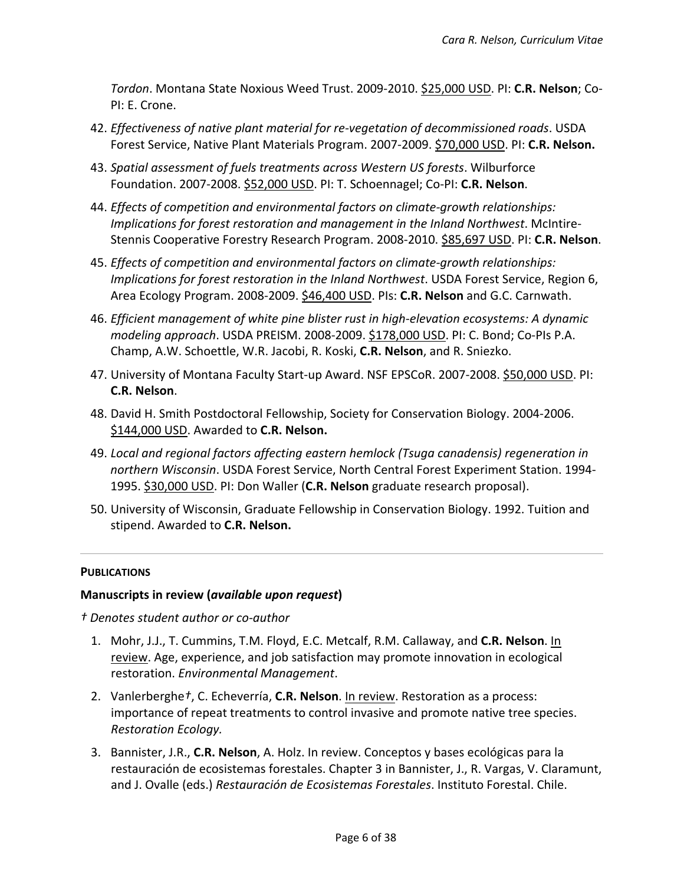*Tordon*. Montana State Noxious Weed Trust. 2009-2010. $25,000 USD. PI: **C.R. Nelson**; Co-PI: E. Crone.

42. *Effectiveness of native plant material for re-vegetation of decommissioned roads*. USDA Forest Service, Native Plant Materials Program. 2007-2009. $70,000 USD. PI: **C.R. Nelson.**
43. *Spatial assessment of fuels treatments across Western US forests*. Wilburforce Foundation. 2007-2008. $52,000 USD. PI: T. Schoennagel; Co-PI: **C.R. Nelson**.
44. *Effects of competition and environmental factors on climate-growth relationships: Implications for forest restoration and management in the Inland Northwest*. McIntire-Stennis Cooperative Forestry Research Program. 2008-2010. $85,697 USD. PI: **C.R. Nelson**.
45. *Effects of competition and environmental factors on climate-growth relationships: Implications for forest restoration in the Inland Northwest*. USDA Forest Service, Region 6, Area Ecology Program. 2008-2009. $46,400 USD. PIs: **C.R. Nelson** and G.C. Carnwath.
46. *Efficient management of white pine blister rust in high-elevation ecosystems: A dynamic modeling approach*. USDA PREISM. 2008-2009. $178,000 USD. PI: C. Bond; Co-PIs P.A. Champ, A.W. Schoettle, W.R. Jacobi, R. Koski, **C.R. Nelson**, and R. Sniezko.
47. University of Montana Faculty Start-up Award. NSF EPSCoR. 2007-2008. $50,000 USD. PI: **C.R. Nelson**.
48. David H. Smith Postdoctoral Fellowship, Society for Conservation Biology. 2004-2006. $144,000 USD. Awarded to **C.R. Nelson.**
49. *Local and regional factors affecting eastern hemlock (Tsuga canadensis) regeneration in northern Wisconsin*. USDA Forest Service, North Central Forest Experiment Station. 1994-1995. $30,000 USD. PI: Don Waller (**C.R. Nelson** graduate research proposal).
50. University of Wisconsin, Graduate Fellowship in Conservation Biology. 1992. Tuition and stipend. Awarded to **C.R. Nelson.**

## PUBLICATIONS

### Manuscripts in review (*available upon request*)

*† Denotes student author or co-author*

1. Mohr, J.J., T. Cummins, T.M. Floyd, E.C. Metcalf, R.M. Callaway, and **C.R. Nelson**. In review. Age, experience, and job satisfaction may promote innovation in ecological restoration. *Environmental Management*.
2. Vanlerberghe*†*, C. Echeverría, **C.R. Nelson**. In review. Restoration as a process: importance of repeat treatments to control invasive and promote native tree species. *Restoration Ecology.*
3. Bannister, J.R., **C.R. Nelson**, A. Holz. In review. Conceptos y bases ecológicas para la restauración de ecosistemas forestales. Chapter 3 in Bannister, J., R. Vargas, V. Claramunt, and J. Ovalle (eds.) *Restauración de Ecosistemas Forestales*. Instituto Forestal. Chile.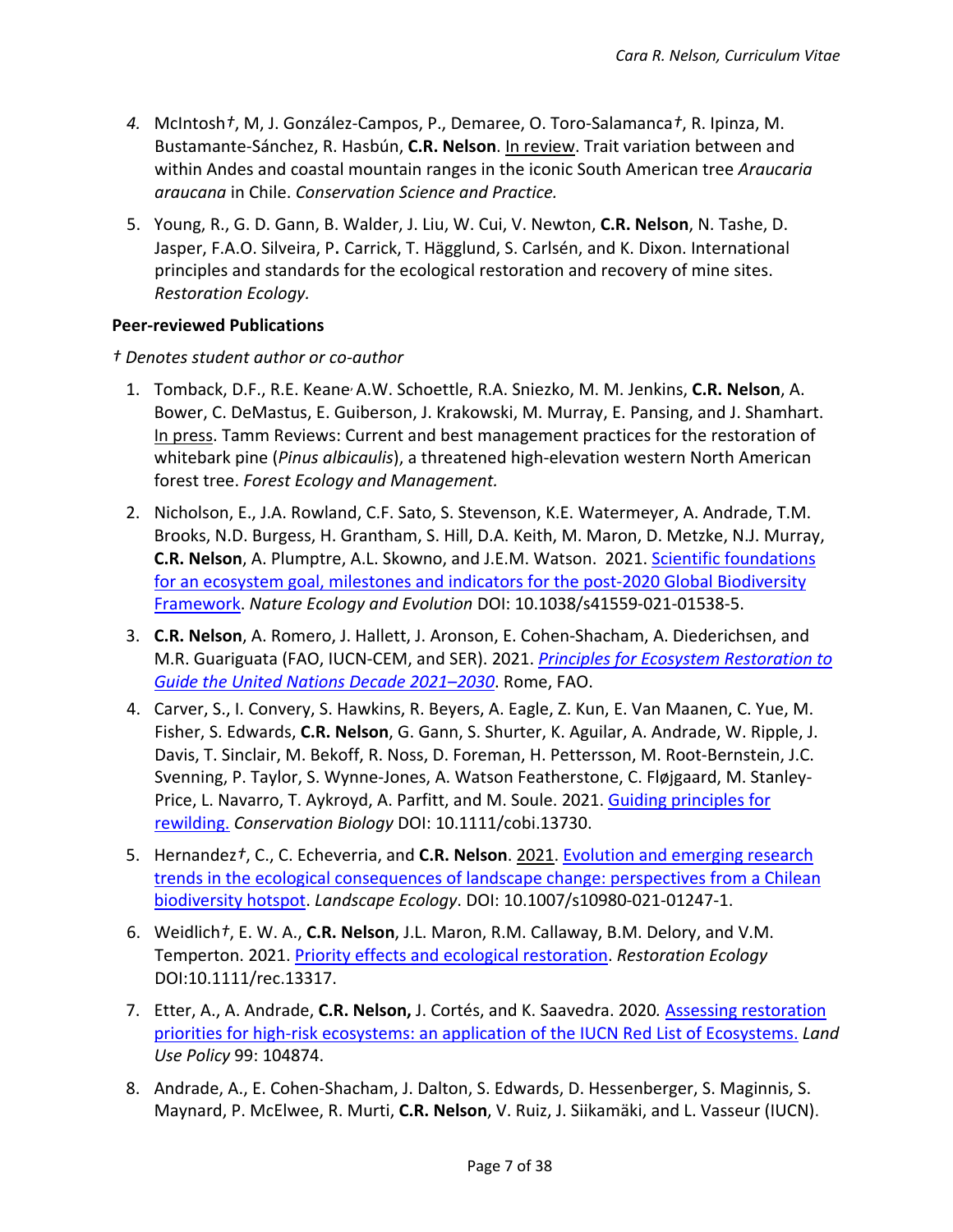4. McIntosh†, M, J. González-Campos, P., Demaree, O. Toro-Salamanca†, R. Ipinza, M. Bustamante-Sánchez, R. Hasbún, **C.R. Nelson**. In review. Trait variation between and within Andes and coastal mountain ranges in the iconic South American tree *Araucaria araucana* in Chile. *Conservation Science and Practice.*

5. Young, R., G. D. Gann, B. Walder, J. Liu, W. Cui, V. Newton, **C.R. Nelson**, N. Tashe, D. Jasper, F.A.O. Silveira, P. Carrick, T. Hägglund, S. Carlsén, and K. Dixon. International principles and standards for the ecological restoration and recovery of mine sites. *Restoration Ecology.*

**Peer-reviewed Publications**

*† Denotes student author or co-author*

1. Tomback, D.F., R.E. Keane, A.W. Schoettle, R.A. Sniezko, M. M. Jenkins, **C.R. Nelson**, A. Bower, C. DeMastus, E. Guiberson, J. Krakowski, M. Murray, E. Pansing, and J. Shamhart. In press. Tamm Reviews: Current and best management practices for the restoration of whitebark pine (*Pinus albicaulis*), a threatened high-elevation western North American forest tree. *Forest Ecology and Management.*

2. Nicholson, E., J.A. Rowland, C.F. Sato, S. Stevenson, K.E. Watermeyer, A. Andrade, T.M. Brooks, N.D. Burgess, H. Grantham, S. Hill, D.A. Keith, M. Maron, D. Metzke, N.J. Murray, **C.R. Nelson**, A. Plumptre, A.L. Skowno, and J.E.M. Watson. 2021. Scientific foundations for an ecosystem goal, milestones and indicators for the post-2020 Global Biodiversity Framework. *Nature Ecology and Evolution* DOI: 10.1038/s41559-021-01538-5.

3. **C.R. Nelson**, A. Romero, J. Hallett, J. Aronson, E. Cohen-Shacham, A. Diederichsen, and M.R. Guariguata (FAO, IUCN-CEM, and SER). 2021. *Principles for Ecosystem Restoration to Guide the United Nations Decade 2021–2030*. Rome, FAO.

4. Carver, S., I. Convery, S. Hawkins, R. Beyers, A. Eagle, Z. Kun, E. Van Maanen, C. Yue, M. Fisher, S. Edwards, **C.R. Nelson**, G. Gann, S. Shurter, K. Aguilar, A. Andrade, W. Ripple, J. Davis, T. Sinclair, M. Bekoff, R. Noss, D. Foreman, H. Pettersson, M. Root-Bernstein, J.C. Svenning, P. Taylor, S. Wynne-Jones, A. Watson Featherstone, C. Fløjgaard, M. Stanley-Price, L. Navarro, T. Aykroyd, A. Parfitt, and M. Soule. 2021. Guiding principles for rewilding. *Conservation Biology* DOI: 10.1111/cobi.13730.

5. Hernandez†, C., C. Echeverria, and **C.R. Nelson**. 2021. Evolution and emerging research trends in the ecological consequences of landscape change: perspectives from a Chilean biodiversity hotspot. *Landscape Ecology*. DOI: 10.1007/s10980-021-01247-1.

6. Weidlich†, E. W. A., **C.R. Nelson**, J.L. Maron, R.M. Callaway, B.M. Delory, and V.M. Temperton. 2021. Priority effects and ecological restoration. *Restoration Ecology* DOI:10.1111/rec.13317.

7. Etter, A., A. Andrade, **C.R. Nelson,** J. Cortés, and K. Saavedra. 2020. Assessing restoration priorities for high-risk ecosystems: an application of the IUCN Red List of Ecosystems. *Land Use Policy* 99: 104874.

8. Andrade, A., E. Cohen-Shacham, J. Dalton, S. Edwards, D. Hessenberger, S. Maginnis, S. Maynard, P. McElwee, R. Murti, **C.R. Nelson**, V. Ruiz, J. Siikamäki, and L. Vasseur (IUCN).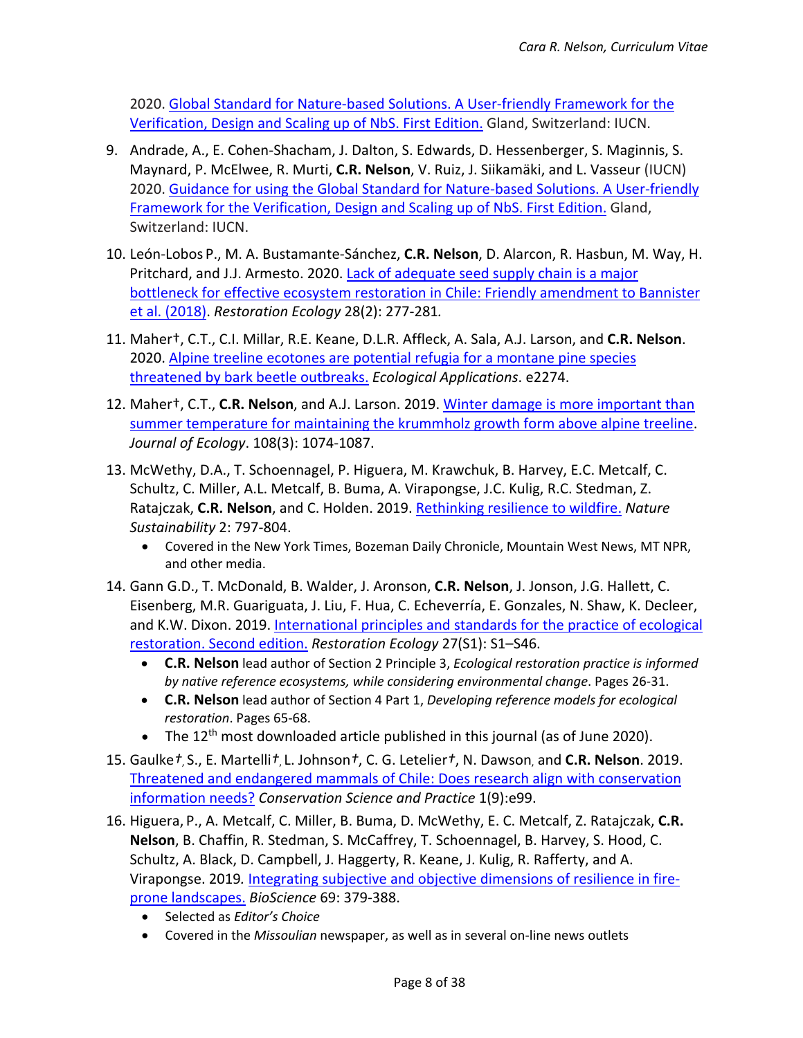2020. [Global Standard for Nature-based Solutions. A User-friendly Framework for the Verification, Design and Scaling up of NbS. First Edition.] Gland, Switzerland: IUCN.

9. Andrade, A., E. Cohen-Shacham, J. Dalton, S. Edwards, D. Hessenberger, S. Maginnis, S. Maynard, P. McElwee, R. Murti, **C.R. Nelson**, V. Ruiz, J. Siikamäki, and L. Vasseur (IUCN) 2020. [Guidance for using the Global Standard for Nature-based Solutions. A User-friendly Framework for the Verification, Design and Scaling up of NbS. First Edition.] Gland, Switzerland: IUCN.

10. León-Lobos P., M. A. Bustamante-Sánchez, **C.R. Nelson**, D. Alarcon, R. Hasbun, M. Way, H. Pritchard, and J.J. Armesto. 2020. [Lack of adequate seed supply chain is a major bottleneck for effective ecosystem restoration in Chile: Friendly amendment to Bannister et al. (2018)]. *Restoration Ecology* 28(2): 277-281*.*

11. Maher†, C.T., C.I. Millar, R.E. Keane, D.L.R. Affleck, A. Sala, A.J. Larson, and **C.R. Nelson**. 2020. [Alpine treeline ecotones are potential refugia for a montane pine species threatened by bark beetle outbreaks.] *Ecological Applications*. e2274.

12. Maher†, C.T., **C.R. Nelson**, and A.J. Larson. 2019. [Winter damage is more important than summer temperature for maintaining the krummholz growth form above alpine treeline]. *Journal of Ecology*. 108(3): 1074-1087.

13. McWethy, D.A., T. Schoennagel, P. Higuera, M. Krawchuk, B. Harvey, E.C. Metcalf, C. Schultz, C. Miller, A.L. Metcalf, B. Buma, A. Virapongse, J.C. Kulig, R.C. Stedman, Z. Ratajczak, **C.R. Nelson**, and C. Holden. 2019. [Rethinking resilience to wildfire.] *Nature Sustainability* 2: 797-804.
    - Covered in the New York Times, Bozeman Daily Chronicle, Mountain West News, MT NPR, and other media.

14. Gann G.D., T. McDonald, B. Walder, J. Aronson, **C.R. Nelson**, J. Jonson, J.G. Hallett, C. Eisenberg, M.R. Guariguata, J. Liu, F. Hua, C. Echeverría, E. Gonzales, N. Shaw, K. Decleer, and K.W. Dixon. 2019. [International principles and standards for the practice of ecological restoration. Second edition.] *Restoration Ecology* 27(S1): S1–S46.
    - **C.R. Nelson** lead author of Section 2 Principle 3, *Ecological restoration practice is informed by native reference ecosystems, while considering environmental change*. Pages 26-31.
    - **C.R. Nelson** lead author of Section 4 Part 1, *Developing reference models for ecological restoration*. Pages 65-68.
    - The 12th most downloaded article published in this journal (as of June 2020).

15. Gaulke*†*, S., E. Martelli*†*, L. Johnson*†*, C. G. Letelier*†*, N. Dawson, and **C.R. Nelson**. 2019. [Threatened and endangered mammals of Chile: Does research align with conservation information needs?] *Conservation Science and Practice* 1(9):e99.

16. Higuera, P., A. Metcalf, C. Miller, B. Buma, D. McWethy, E. C. Metcalf, Z. Ratajczak, **C.R. Nelson**, B. Chaffin, R. Stedman, S. McCaffrey, T. Schoennagel, B. Harvey, S. Hood, C. Schultz, A. Black, D. Campbell, J. Haggerty, R. Keane, J. Kulig, R. Rafferty, and A. Virapongse. 2019*.* [Integrating subjective and objective dimensions of resilience in fire-prone landscapes.] *BioScience* 69: 379-388.
    - Selected as *Editor's Choice*
    - Covered in the *Missoulian* newspaper, as well as in several on-line news outlets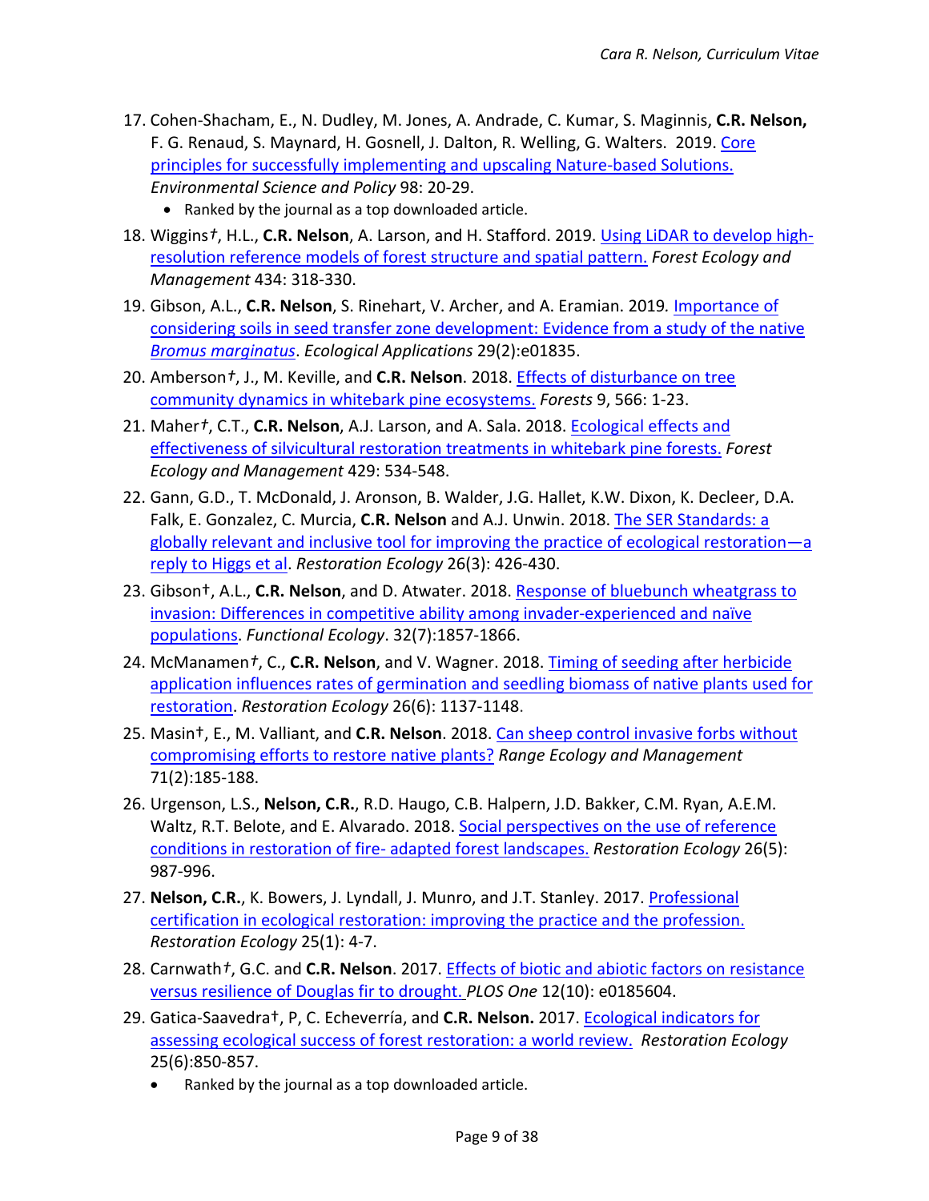17. Cohen-Shacham, E., N. Dudley, M. Jones, A. Andrade, C. Kumar, S. Maginnis, **C.R. Nelson,** F. G. Renaud, S. Maynard, H. Gosnell, J. Dalton, R. Welling, G. Walters. 2019. Core principles for successfully implementing and upscaling Nature-based Solutions. *Environmental Science and Policy* 98: 20-29.
    - Ranked by the journal as a top downloaded article.
18. Wiggins†, H.L., **C.R. Nelson**, A. Larson, and H. Stafford. 2019. Using LiDAR to develop high-resolution reference models of forest structure and spatial pattern. *Forest Ecology and Management* 434: 318-330.
19. Gibson, A.L., **C.R. Nelson**, S. Rinehart, V. Archer, and A. Eramian. 2019. Importance of considering soils in seed transfer zone development: Evidence from a study of the native *Bromus marginatus*. *Ecological Applications* 29(2):e01835.
20. Amberson†, J., M. Keville, and **C.R. Nelson**. 2018. Effects of disturbance on tree community dynamics in whitebark pine ecosystems. *Forests* 9, 566: 1-23.
21. Maher†, C.T., **C.R. Nelson**, A.J. Larson, and A. Sala. 2018. Ecological effects and effectiveness of silvicultural restoration treatments in whitebark pine forests. *Forest Ecology and Management* 429: 534-548.
22. Gann, G.D., T. McDonald, J. Aronson, B. Walder, J.G. Hallet, K.W. Dixon, K. Decleer, D.A. Falk, E. Gonzalez, C. Murcia, **C.R. Nelson** and A.J. Unwin. 2018. The SER Standards: a globally relevant and inclusive tool for improving the practice of ecological restoration—a reply to Higgs et al. *Restoration Ecology* 26(3): 426-430.
23. Gibson†, A.L., **C.R. Nelson**, and D. Atwater. 2018. Response of bluebunch wheatgrass to invasion: Differences in competitive ability among invader-experienced and naïve populations. *Functional Ecology*. 32(7):1857-1866.
24. McManamen†, C., **C.R. Nelson**, and V. Wagner. 2018. Timing of seeding after herbicide application influences rates of germination and seedling biomass of native plants used for restoration. *Restoration Ecology* 26(6): 1137-1148.
25. Masin†, E., M. Valliant, and **C.R. Nelson**. 2018. Can sheep control invasive forbs without compromising efforts to restore native plants? *Range Ecology and Management* 71(2):185-188.
26. Urgenson, L.S., **Nelson, C.R.**, R.D. Haugo, C.B. Halpern, J.D. Bakker, C.M. Ryan, A.E.M. Waltz, R.T. Belote, and E. Alvarado. 2018. Social perspectives on the use of reference conditions in restoration of fire- adapted forest landscapes. *Restoration Ecology* 26(5): 987-996.
27. **Nelson, C.R.**, K. Bowers, J. Lyndall, J. Munro, and J.T. Stanley. 2017. Professional certification in ecological restoration: improving the practice and the profession. *Restoration Ecology* 25(1): 4-7.
28. Carnwath†, G.C. and **C.R. Nelson**. 2017. Effects of biotic and abiotic factors on resistance versus resilience of Douglas fir to drought. *PLOS One* 12(10): e0185604.
29. Gatica-Saavedra†, P, C. Echeverría, and **C.R. Nelson.** 2017. Ecological indicators for assessing ecological success of forest restoration: a world review. *Restoration Ecology* 25(6):850-857.
    - Ranked by the journal as a top downloaded article.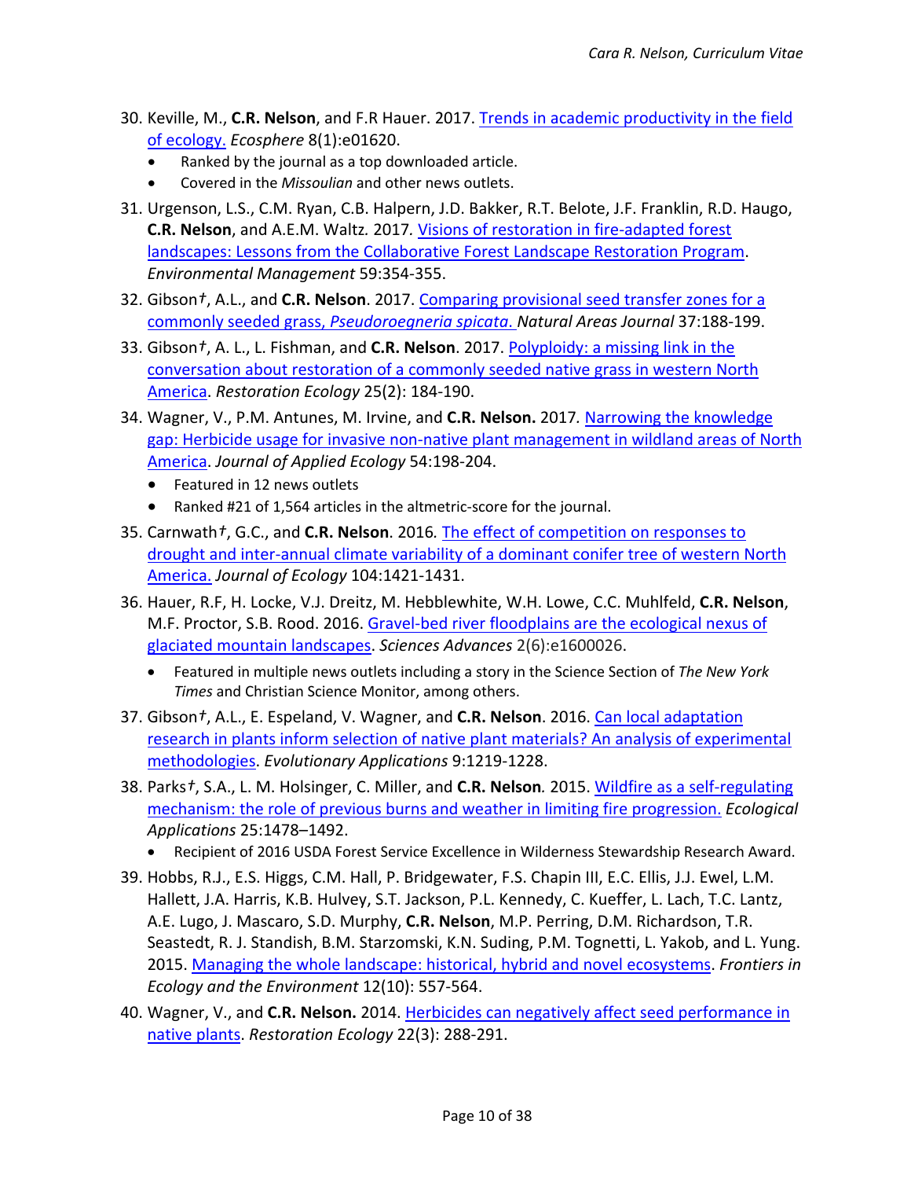30. Keville, M., **C.R. Nelson**, and F.R Hauer. 2017. Trends in academic productivity in the field of ecology. *Ecosphere* 8(1):e01620.
    - Ranked by the journal as a top downloaded article.
    - Covered in the *Missoulian* and other news outlets.
31. Urgenson, L.S., C.M. Ryan, C.B. Halpern, J.D. Bakker, R.T. Belote, J.F. Franklin, R.D. Haugo, **C.R. Nelson**, and A.E.M. Waltz*.* 2017*.* Visions of restoration in fire-adapted forest landscapes: Lessons from the Collaborative Forest Landscape Restoration Program. *Environmental Management* 59:354-355.
32. Gibson*†*, A.L., and **C.R. Nelson**. 2017. Comparing provisional seed transfer zones for a commonly seeded grass, *Pseudoroegneria spicata*. *Natural Areas Journal* 37:188-199.
33. Gibson*†*, A. L., L. Fishman, and **C.R. Nelson**. 2017. Polyploidy: a missing link in the conversation about restoration of a commonly seeded native grass in western North America. *Restoration Ecology* 25(2): 184-190.
34. Wagner, V., P.M. Antunes, M. Irvine, and **C.R. Nelson.** 2017*.* Narrowing the knowledge gap: Herbicide usage for invasive non-native plant management in wildland areas of North America. *Journal of Applied Ecology* 54:198-204.
    - Featured in 12 news outlets
    - Ranked #21 of 1,564 articles in the altmetric-score for the journal.
35. Carnwath*†*, G.C., and **C.R. Nelson**. 2016*.* The effect of competition on responses to drought and inter-annual climate variability of a dominant conifer tree of western North America. *Journal of Ecology* 104:1421-1431.
36. Hauer, R.F, H. Locke, V.J. Dreitz, M. Hebblewhite, W.H. Lowe, C.C. Muhlfeld, **C.R. Nelson**, M.F. Proctor, S.B. Rood. 2016. Gravel-bed river floodplains are the ecological nexus of glaciated mountain landscapes. *Sciences Advances* 2(6):e1600026.
    - Featured in multiple news outlets including a story in the Science Section of *The New York Times* and Christian Science Monitor, among others.
37. Gibson*†*, A.L., E. Espeland, V. Wagner, and **C.R. Nelson**. 2016. Can local adaptation research in plants inform selection of native plant materials? An analysis of experimental methodologies. *Evolutionary Applications* 9:1219-1228.
38. Parks*†*, S.A., L. M. Holsinger, C. Miller, and **C.R. Nelson***.* 2015. Wildfire as a self-regulating mechanism: the role of previous burns and weather in limiting fire progression. *Ecological Applications* 25:1478–1492.
    - Recipient of 2016 USDA Forest Service Excellence in Wilderness Stewardship Research Award.
39. Hobbs, R.J., E.S. Higgs, C.M. Hall, P. Bridgewater, F.S. Chapin III, E.C. Ellis, J.J. Ewel, L.M. Hallett, J.A. Harris, K.B. Hulvey, S.T. Jackson, P.L. Kennedy, C. Kueffer, L. Lach, T.C. Lantz, A.E. Lugo, J. Mascaro, S.D. Murphy, **C.R. Nelson**, M.P. Perring, D.M. Richardson, T.R. Seastedt, R. J. Standish, B.M. Starzomski, K.N. Suding, P.M. Tognetti, L. Yakob, and L. Yung. 2015. Managing the whole landscape: historical, hybrid and novel ecosystems. *Frontiers in Ecology and the Environment* 12(10): 557-564.
40. Wagner, V., and **C.R. Nelson.** 2014. Herbicides can negatively affect seed performance in native plants. *Restoration Ecology* 22(3): 288-291.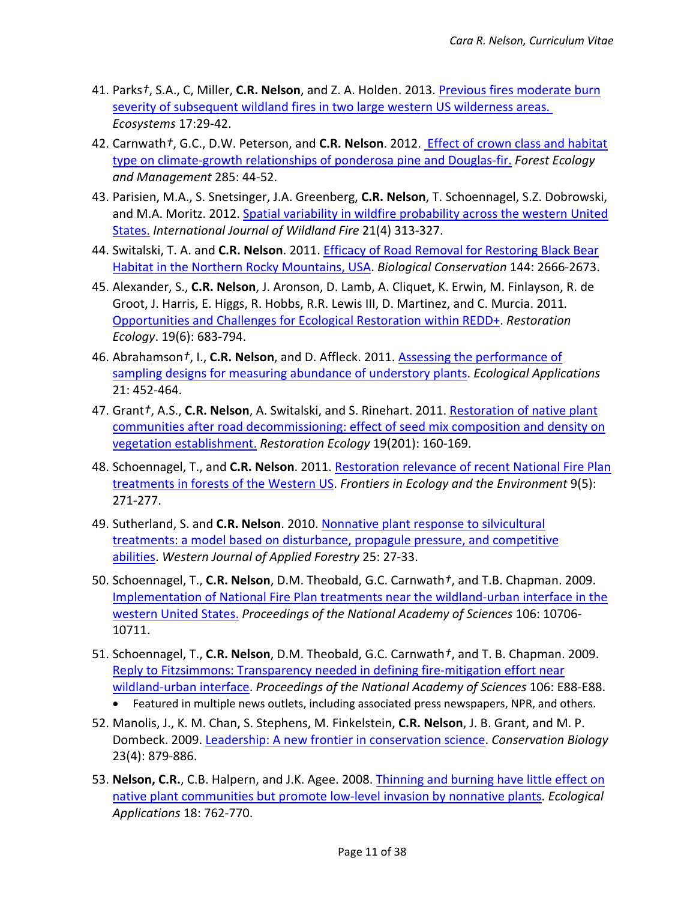41. Parks†, S.A., C, Miller, **C.R. Nelson**, and Z. A. Holden. 2013. Previous fires moderate burn severity of subsequent wildland fires in two large western US wilderness areas. *Ecosystems* 17:29-42.

42. Carnwath†, G.C., D.W. Peterson, and **C.R. Nelson**. 2012. Effect of crown class and habitat type on climate-growth relationships of ponderosa pine and Douglas-fir. *Forest Ecology and Management* 285: 44-52.

43. Parisien, M.A., S. Snetsinger, J.A. Greenberg, **C.R. Nelson**, T. Schoennagel, S.Z. Dobrowski, and M.A. Moritz. 2012. Spatial variability in wildfire probability across the western United States. *International Journal of Wildland Fire* 21(4) 313-327.

44. Switalski, T. A. and **C.R. Nelson**. 2011. Efficacy of Road Removal for Restoring Black Bear Habitat in the Northern Rocky Mountains, USA. *Biological Conservation* 144: 2666-2673.

45. Alexander, S., **C.R. Nelson**, J. Aronson, D. Lamb, A. Cliquet, K. Erwin, M. Finlayson, R. de Groot, J. Harris, E. Higgs, R. Hobbs, R.R. Lewis III, D. Martinez, and C. Murcia. 2011. Opportunities and Challenges for Ecological Restoration within REDD+. *Restoration Ecology*. 19(6): 683-794.

46. Abrahamson†, I., **C.R. Nelson**, and D. Affleck. 2011. Assessing the performance of sampling designs for measuring abundance of understory plants. *Ecological Applications* 21: 452-464.

47. Grant†, A.S., **C.R. Nelson**, A. Switalski, and S. Rinehart. 2011. Restoration of native plant communities after road decommissioning: effect of seed mix composition and density on vegetation establishment. *Restoration Ecology* 19(201): 160-169.

48. Schoennagel, T., and **C.R. Nelson**. 2011. Restoration relevance of recent National Fire Plan treatments in forests of the Western US. *Frontiers in Ecology and the Environment* 9(5): 271-277.

49. Sutherland, S. and **C.R. Nelson**. 2010. Nonnative plant response to silvicultural treatments: a model based on disturbance, propagule pressure, and competitive abilities. *Western Journal of Applied Forestry* 25: 27-33.

50. Schoennagel, T., **C.R. Nelson**, D.M. Theobald, G.C. Carnwath†, and T.B. Chapman. 2009. Implementation of National Fire Plan treatments near the wildland-urban interface in the western United States. *Proceedings of the National Academy of Sciences* 106: 10706-10711.

51. Schoennagel, T., **C.R. Nelson**, D.M. Theobald, G.C. Carnwath†, and T. B. Chapman. 2009. Reply to Fitzsimmons: Transparency needed in defining fire-mitigation effort near wildland-urban interface. *Proceedings of the National Academy of Sciences* 106: E88-E88.
    - Featured in multiple news outlets, including associated press newspapers, NPR, and others.

52. Manolis, J., K. M. Chan, S. Stephens, M. Finkelstein, **C.R. Nelson**, J. B. Grant, and M. P. Dombeck. 2009. Leadership: A new frontier in conservation science. *Conservation Biology* 23(4): 879-886.

53. **Nelson, C.R.**, C.B. Halpern, and J.K. Agee. 2008. Thinning and burning have little effect on native plant communities but promote low-level invasion by nonnative plants. *Ecological Applications* 18: 762-770.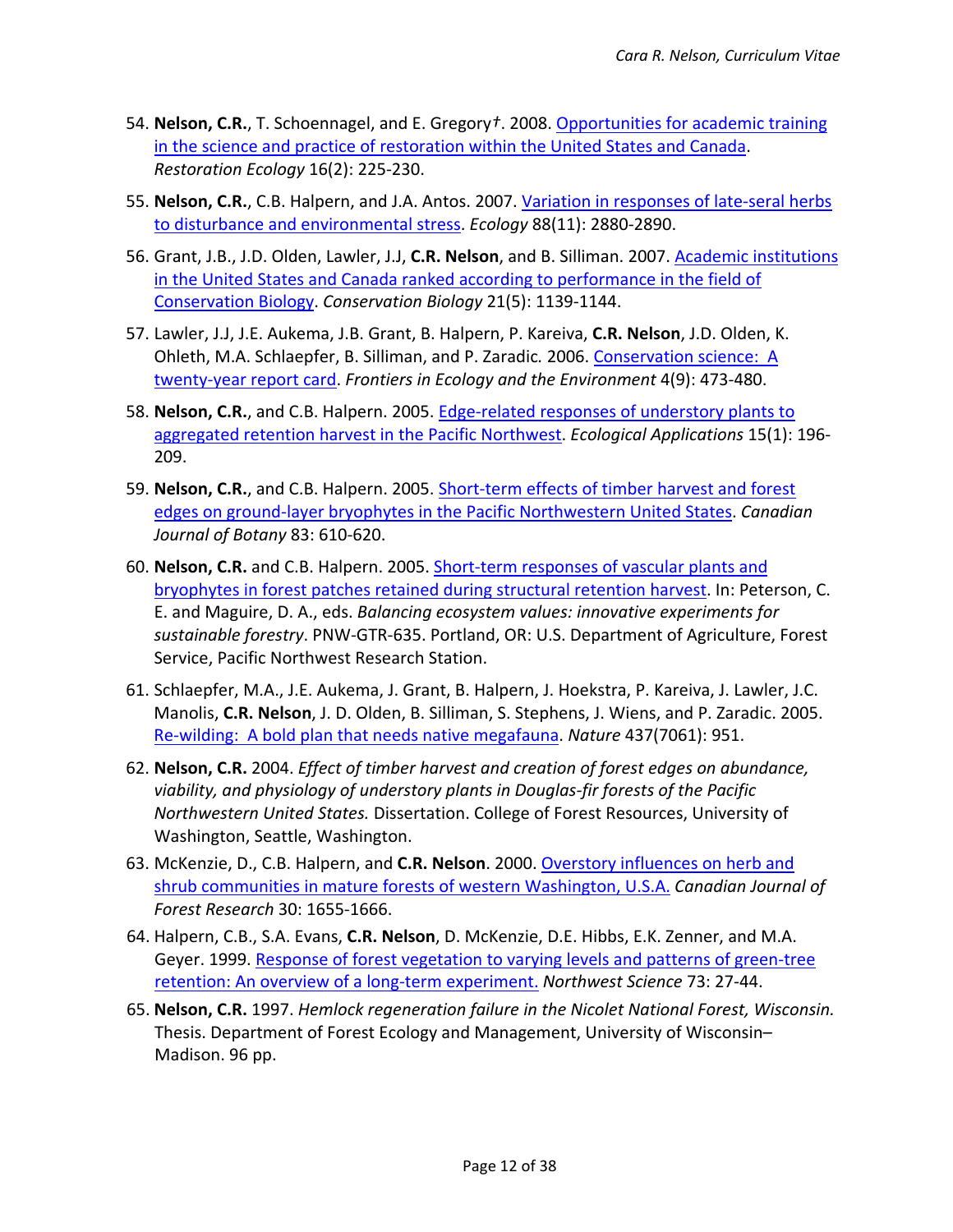54. **Nelson, C.R.**, T. Schoennagel, and E. Gregory†. 2008. Opportunities for academic training in the science and practice of restoration within the United States and Canada. *Restoration Ecology* 16(2): 225-230.

55. **Nelson, C.R.**, C.B. Halpern, and J.A. Antos. 2007. Variation in responses of late-seral herbs to disturbance and environmental stress. *Ecology* 88(11): 2880-2890.

56. Grant, J.B., J.D. Olden, Lawler, J.J, **C.R. Nelson**, and B. Silliman. 2007. Academic institutions in the United States and Canada ranked according to performance in the field of Conservation Biology. *Conservation Biology* 21(5): 1139-1144.

57. Lawler, J.J, J.E. Aukema, J.B. Grant, B. Halpern, P. Kareiva, **C.R. Nelson**, J.D. Olden, K. Ohleth, M.A. Schlaepfer, B. Silliman, and P. Zaradic. 2006. Conservation science: A twenty-year report card. *Frontiers in Ecology and the Environment* 4(9): 473-480.

58. **Nelson, C.R.**, and C.B. Halpern. 2005. Edge-related responses of understory plants to aggregated retention harvest in the Pacific Northwest. *Ecological Applications* 15(1): 196-209.

59. **Nelson, C.R.**, and C.B. Halpern. 2005. Short-term effects of timber harvest and forest edges on ground-layer bryophytes in the Pacific Northwestern United States. *Canadian Journal of Botany* 83: 610-620.

60. **Nelson, C.R.** and C.B. Halpern. 2005. Short-term responses of vascular plants and bryophytes in forest patches retained during structural retention harvest. In: Peterson, C. E. and Maguire, D. A., eds. *Balancing ecosystem values: innovative experiments for sustainable forestry*. PNW-GTR-635. Portland, OR: U.S. Department of Agriculture, Forest Service, Pacific Northwest Research Station.

61. Schlaepfer, M.A., J.E. Aukema, J. Grant, B. Halpern, J. Hoekstra, P. Kareiva, J. Lawler, J.C. Manolis, **C.R. Nelson**, J. D. Olden, B. Silliman, S. Stephens, J. Wiens, and P. Zaradic. 2005. Re-wilding: A bold plan that needs native megafauna. *Nature* 437(7061): 951.

62. **Nelson, C.R.** 2004. *Effect of timber harvest and creation of forest edges on abundance, viability, and physiology of understory plants in Douglas-fir forests of the Pacific Northwestern United States.* Dissertation. College of Forest Resources, University of Washington, Seattle, Washington.

63. McKenzie, D., C.B. Halpern, and **C.R. Nelson**. 2000. Overstory influences on herb and shrub communities in mature forests of western Washington, U.S.A. *Canadian Journal of Forest Research* 30: 1655-1666.

64. Halpern, C.B., S.A. Evans, **C.R. Nelson**, D. McKenzie, D.E. Hibbs, E.K. Zenner, and M.A. Geyer. 1999. Response of forest vegetation to varying levels and patterns of green-tree retention: An overview of a long-term experiment. *Northwest Science* 73: 27-44.

65. **Nelson, C.R.** 1997. *Hemlock regeneration failure in the Nicolet National Forest, Wisconsin.* Thesis. Department of Forest Ecology and Management, University of Wisconsin–Madison. 96 pp.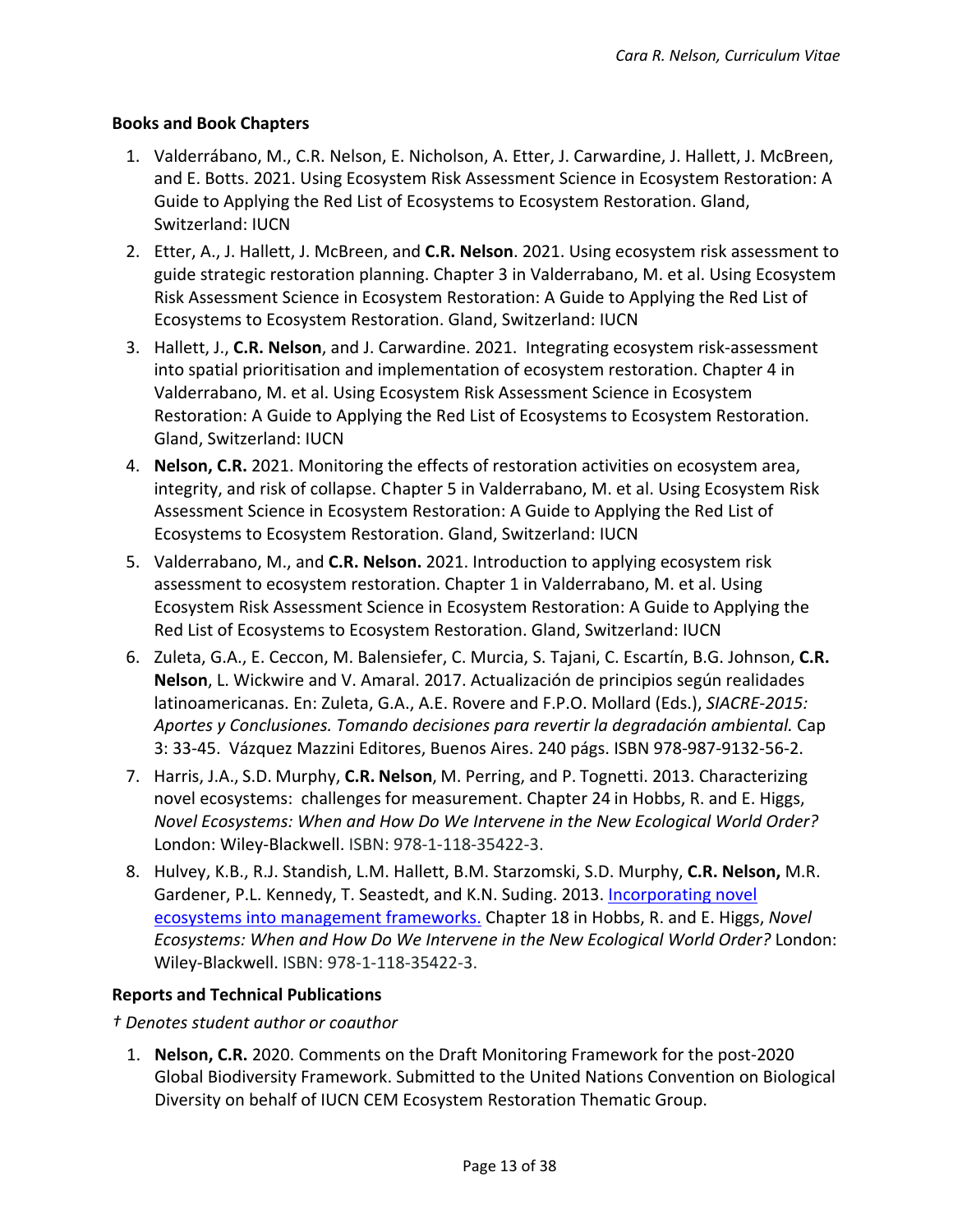### Books and Book Chapters

1. Valderrábano, M., C.R. Nelson, E. Nicholson, A. Etter, J. Carwardine, J. Hallett, J. McBreen, and E. Botts. 2021. Using Ecosystem Risk Assessment Science in Ecosystem Restoration: A Guide to Applying the Red List of Ecosystems to Ecosystem Restoration. Gland, Switzerland: IUCN
2. Etter, A., J. Hallett, J. McBreen, and **C.R. Nelson**. 2021. Using ecosystem risk assessment to guide strategic restoration planning. Chapter 3 in Valderrabano, M. et al. Using Ecosystem Risk Assessment Science in Ecosystem Restoration: A Guide to Applying the Red List of Ecosystems to Ecosystem Restoration. Gland, Switzerland: IUCN
3. Hallett, J., **C.R. Nelson**, and J. Carwardine. 2021. Integrating ecosystem risk-assessment into spatial prioritisation and implementation of ecosystem restoration. Chapter 4 in Valderrabano, M. et al. Using Ecosystem Risk Assessment Science in Ecosystem Restoration: A Guide to Applying the Red List of Ecosystems to Ecosystem Restoration. Gland, Switzerland: IUCN
4. **Nelson, C.R.** 2021. Monitoring the effects of restoration activities on ecosystem area, integrity, and risk of collapse. Chapter 5 in Valderrabano, M. et al. Using Ecosystem Risk Assessment Science in Ecosystem Restoration: A Guide to Applying the Red List of Ecosystems to Ecosystem Restoration. Gland, Switzerland: IUCN
5. Valderrabano, M., and **C.R. Nelson.** 2021. Introduction to applying ecosystem risk assessment to ecosystem restoration. Chapter 1 in Valderrabano, M. et al. Using Ecosystem Risk Assessment Science in Ecosystem Restoration: A Guide to Applying the Red List of Ecosystems to Ecosystem Restoration. Gland, Switzerland: IUCN
6. Zuleta, G.A., E. Ceccon, M. Balensiefer, C. Murcia, S. Tajani, C. Escartín, B.G. Johnson, **C.R. Nelson**, L. Wickwire and V. Amaral. 2017. Actualización de principios según realidades latinoamericanas. En: Zuleta, G.A., A.E. Rovere and F.P.O. Mollard (Eds.), *SIACRE-2015: Aportes y Conclusiones. Tomando decisiones para revertir la degradación ambiental.* Cap 3: 33-45. Vázquez Mazzini Editores, Buenos Aires. 240 págs. ISBN 978-987-9132-56-2.
7. Harris, J.A., S.D. Murphy, **C.R. Nelson**, M. Perring, and P. Tognetti. 2013. Characterizing novel ecosystems: challenges for measurement. Chapter 24 in Hobbs, R. and E. Higgs, *Novel Ecosystems: When and How Do We Intervene in the New Ecological World Order?* London: Wiley-Blackwell. ISBN: 978-1-118-35422-3.
8. Hulvey, K.B., R.J. Standish, L.M. Hallett, B.M. Starzomski, S.D. Murphy, **C.R. Nelson,** M.R. Gardener, P.L. Kennedy, T. Seastedt, and K.N. Suding. 2013. Incorporating novel ecosystems into management frameworks. Chapter 18 in Hobbs, R. and E. Higgs, *Novel Ecosystems: When and How Do We Intervene in the New Ecological World Order?* London: Wiley-Blackwell. ISBN: 978-1-118-35422-3.

### Reports and Technical Publications

*† Denotes student author or coauthor*

1. **Nelson, C.R.** 2020. Comments on the Draft Monitoring Framework for the post-2020 Global Biodiversity Framework. Submitted to the United Nations Convention on Biological Diversity on behalf of IUCN CEM Ecosystem Restoration Thematic Group.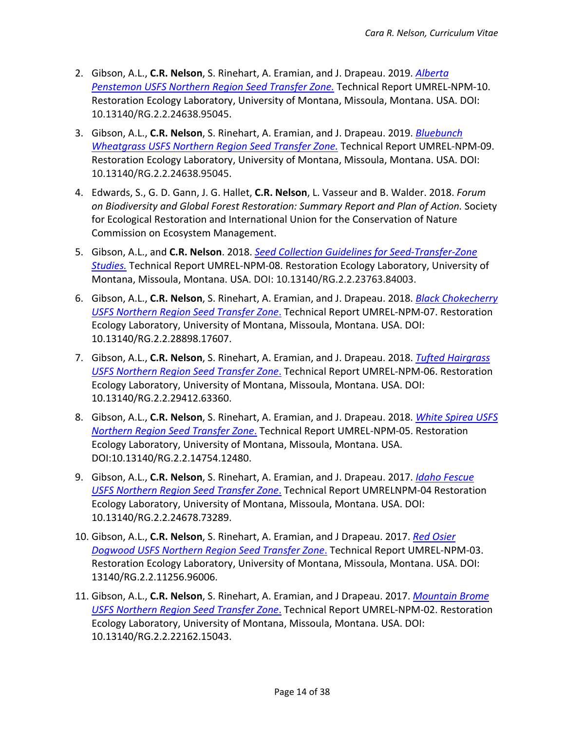2. Gibson, A.L., **C.R. Nelson**, S. Rinehart, A. Eramian, and J. Drapeau. 2019. *Alberta Penstemon USFS Northern Region Seed Transfer Zone.* Technical Report UMREL-NPM-10. Restoration Ecology Laboratory, University of Montana, Missoula, Montana. USA. DOI: 10.13140/RG.2.2.24638.95045.

3. Gibson, A.L., **C.R. Nelson**, S. Rinehart, A. Eramian, and J. Drapeau. 2019. *Bluebunch Wheatgrass USFS Northern Region Seed Transfer Zone.* Technical Report UMREL-NPM-09. Restoration Ecology Laboratory, University of Montana, Missoula, Montana. USA. DOI: 10.13140/RG.2.2.24638.95045.

4. Edwards, S., G. D. Gann, J. G. Hallet, **C.R. Nelson**, L. Vasseur and B. Walder. 2018. *Forum on Biodiversity and Global Forest Restoration: Summary Report and Plan of Action.* Society for Ecological Restoration and International Union for the Conservation of Nature Commission on Ecosystem Management.

5. Gibson, A.L., and **C.R. Nelson**. 2018. *Seed Collection Guidelines for Seed-Transfer-Zone Studies.* Technical Report UMREL-NPM-08. Restoration Ecology Laboratory, University of Montana, Missoula, Montana. USA. DOI: 10.13140/RG.2.2.23763.84003.

6. Gibson, A.L., **C.R. Nelson**, S. Rinehart, A. Eramian, and J. Drapeau. 2018. *Black Chokecherry USFS Northern Region Seed Transfer Zone*. Technical Report UMREL-NPM-07. Restoration Ecology Laboratory, University of Montana, Missoula, Montana. USA. DOI: 10.13140/RG.2.2.28898.17607.

7. Gibson, A.L., **C.R. Nelson**, S. Rinehart, A. Eramian, and J. Drapeau. 2018. *Tufted Hairgrass USFS Northern Region Seed Transfer Zone*. Technical Report UMREL-NPM-06. Restoration Ecology Laboratory, University of Montana, Missoula, Montana. USA. DOI: 10.13140/RG.2.2.29412.63360.

8. Gibson, A.L., **C.R. Nelson**, S. Rinehart, A. Eramian, and J. Drapeau. 2018. *White Spirea USFS Northern Region Seed Transfer Zone*. Technical Report UMREL-NPM-05. Restoration Ecology Laboratory, University of Montana, Missoula, Montana. USA. DOI:10.13140/RG.2.2.14754.12480.

9. Gibson, A.L., **C.R. Nelson**, S. Rinehart, A. Eramian, and J. Drapeau. 2017. *Idaho Fescue USFS Northern Region Seed Transfer Zone*. Technical Report UMRELNPM-04 Restoration Ecology Laboratory, University of Montana, Missoula, Montana. USA. DOI: 10.13140/RG.2.2.24678.73289.

10. Gibson, A.L., **C.R. Nelson**, S. Rinehart, A. Eramian, and J Drapeau. 2017. *Red Osier Dogwood USFS Northern Region Seed Transfer Zone*. Technical Report UMREL-NPM-03. Restoration Ecology Laboratory, University of Montana, Missoula, Montana. USA. DOI: 13140/RG.2.2.11256.96006.

11. Gibson, A.L., **C.R. Nelson**, S. Rinehart, A. Eramian, and J Drapeau. 2017. *Mountain Brome USFS Northern Region Seed Transfer Zone*. Technical Report UMREL-NPM-02. Restoration Ecology Laboratory, University of Montana, Missoula, Montana. USA. DOI: 10.13140/RG.2.2.22162.15043.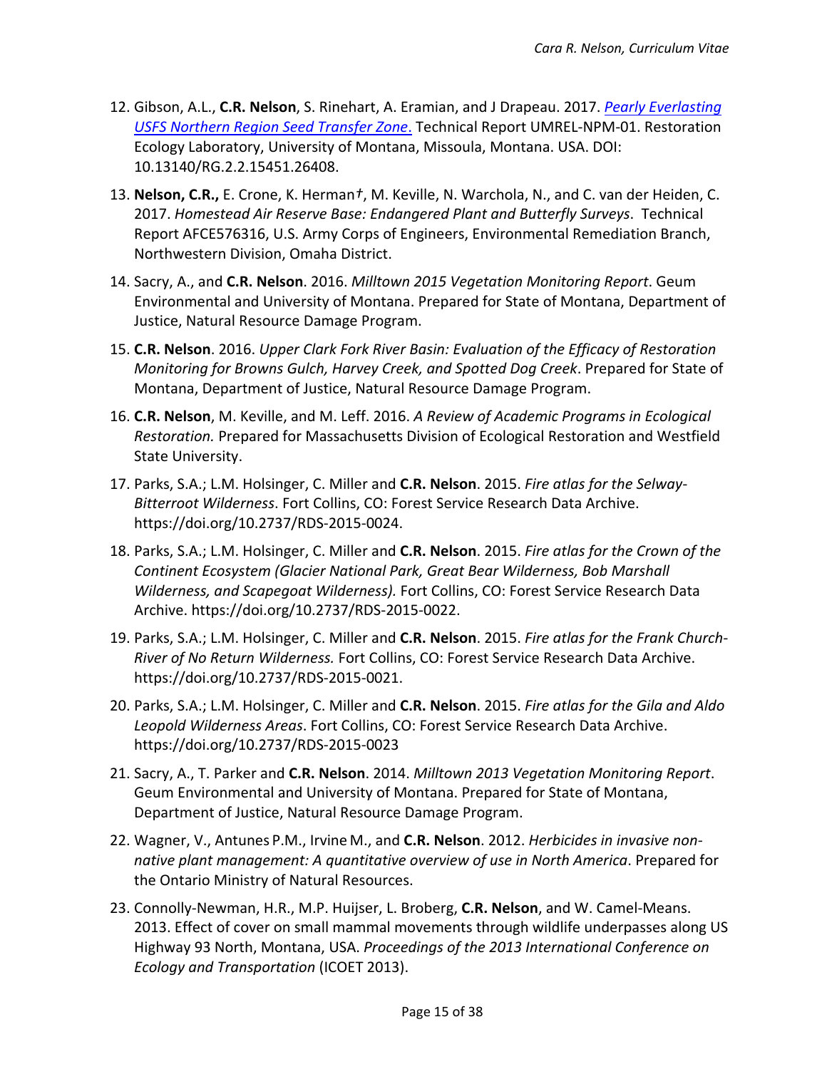12. Gibson, A.L., **C.R. Nelson**, S. Rinehart, A. Eramian, and J Drapeau. 2017. *Pearly Everlasting USFS Northern Region Seed Transfer Zone*. Technical Report UMREL-NPM-01. Restoration Ecology Laboratory, University of Montana, Missoula, Montana. USA. DOI: 10.13140/RG.2.2.15451.26408.

13. **Nelson, C.R.,** E. Crone, K. Herman*†*, M. Keville, N. Warchola, N., and C. van der Heiden, C. 2017. *Homestead Air Reserve Base: Endangered Plant and Butterfly Surveys*. Technical Report AFCE576316, U.S. Army Corps of Engineers, Environmental Remediation Branch, Northwestern Division, Omaha District.

14. Sacry, A., and **C.R. Nelson**. 2016. *Milltown 2015 Vegetation Monitoring Report*. Geum Environmental and University of Montana. Prepared for State of Montana, Department of Justice, Natural Resource Damage Program.

15. **C.R. Nelson**. 2016. *Upper Clark Fork River Basin: Evaluation of the Efficacy of Restoration Monitoring for Browns Gulch, Harvey Creek, and Spotted Dog Creek*. Prepared for State of Montana, Department of Justice, Natural Resource Damage Program.

16. **C.R. Nelson**, M. Keville, and M. Leff. 2016. *A Review of Academic Programs in Ecological Restoration.* Prepared for Massachusetts Division of Ecological Restoration and Westfield State University.

17. Parks, S.A.; L.M. Holsinger, C. Miller and **C.R. Nelson**. 2015. *Fire atlas for the Selway-Bitterroot Wilderness*. Fort Collins, CO: Forest Service Research Data Archive. https://doi.org/10.2737/RDS-2015-0024.

18. Parks, S.A.; L.M. Holsinger, C. Miller and **C.R. Nelson**. 2015. *Fire atlas for the Crown of the Continent Ecosystem (Glacier National Park, Great Bear Wilderness, Bob Marshall Wilderness, and Scapegoat Wilderness).* Fort Collins, CO: Forest Service Research Data Archive. https://doi.org/10.2737/RDS-2015-0022.

19. Parks, S.A.; L.M. Holsinger, C. Miller and **C.R. Nelson**. 2015. *Fire atlas for the Frank Church-River of No Return Wilderness.* Fort Collins, CO: Forest Service Research Data Archive. https://doi.org/10.2737/RDS-2015-0021.

20. Parks, S.A.; L.M. Holsinger, C. Miller and **C.R. Nelson**. 2015. *Fire atlas for the Gila and Aldo Leopold Wilderness Areas*. Fort Collins, CO: Forest Service Research Data Archive. https://doi.org/10.2737/RDS-2015-0023

21. Sacry, A., T. Parker and **C.R. Nelson**. 2014. *Milltown 2013 Vegetation Monitoring Report*. Geum Environmental and University of Montana. Prepared for State of Montana, Department of Justice, Natural Resource Damage Program.

22. Wagner, V., Antunes P.M., Irvine M., and **C.R. Nelson**. 2012. *Herbicides in invasive non-native plant management: A quantitative overview of use in North America*. Prepared for the Ontario Ministry of Natural Resources.

23. Connolly-Newman, H.R., M.P. Huijser, L. Broberg, **C.R. Nelson**, and W. Camel-Means. 2013. Effect of cover on small mammal movements through wildlife underpasses along US Highway 93 North, Montana, USA. *Proceedings of the 2013 International Conference on Ecology and Transportation* (ICOET 2013).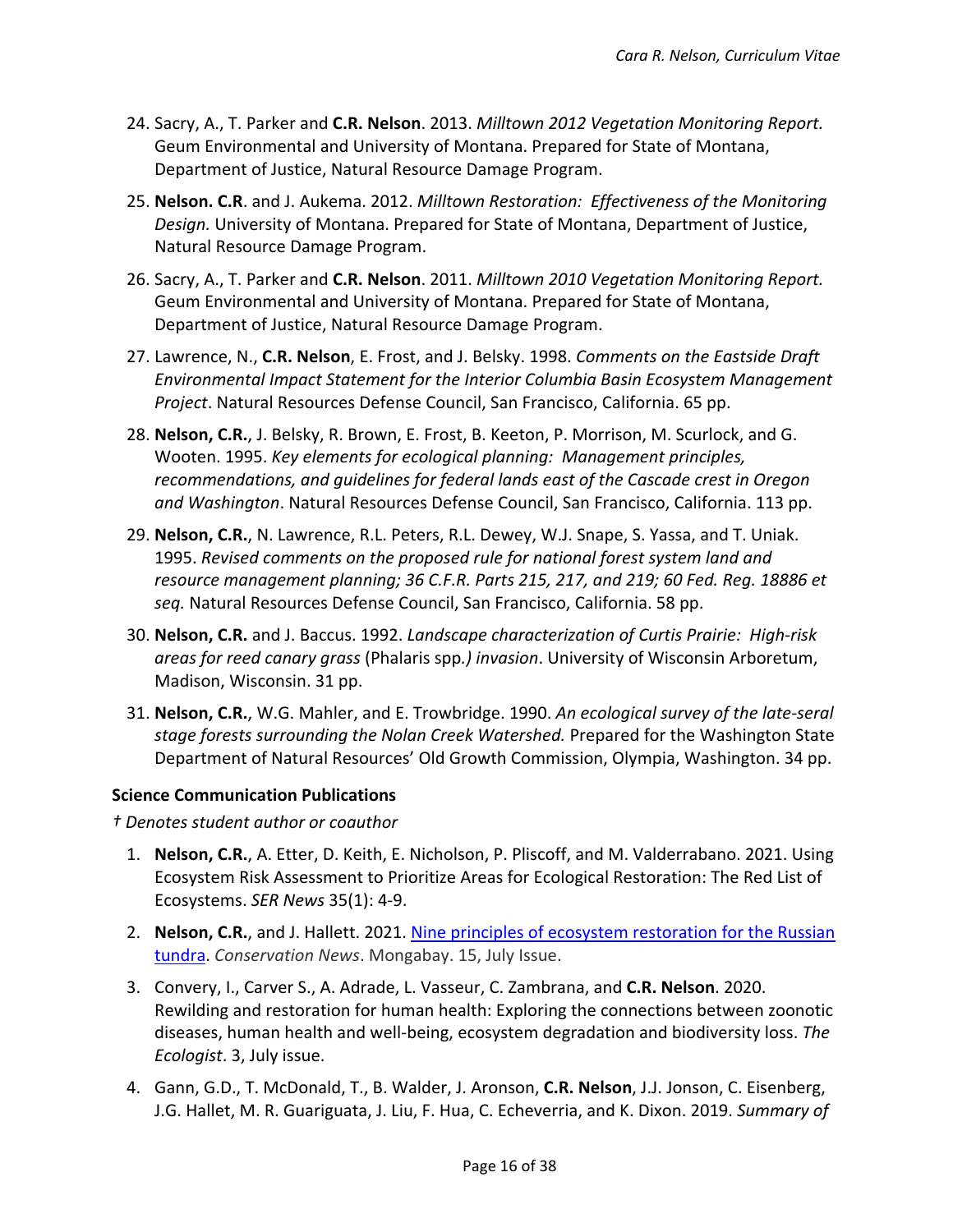24. Sacry, A., T. Parker and **C.R. Nelson**. 2013. *Milltown 2012 Vegetation Monitoring Report.* Geum Environmental and University of Montana. Prepared for State of Montana, Department of Justice, Natural Resource Damage Program.

25. **Nelson. C.R**. and J. Aukema. 2012. *Milltown Restoration: Effectiveness of the Monitoring Design.* University of Montana. Prepared for State of Montana, Department of Justice, Natural Resource Damage Program.

26. Sacry, A., T. Parker and **C.R. Nelson**. 2011. *Milltown 2010 Vegetation Monitoring Report.* Geum Environmental and University of Montana. Prepared for State of Montana, Department of Justice, Natural Resource Damage Program.

27. Lawrence, N., **C.R. Nelson**, E. Frost, and J. Belsky. 1998. *Comments on the Eastside Draft Environmental Impact Statement for the Interior Columbia Basin Ecosystem Management Project*. Natural Resources Defense Council, San Francisco, California. 65 pp.

28. **Nelson, C.R.**, J. Belsky, R. Brown, E. Frost, B. Keeton, P. Morrison, M. Scurlock, and G. Wooten. 1995. *Key elements for ecological planning: Management principles, recommendations, and guidelines for federal lands east of the Cascade crest in Oregon and Washington*. Natural Resources Defense Council, San Francisco, California. 113 pp.

29. **Nelson, C.R.**, N. Lawrence, R.L. Peters, R.L. Dewey, W.J. Snape, S. Yassa, and T. Uniak. 1995. *Revised comments on the proposed rule for national forest system land and resource management planning; 36 C.F.R. Parts 215, 217, and 219; 60 Fed. Reg. 18886 et seq.* Natural Resources Defense Council, San Francisco, California. 58 pp.

30. **Nelson, C.R.** and J. Baccus. 1992. *Landscape characterization of Curtis Prairie: High-risk areas for reed canary grass* (Phalaris spp*.) invasion*. University of Wisconsin Arboretum, Madison, Wisconsin. 31 pp.

31. **Nelson, C.R.**, W.G. Mahler, and E. Trowbridge. 1990. *An ecological survey of the late-seral stage forests surrounding the Nolan Creek Watershed.* Prepared for the Washington State Department of Natural Resources' Old Growth Commission, Olympia, Washington. 34 pp.

**Science Communication Publications**

*† Denotes student author or coauthor*

1. **Nelson, C.R.**, A. Etter, D. Keith, E. Nicholson, P. Pliscoff, and M. Valderrabano. 2021. Using Ecosystem Risk Assessment to Prioritize Areas for Ecological Restoration: The Red List of Ecosystems. *SER News* 35(1): 4-9.

2. **Nelson, C.R.**, and J. Hallett. 2021. Nine principles of ecosystem restoration for the Russian tundra. *Conservation News*. Mongabay. 15, July Issue.

3. Convery, I., Carver S., A. Adrade, L. Vasseur, C. Zambrana, and **C.R. Nelson**. 2020. Rewilding and restoration for human health: Exploring the connections between zoonotic diseases, human health and well-being, ecosystem degradation and biodiversity loss. *The Ecologist*. 3, July issue.

4. Gann, G.D., T. McDonald, T., B. Walder, J. Aronson, **C.R. Nelson**, J.J. Jonson, C. Eisenberg, J.G. Hallet, M. R. Guariguata, J. Liu, F. Hua, C. Echeverria, and K. Dixon. 2019. *Summary of*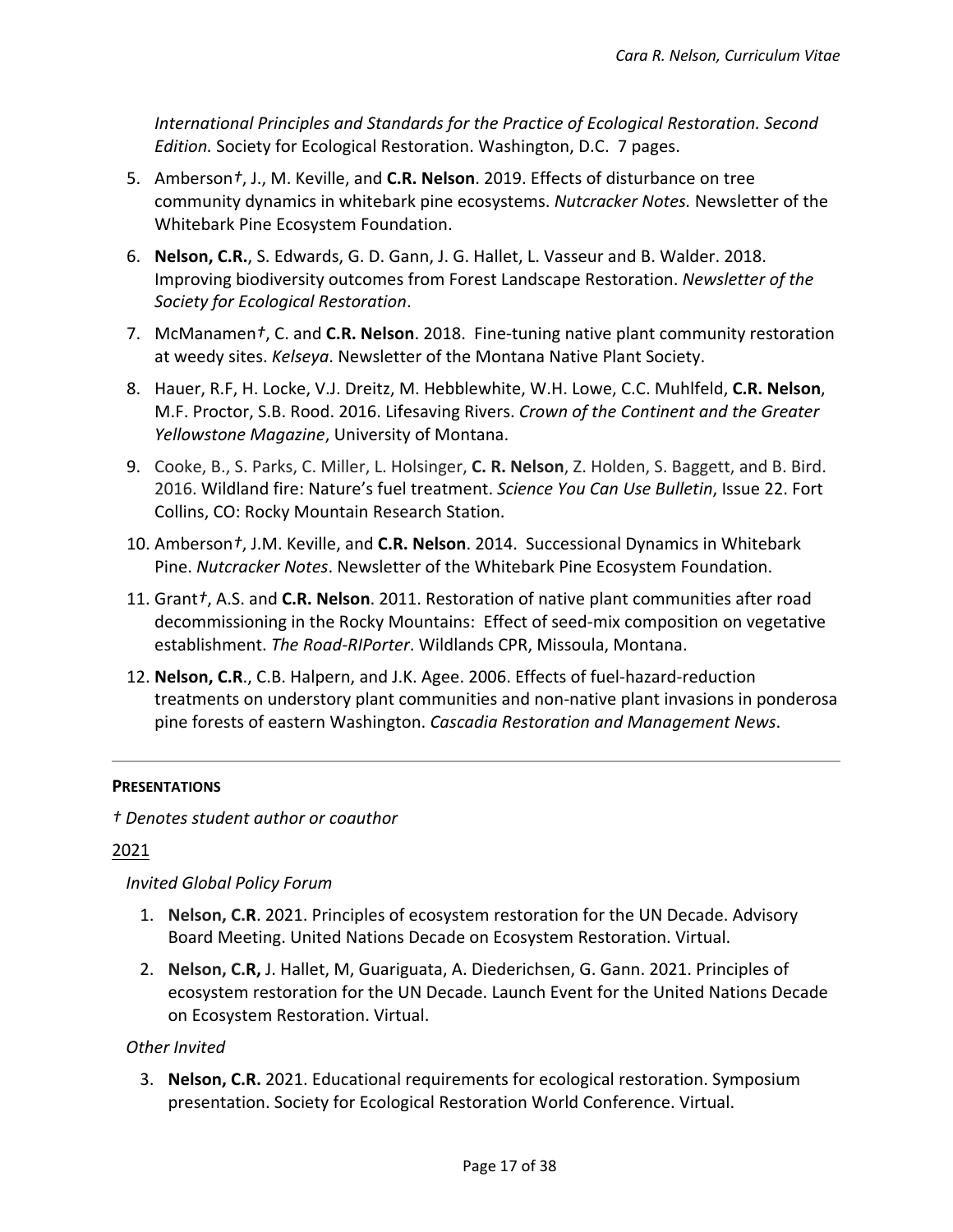*International Principles and Standards for the Practice of Ecological Restoration. Second Edition.* Society for Ecological Restoration. Washington, D.C. 7 pages.

5. Amberson†, J., M. Keville, and **C.R. Nelson**. 2019. Effects of disturbance on tree community dynamics in whitebark pine ecosystems. *Nutcracker Notes.* Newsletter of the Whitebark Pine Ecosystem Foundation.
6. **Nelson, C.R.**, S. Edwards, G. D. Gann, J. G. Hallet, L. Vasseur and B. Walder. 2018. Improving biodiversity outcomes from Forest Landscape Restoration. *Newsletter of the Society for Ecological Restoration*.
7. McManamen†, C. and **C.R. Nelson**. 2018. Fine-tuning native plant community restoration at weedy sites. *Kelseya*. Newsletter of the Montana Native Plant Society.
8. Hauer, R.F, H. Locke, V.J. Dreitz, M. Hebblewhite, W.H. Lowe, C.C. Muhlfeld, **C.R. Nelson**, M.F. Proctor, S.B. Rood. 2016. Lifesaving Rivers. *Crown of the Continent and the Greater Yellowstone Magazine*, University of Montana.
9. Cooke, B., S. Parks, C. Miller, L. Holsinger, **C. R. Nelson**, Z. Holden, S. Baggett, and B. Bird. 2016. Wildland fire: Nature's fuel treatment. *Science You Can Use Bulletin*, Issue 22. Fort Collins, CO: Rocky Mountain Research Station.
10. Amberson†, J.M. Keville, and **C.R. Nelson**. 2014. Successional Dynamics in Whitebark Pine. *Nutcracker Notes*. Newsletter of the Whitebark Pine Ecosystem Foundation.
11. Grant†, A.S. and **C.R. Nelson**. 2011. Restoration of native plant communities after road decommissioning in the Rocky Mountains: Effect of seed-mix composition on vegetative establishment. *The Road-RIPorter*. Wildlands CPR, Missoula, Montana.
12. **Nelson, C.R**., C.B. Halpern, and J.K. Agee. 2006. Effects of fuel-hazard-reduction treatments on understory plant communities and non-native plant invasions in ponderosa pine forests of eastern Washington. *Cascadia Restoration and Management News*.

---

**PRESENTATIONS**

*† Denotes student author or coauthor*

2021

*Invited Global Policy Forum*

1. **Nelson, C.R**. 2021. Principles of ecosystem restoration for the UN Decade. Advisory Board Meeting. United Nations Decade on Ecosystem Restoration. Virtual.
2. **Nelson, C.R,** J. Hallet, M, Guariguata, A. Diederichsen, G. Gann. 2021. Principles of ecosystem restoration for the UN Decade. Launch Event for the United Nations Decade on Ecosystem Restoration. Virtual.

*Other Invited*

3. **Nelson, C.R.** 2021. Educational requirements for ecological restoration. Symposium presentation. Society for Ecological Restoration World Conference. Virtual.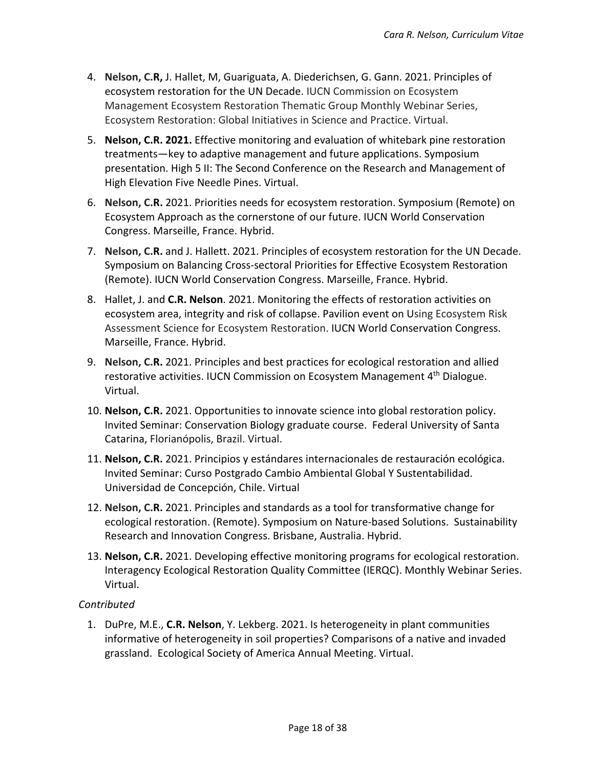4. **Nelson, C.R,** J. Hallet, M, Guariguata, A. Diederichsen, G. Gann. 2021. Principles of ecosystem restoration for the UN Decade. IUCN Commission on Ecosystem Management Ecosystem Restoration Thematic Group Monthly Webinar Series, Ecosystem Restoration: Global Initiatives in Science and Practice. Virtual.
5. **Nelson, C.R. 2021.** Effective monitoring and evaluation of whitebark pine restoration treatments—key to adaptive management and future applications. Symposium presentation. High 5 II: The Second Conference on the Research and Management of High Elevation Five Needle Pines. Virtual.
6. **Nelson, C.R.** 2021. Priorities needs for ecosystem restoration. Symposium (Remote) on Ecosystem Approach as the cornerstone of our future. IUCN World Conservation Congress. Marseille, France. Hybrid.
7. **Nelson, C.R.** and J. Hallett. 2021. Principles of ecosystem restoration for the UN Decade. Symposium on Balancing Cross-sectoral Priorities for Effective Ecosystem Restoration (Remote). IUCN World Conservation Congress. Marseille, France. Hybrid.
8. Hallet, J. and **C.R. Nelson**. 2021. Monitoring the effects of restoration activities on ecosystem area, integrity and risk of collapse. Pavilion event on Using Ecosystem Risk Assessment Science for Ecosystem Restoration. IUCN World Conservation Congress. Marseille, France. Hybrid.
9. **Nelson, C.R.** 2021. Principles and best practices for ecological restoration and allied restorative activities. IUCN Commission on Ecosystem Management 4th Dialogue. Virtual.
10. **Nelson, C.R.** 2021. Opportunities to innovate science into global restoration policy. Invited Seminar: Conservation Biology graduate course. Federal University of Santa Catarina, Florianópolis, Brazil. Virtual.
11. **Nelson, C.R.** 2021. Principios y estándares internacionales de restauración ecológica. Invited Seminar: Curso Postgrado Cambio Ambiental Global Y Sustentabilidad. Universidad de Concepción, Chile. Virtual
12. **Nelson, C.R.** 2021. Principles and standards as a tool for transformative change for ecological restoration. (Remote). Symposium on Nature-based Solutions. Sustainability Research and Innovation Congress. Brisbane, Australia. Hybrid.
13. **Nelson, C.R.** 2021. Developing effective monitoring programs for ecological restoration. Interagency Ecological Restoration Quality Committee (IERQC). Monthly Webinar Series. Virtual.

*Contributed*

1. DuPre, M.E., **C.R. Nelson**, Y. Lekberg. 2021. Is heterogeneity in plant communities informative of heterogeneity in soil properties? Comparisons of a native and invaded grassland. Ecological Society of America Annual Meeting. Virtual.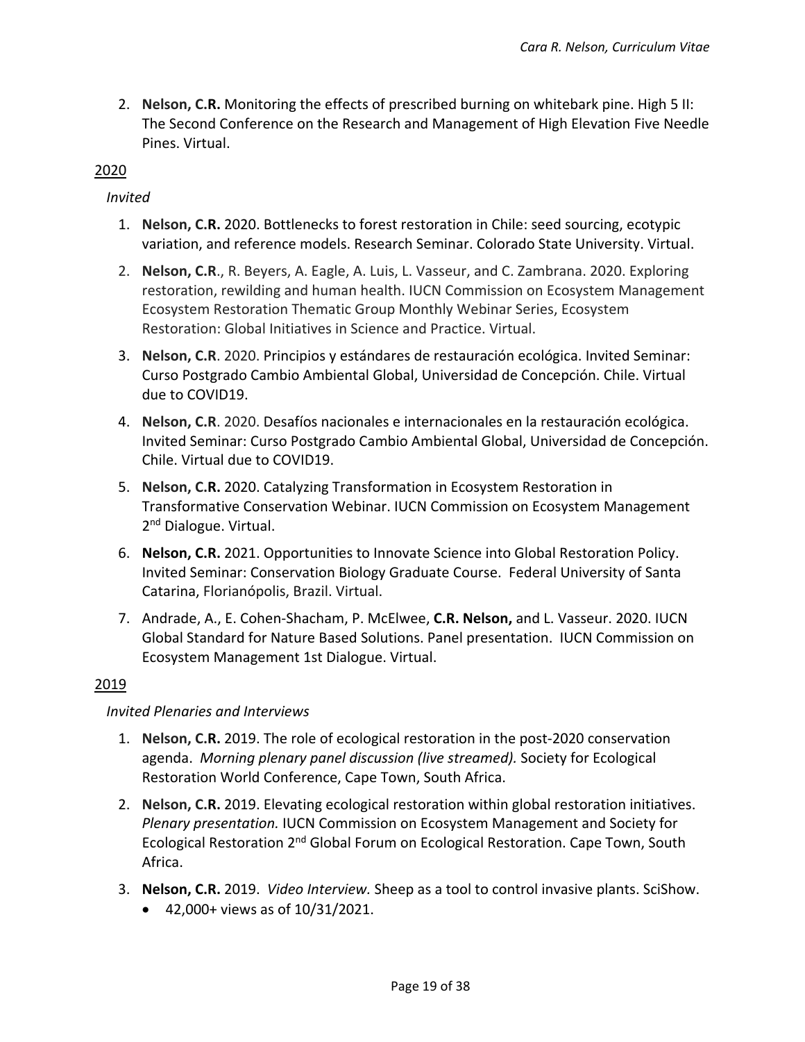2. **Nelson, C.R.** Monitoring the effects of prescribed burning on whitebark pine. High 5 II: The Second Conference on the Research and Management of High Elevation Five Needle Pines. Virtual.

<u>2020</u>

*Invited*

1. **Nelson, C.R.** 2020. Bottlenecks to forest restoration in Chile: seed sourcing, ecotypic variation, and reference models. Research Seminar. Colorado State University. Virtual.
2. **Nelson, C.R**., R. Beyers, A. Eagle, A. Luis, L. Vasseur, and C. Zambrana. 2020. Exploring restoration, rewilding and human health. IUCN Commission on Ecosystem Management Ecosystem Restoration Thematic Group Monthly Webinar Series, Ecosystem Restoration: Global Initiatives in Science and Practice. Virtual.
3. **Nelson, C.R**. 2020. Principios y estándares de restauración ecológica. Invited Seminar: Curso Postgrado Cambio Ambiental Global, Universidad de Concepción. Chile. Virtual due to COVID19.
4. **Nelson, C.R**. 2020. Desafíos nacionales e internacionales en la restauración ecológica. Invited Seminar: Curso Postgrado Cambio Ambiental Global, Universidad de Concepción. Chile. Virtual due to COVID19.
5. **Nelson, C.R.** 2020. Catalyzing Transformation in Ecosystem Restoration in Transformative Conservation Webinar. IUCN Commission on Ecosystem Management 2nd Dialogue. Virtual.
6. **Nelson, C.R.** 2021. Opportunities to Innovate Science into Global Restoration Policy. Invited Seminar: Conservation Biology Graduate Course. Federal University of Santa Catarina, Florianópolis, Brazil. Virtual.
7. Andrade, A., E. Cohen-Shacham, P. McElwee, **C.R. Nelson,** and L. Vasseur. 2020. IUCN Global Standard for Nature Based Solutions. Panel presentation. IUCN Commission on Ecosystem Management 1st Dialogue. Virtual.

<u>2019</u>

*Invited Plenaries and Interviews*

1. **Nelson, C.R.** 2019. The role of ecological restoration in the post-2020 conservation agenda. *Morning plenary panel discussion (live streamed).* Society for Ecological Restoration World Conference, Cape Town, South Africa.
2. **Nelson, C.R.** 2019. Elevating ecological restoration within global restoration initiatives. *Plenary presentation.* IUCN Commission on Ecosystem Management and Society for Ecological Restoration 2nd Global Forum on Ecological Restoration. Cape Town, South Africa.
3. **Nelson, C.R.** 2019. *Video Interview.* Sheep as a tool to control invasive plants. SciShow.
   - 42,000+ views as of 10/31/2021.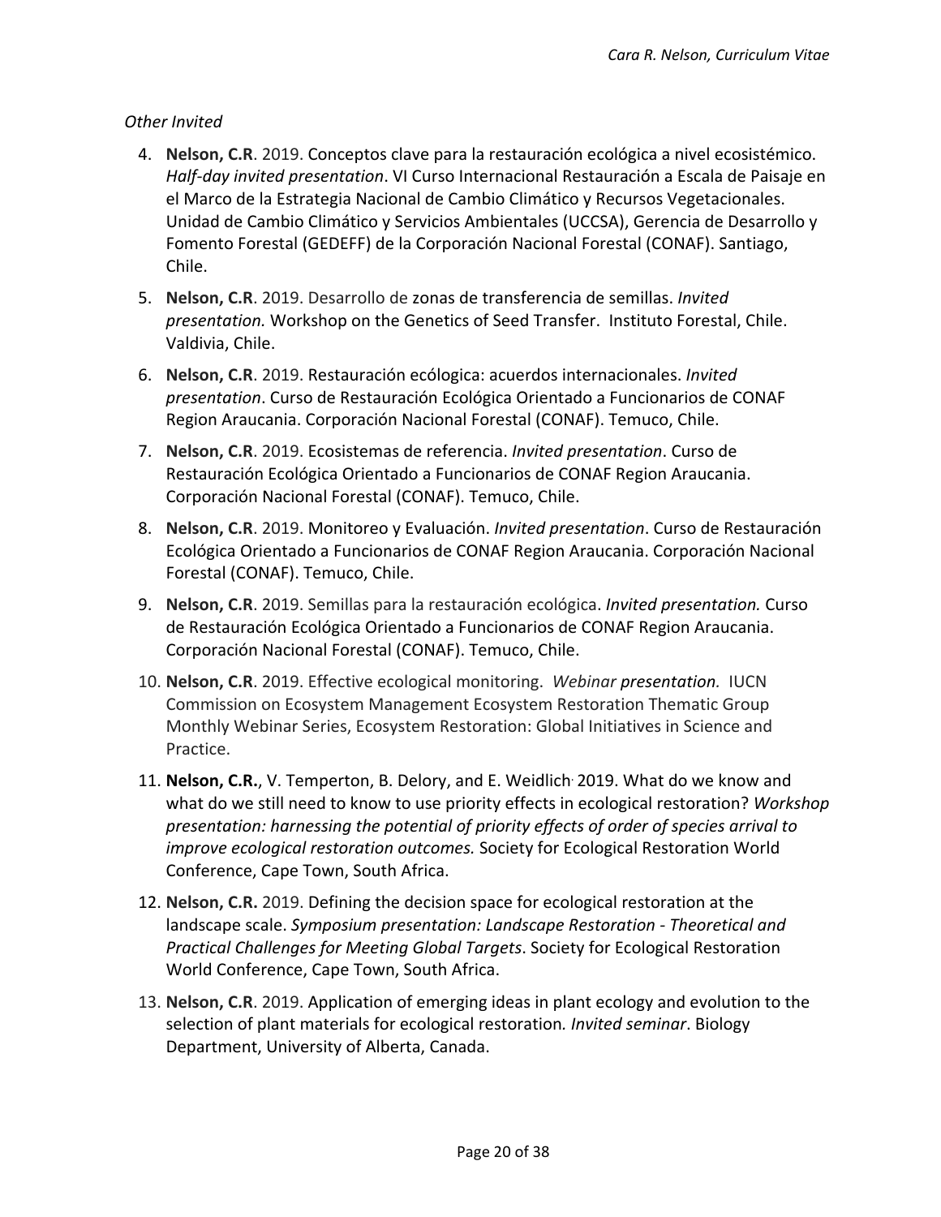*Other Invited*

4. **Nelson, C.R**. 2019. Conceptos clave para la restauración ecológica a nivel ecosistémico. *Half-day invited presentation*. VI Curso Internacional Restauración a Escala de Paisaje en el Marco de la Estrategia Nacional de Cambio Climático y Recursos Vegetacionales. Unidad de Cambio Climático y Servicios Ambientales (UCCSA), Gerencia de Desarrollo y Fomento Forestal (GEDEFF) de la Corporación Nacional Forestal (CONAF). Santiago, Chile.
5. **Nelson, C.R**. 2019. Desarrollo de zonas de transferencia de semillas. *Invited presentation.* Workshop on the Genetics of Seed Transfer. Instituto Forestal, Chile. Valdivia, Chile.
6. **Nelson, C.R**. 2019. Restauración ecólogica: acuerdos internacionales. *Invited presentation*. Curso de Restauración Ecológica Orientado a Funcionarios de CONAF Region Araucania. Corporación Nacional Forestal (CONAF). Temuco, Chile.
7. **Nelson, C.R**. 2019. Ecosistemas de referencia. *Invited presentation*. Curso de Restauración Ecológica Orientado a Funcionarios de CONAF Region Araucania. Corporación Nacional Forestal (CONAF). Temuco, Chile.
8. **Nelson, C.R**. 2019. Monitoreo y Evaluación. *Invited presentation*. Curso de Restauración Ecológica Orientado a Funcionarios de CONAF Region Araucania. Corporación Nacional Forestal (CONAF). Temuco, Chile.
9. **Nelson, C.R**. 2019. Semillas para la restauración ecológica. *Invited presentation.* Curso de Restauración Ecológica Orientado a Funcionarios de CONAF Region Araucania. Corporación Nacional Forestal (CONAF). Temuco, Chile.
10. **Nelson, C.R**. 2019. Effective ecological monitoring. *Webinar presentation.* IUCN Commission on Ecosystem Management Ecosystem Restoration Thematic Group Monthly Webinar Series, Ecosystem Restoration: Global Initiatives in Science and Practice.
11. **Nelson, C.R.**, V. Temperton, B. Delory, and E. Weidlich. 2019. What do we know and what do we still need to know to use priority effects in ecological restoration? *Workshop presentation: harnessing the potential of priority effects of order of species arrival to improve ecological restoration outcomes.* Society for Ecological Restoration World Conference, Cape Town, South Africa.
12. **Nelson, C.R.** 2019. Defining the decision space for ecological restoration at the landscape scale. *Symposium presentation: Landscape Restoration - Theoretical and Practical Challenges for Meeting Global Targets*. Society for Ecological Restoration World Conference, Cape Town, South Africa.
13. **Nelson, C.R**. 2019. Application of emerging ideas in plant ecology and evolution to the selection of plant materials for ecological restoration*. Invited seminar*. Biology Department, University of Alberta, Canada.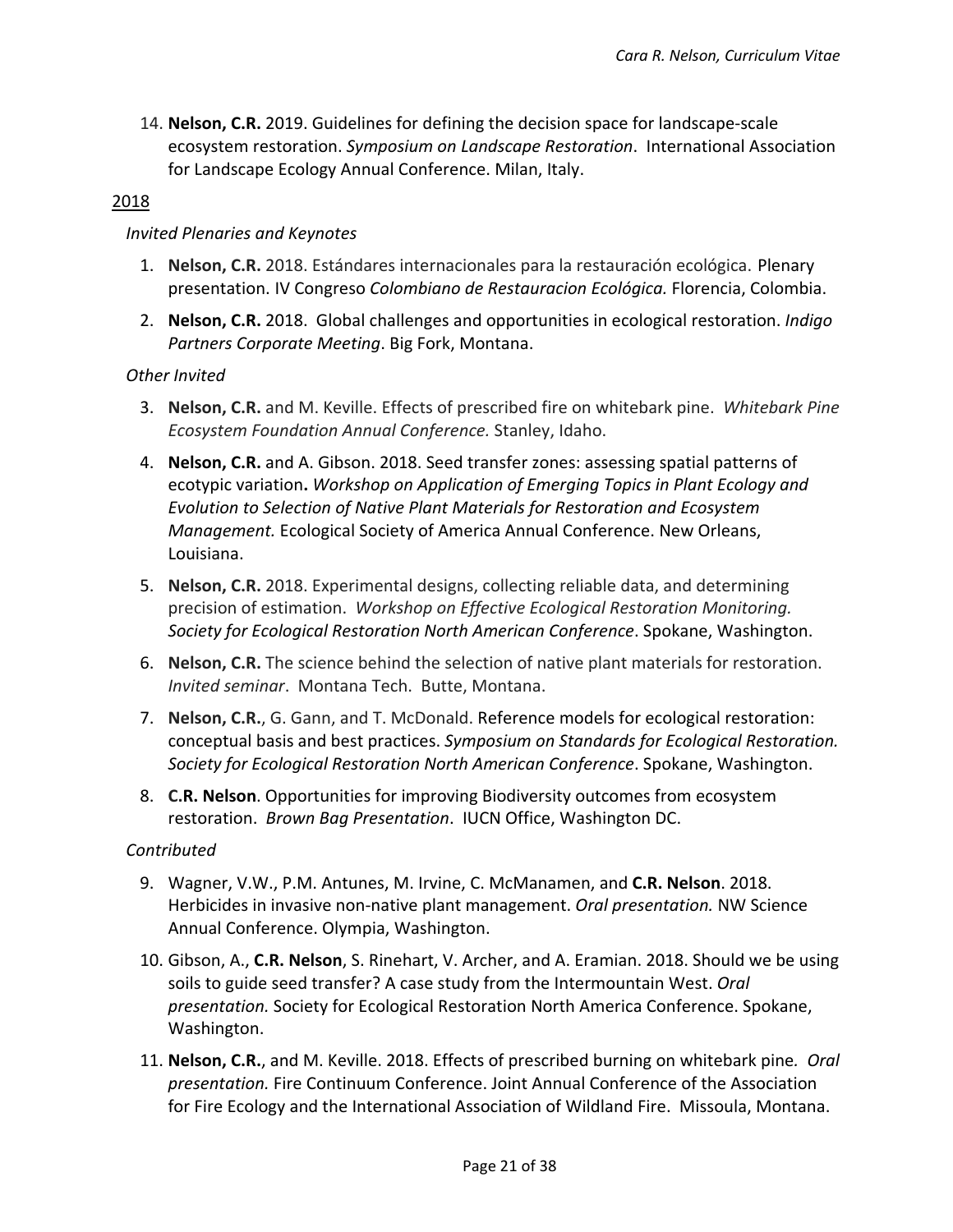14. **Nelson, C.R.** 2019. Guidelines for defining the decision space for landscape-scale ecosystem restoration. *Symposium on Landscape Restoration*. International Association for Landscape Ecology Annual Conference. Milan, Italy.

2018

*Invited Plenaries and Keynotes*

1. **Nelson, C.R.** 2018. Estándares internacionales para la restauración ecológica. Plenary presentation. IV Congreso *Colombiano de Restauracion Ecológica.* Florencia, Colombia.
2. **Nelson, C.R.** 2018. Global challenges and opportunities in ecological restoration. *Indigo Partners Corporate Meeting*. Big Fork, Montana.

*Other Invited*

3. **Nelson, C.R.** and M. Keville. Effects of prescribed fire on whitebark pine. *Whitebark Pine Ecosystem Foundation Annual Conference.* Stanley, Idaho.
4. **Nelson, C.R.** and A. Gibson. 2018. Seed transfer zones: assessing spatial patterns of ecotypic variation**.** *Workshop on Application of Emerging Topics in Plant Ecology and Evolution to Selection of Native Plant Materials for Restoration and Ecosystem Management.* Ecological Society of America Annual Conference. New Orleans, Louisiana.
5. **Nelson, C.R.** 2018. Experimental designs, collecting reliable data, and determining precision of estimation. *Workshop on Effective Ecological Restoration Monitoring. Society for Ecological Restoration North American Conference*. Spokane, Washington.
6. **Nelson, C.R.** The science behind the selection of native plant materials for restoration. *Invited seminar*. Montana Tech. Butte, Montana.
7. **Nelson, C.R.**, G. Gann, and T. McDonald. Reference models for ecological restoration: conceptual basis and best practices. *Symposium on Standards for Ecological Restoration. Society for Ecological Restoration North American Conference*. Spokane, Washington.
8. **C.R. Nelson**. Opportunities for improving Biodiversity outcomes from ecosystem restoration. *Brown Bag Presentation*. IUCN Office, Washington DC.

*Contributed*

9. Wagner, V.W., P.M. Antunes, M. Irvine, C. McManamen, and **C.R. Nelson**. 2018. Herbicides in invasive non-native plant management. *Oral presentation.* NW Science Annual Conference. Olympia, Washington.
10. Gibson, A., **C.R. Nelson**, S. Rinehart, V. Archer, and A. Eramian. 2018. Should we be using soils to guide seed transfer? A case study from the Intermountain West. *Oral presentation.* Society for Ecological Restoration North America Conference. Spokane, Washington.
11. **Nelson, C.R.**, and M. Keville. 2018. Effects of prescribed burning on whitebark pine*. Oral presentation.* Fire Continuum Conference. Joint Annual Conference of the Association for Fire Ecology and the International Association of Wildland Fire. Missoula, Montana.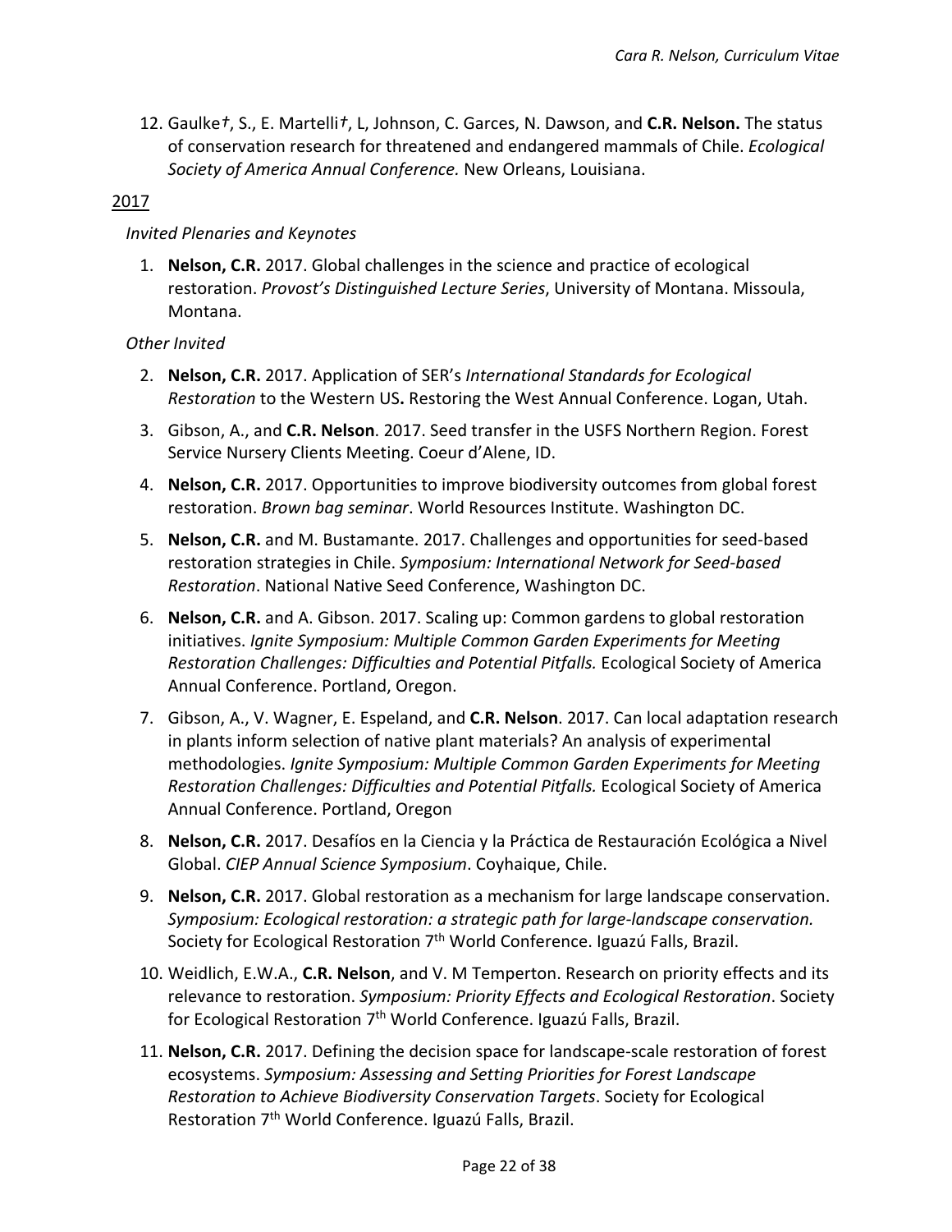12. Gaulke†, S., E. Martelli†, L, Johnson, C. Garces, N. Dawson, and **C.R. Nelson.** The status of conservation research for threatened and endangered mammals of Chile. *Ecological Society of America Annual Conference.* New Orleans, Louisiana.

2017

*Invited Plenaries and Keynotes*

1. **Nelson, C.R.** 2017. Global challenges in the science and practice of ecological restoration. *Provost's Distinguished Lecture Series*, University of Montana. Missoula, Montana.

*Other Invited*

2. **Nelson, C.R.** 2017. Application of SER's *International Standards for Ecological Restoration* to the Western US**.** Restoring the West Annual Conference. Logan, Utah.
3. Gibson, A., and **C.R. Nelson**. 2017. Seed transfer in the USFS Northern Region. Forest Service Nursery Clients Meeting. Coeur d'Alene, ID.
4. **Nelson, C.R.** 2017. Opportunities to improve biodiversity outcomes from global forest restoration. *Brown bag seminar*. World Resources Institute. Washington DC.
5. **Nelson, C.R.** and M. Bustamante. 2017. Challenges and opportunities for seed-based restoration strategies in Chile. *Symposium: International Network for Seed-based Restoration*. National Native Seed Conference, Washington DC.
6. **Nelson, C.R.** and A. Gibson. 2017. Scaling up: Common gardens to global restoration initiatives. *Ignite Symposium: Multiple Common Garden Experiments for Meeting Restoration Challenges: Difficulties and Potential Pitfalls.* Ecological Society of America Annual Conference. Portland, Oregon.
7. Gibson, A., V. Wagner, E. Espeland, and **C.R. Nelson**. 2017. Can local adaptation research in plants inform selection of native plant materials? An analysis of experimental methodologies. *Ignite Symposium: Multiple Common Garden Experiments for Meeting Restoration Challenges: Difficulties and Potential Pitfalls.* Ecological Society of America Annual Conference. Portland, Oregon
8. **Nelson, C.R.** 2017. Desafíos en la Ciencia y la Práctica de Restauración Ecológica a Nivel Global. *CIEP Annual Science Symposium*. Coyhaique, Chile.
9. **Nelson, C.R.** 2017. Global restoration as a mechanism for large landscape conservation. *Symposium: Ecological restoration: a strategic path for large-landscape conservation.* Society for Ecological Restoration 7th World Conference. Iguazú Falls, Brazil.
10. Weidlich, E.W.A., **C.R. Nelson**, and V. M Temperton. Research on priority effects and its relevance to restoration. *Symposium: Priority Effects and Ecological Restoration*. Society for Ecological Restoration 7th World Conference. Iguazú Falls, Brazil.
11. **Nelson, C.R.** 2017. Defining the decision space for landscape-scale restoration of forest ecosystems. *Symposium: Assessing and Setting Priorities for Forest Landscape Restoration to Achieve Biodiversity Conservation Targets*. Society for Ecological Restoration 7th World Conference. Iguazú Falls, Brazil.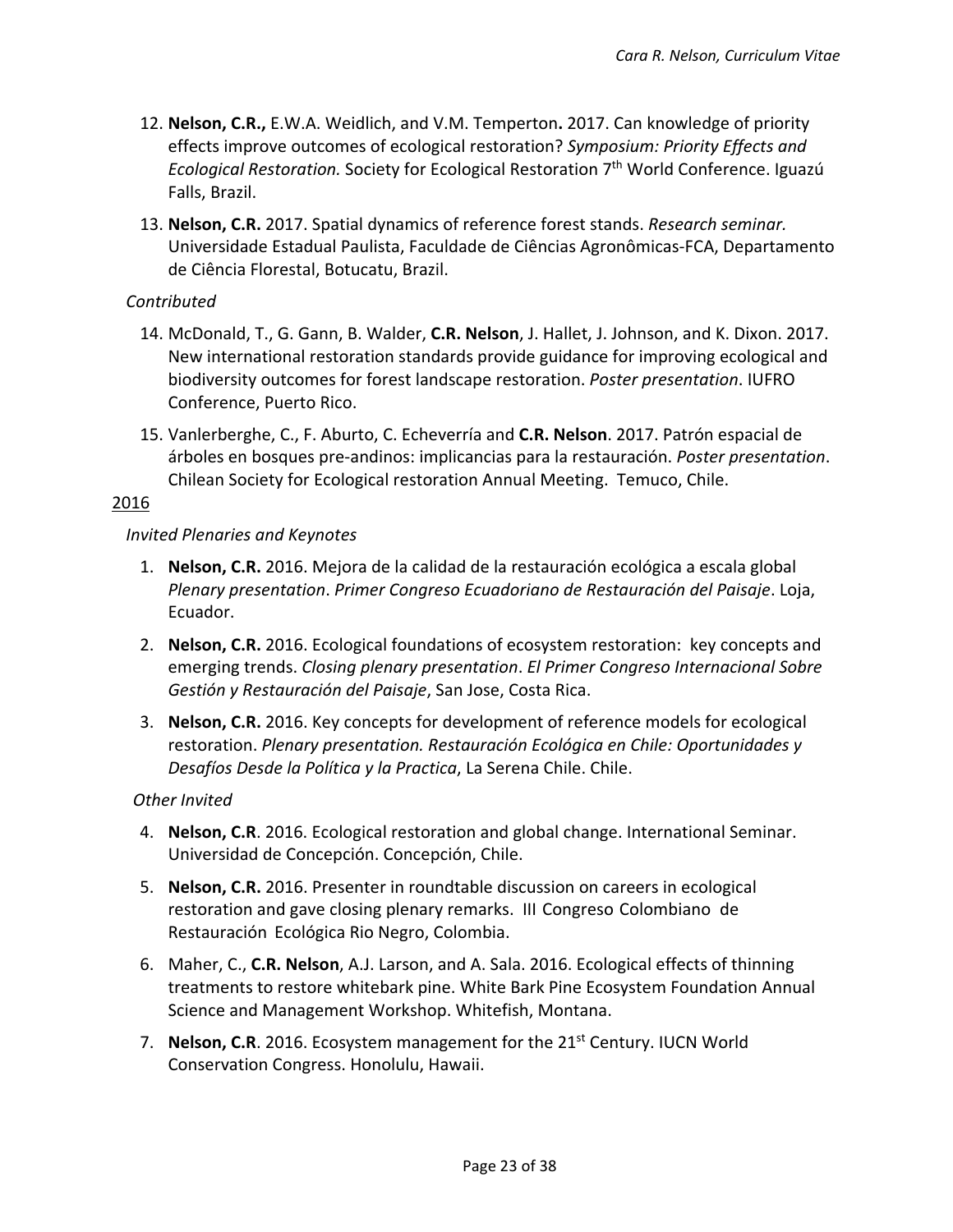12. **Nelson, C.R.,** E.W.A. Weidlich, and V.M. Temperton**.** 2017. Can knowledge of priority effects improve outcomes of ecological restoration? *Symposium: Priority Effects and Ecological Restoration.* Society for Ecological Restoration 7th World Conference. Iguazú Falls, Brazil.

13. **Nelson, C.R.** 2017. Spatial dynamics of reference forest stands. *Research seminar.* Universidade Estadual Paulista, Faculdade de Ciências Agronômicas-FCA, Departamento de Ciência Florestal, Botucatu, Brazil.

*Contributed*

14. McDonald, T., G. Gann, B. Walder, **C.R. Nelson**, J. Hallet, J. Johnson, and K. Dixon. 2017. New international restoration standards provide guidance for improving ecological and biodiversity outcomes for forest landscape restoration. *Poster presentation*. IUFRO Conference, Puerto Rico.

15. Vanlerberghe, C., F. Aburto, C. Echeverría and **C.R. Nelson**. 2017. Patrón espacial de árboles en bosques pre-andinos: implicancias para la restauración. *Poster presentation*. Chilean Society for Ecological restoration Annual Meeting. Temuco, Chile.

<u>2016</u>

*Invited Plenaries and Keynotes*

1. **Nelson, C.R.** 2016. Mejora de la calidad de la restauración ecológica a escala global *Plenary presentation*. *Primer Congreso Ecuadoriano de Restauración del Paisaje*. Loja, Ecuador.

2. **Nelson, C.R.** 2016. Ecological foundations of ecosystem restoration: key concepts and emerging trends. *Closing plenary presentation*. *El Primer Congreso Internacional Sobre Gestión y Restauración del Paisaje*, San Jose, Costa Rica.

3. **Nelson, C.R.** 2016. Key concepts for development of reference models for ecological restoration. *Plenary presentation. Restauración Ecológica en Chile: Oportunidades y Desafíos Desde la Política y la Practica*, La Serena Chile. Chile.

*Other Invited*

4. **Nelson, C.R**. 2016. Ecological restoration and global change. International Seminar. Universidad de Concepción. Concepción, Chile.

5. **Nelson, C.R.** 2016. Presenter in roundtable discussion on careers in ecological restoration and gave closing plenary remarks. III Congreso Colombiano de Restauración Ecológica Rio Negro, Colombia.

6. Maher, C., **C.R. Nelson**, A.J. Larson, and A. Sala. 2016. Ecological effects of thinning treatments to restore whitebark pine. White Bark Pine Ecosystem Foundation Annual Science and Management Workshop. Whitefish, Montana.

7. **Nelson, C.R**. 2016. Ecosystem management for the 21st Century. IUCN World Conservation Congress. Honolulu, Hawaii.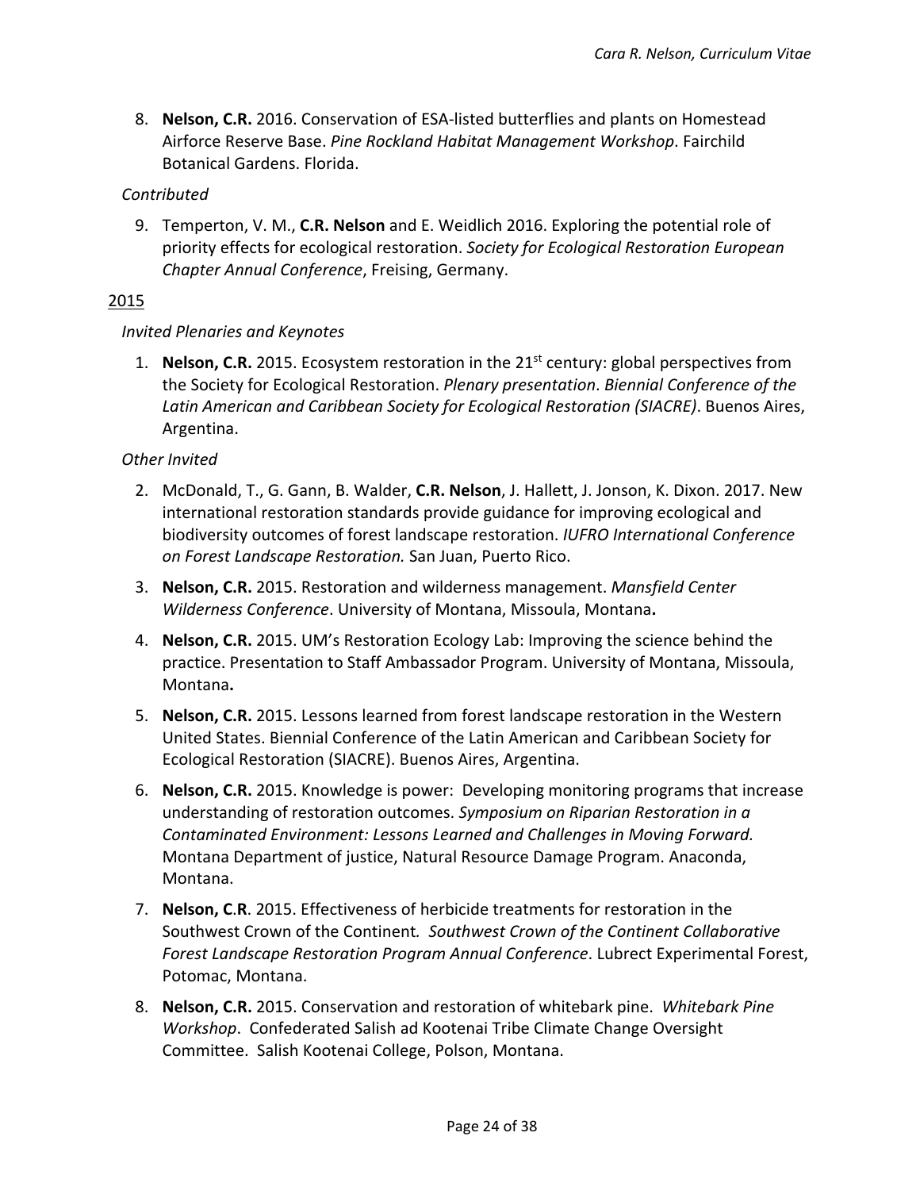8. **Nelson, C.R.** 2016. Conservation of ESA-listed butterflies and plants on Homestead Airforce Reserve Base. *Pine Rockland Habitat Management Workshop*. Fairchild Botanical Gardens. Florida.

*Contributed*

9. Temperton, V. M., **C.R. Nelson** and E. Weidlich 2016. Exploring the potential role of priority effects for ecological restoration. *Society for Ecological Restoration European Chapter Annual Conference*, Freising, Germany.

<u>2015</u>

*Invited Plenaries and Keynotes*

1. **Nelson, C.R.** 2015. Ecosystem restoration in the 21st century: global perspectives from the Society for Ecological Restoration. *Plenary presentation*. *Biennial Conference of the Latin American and Caribbean Society for Ecological Restoration (SIACRE)*. Buenos Aires, Argentina.

*Other Invited*

2. McDonald, T., G. Gann, B. Walder, **C.R. Nelson**, J. Hallett, J. Jonson, K. Dixon. 2017. New international restoration standards provide guidance for improving ecological and biodiversity outcomes of forest landscape restoration. *IUFRO International Conference on Forest Landscape Restoration.* San Juan, Puerto Rico.
3. **Nelson, C.R.** 2015. Restoration and wilderness management. *Mansfield Center Wilderness Conference*. University of Montana, Missoula, Montana**.**
4. **Nelson, C.R.** 2015. UM's Restoration Ecology Lab: Improving the science behind the practice. Presentation to Staff Ambassador Program. University of Montana, Missoula, Montana**.**
5. **Nelson, C.R.** 2015. Lessons learned from forest landscape restoration in the Western United States. Biennial Conference of the Latin American and Caribbean Society for Ecological Restoration (SIACRE). Buenos Aires, Argentina.
6. **Nelson, C.R.** 2015. Knowledge is power: Developing monitoring programs that increase understanding of restoration outcomes. *Symposium on Riparian Restoration in a Contaminated Environment: Lessons Learned and Challenges in Moving Forward.* Montana Department of justice, Natural Resource Damage Program. Anaconda, Montana.
7. **Nelson, C.R**. 2015. Effectiveness of herbicide treatments for restoration in the Southwest Crown of the Continent*. Southwest Crown of the Continent Collaborative Forest Landscape Restoration Program Annual Conference*. Lubrect Experimental Forest, Potomac, Montana.
8. **Nelson, C.R.** 2015. Conservation and restoration of whitebark pine. *Whitebark Pine Workshop*. Confederated Salish ad Kootenai Tribe Climate Change Oversight Committee. Salish Kootenai College, Polson, Montana.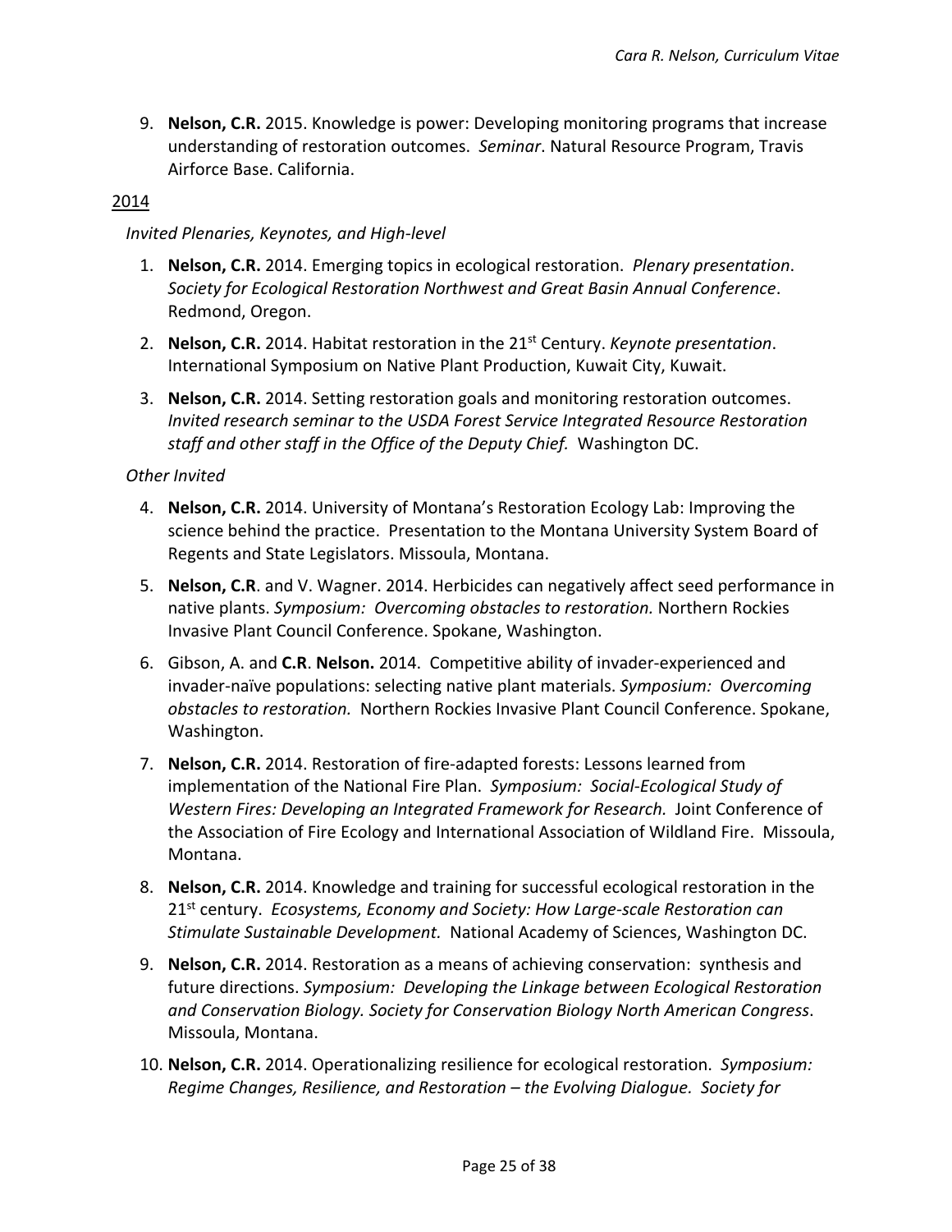9. **Nelson, C.R.** 2015. Knowledge is power: Developing monitoring programs that increase understanding of restoration outcomes. *Seminar*. Natural Resource Program, Travis Airforce Base. California.

<u>2014</u>

*Invited Plenaries, Keynotes, and High-level*

1. **Nelson, C.R.** 2014. Emerging topics in ecological restoration. *Plenary presentation*. *Society for Ecological Restoration Northwest and Great Basin Annual Conference*. Redmond, Oregon.
2. **Nelson, C.R.** 2014. Habitat restoration in the 21st Century. *Keynote presentation*. International Symposium on Native Plant Production, Kuwait City, Kuwait.
3. **Nelson, C.R.** 2014. Setting restoration goals and monitoring restoration outcomes. *Invited research seminar to the USDA Forest Service Integrated Resource Restoration staff and other staff in the Office of the Deputy Chief.* Washington DC.

*Other Invited*

4. **Nelson, C.R.** 2014. University of Montana's Restoration Ecology Lab: Improving the science behind the practice. Presentation to the Montana University System Board of Regents and State Legislators. Missoula, Montana.
5. **Nelson, C.R**. and V. Wagner. 2014. Herbicides can negatively affect seed performance in native plants. *Symposium: Overcoming obstacles to restoration.* Northern Rockies Invasive Plant Council Conference. Spokane, Washington.
6. Gibson, A. and **C.R**. **Nelson.** 2014. Competitive ability of invader-experienced and invader-naïve populations: selecting native plant materials. *Symposium: Overcoming obstacles to restoration.* Northern Rockies Invasive Plant Council Conference. Spokane, Washington.
7. **Nelson, C.R.** 2014. Restoration of fire-adapted forests: Lessons learned from implementation of the National Fire Plan. *Symposium: Social-Ecological Study of Western Fires: Developing an Integrated Framework for Research.* Joint Conference of the Association of Fire Ecology and International Association of Wildland Fire. Missoula, Montana.
8. **Nelson, C.R.** 2014. Knowledge and training for successful ecological restoration in the 21st century. *Ecosystems, Economy and Society: How Large-scale Restoration can Stimulate Sustainable Development.* National Academy of Sciences, Washington DC.
9. **Nelson, C.R.** 2014. Restoration as a means of achieving conservation: synthesis and future directions. *Symposium: Developing the Linkage between Ecological Restoration and Conservation Biology. Society for Conservation Biology North American Congress*. Missoula, Montana.
10. **Nelson, C.R.** 2014. Operationalizing resilience for ecological restoration. *Symposium: Regime Changes, Resilience, and Restoration – the Evolving Dialogue. Society for*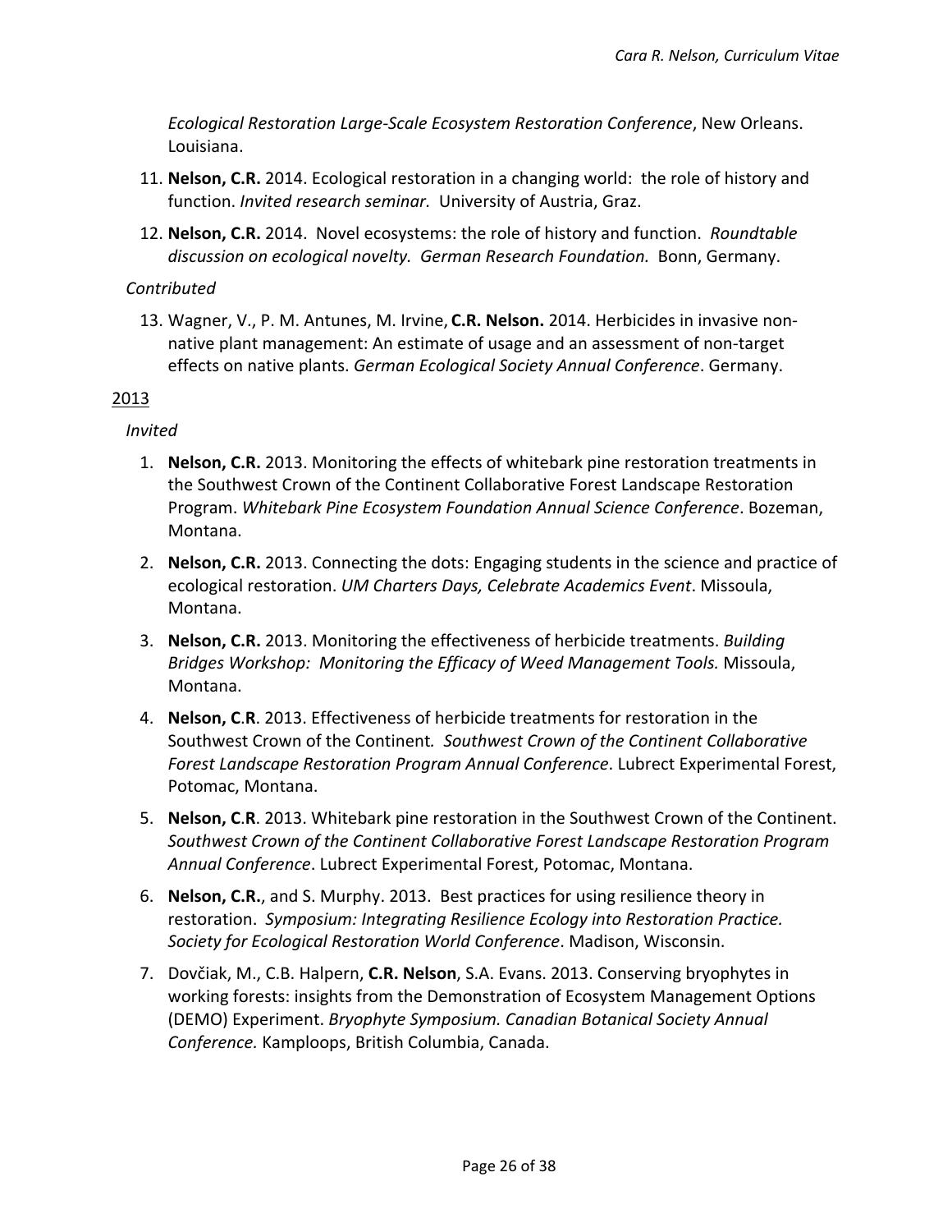*Ecological Restoration Large-Scale Ecosystem Restoration Conference*, New Orleans. Louisiana.

11. **Nelson, C.R.** 2014. Ecological restoration in a changing world: the role of history and function. *Invited research seminar.* University of Austria, Graz.

12. **Nelson, C.R.** 2014. Novel ecosystems: the role of history and function. *Roundtable discussion on ecological novelty. German Research Foundation.* Bonn, Germany.

*Contributed*

13. Wagner, V., P. M. Antunes, M. Irvine, **C.R. Nelson.** 2014. Herbicides in invasive non-native plant management: An estimate of usage and an assessment of non-target effects on native plants. *German Ecological Society Annual Conference*. Germany.

<u>2013</u>

*Invited*

1. **Nelson, C.R.** 2013. Monitoring the effects of whitebark pine restoration treatments in the Southwest Crown of the Continent Collaborative Forest Landscape Restoration Program. *Whitebark Pine Ecosystem Foundation Annual Science Conference*. Bozeman, Montana.

2. **Nelson, C.R.** 2013. Connecting the dots: Engaging students in the science and practice of ecological restoration. *UM Charters Days, Celebrate Academics Event*. Missoula, Montana.

3. **Nelson, C.R.** 2013. Monitoring the effectiveness of herbicide treatments. *Building Bridges Workshop: Monitoring the Efficacy of Weed Management Tools.* Missoula, Montana.

4. **Nelson, C.R**. 2013. Effectiveness of herbicide treatments for restoration in the Southwest Crown of the Continent*. Southwest Crown of the Continent Collaborative Forest Landscape Restoration Program Annual Conference*. Lubrect Experimental Forest, Potomac, Montana.

5. **Nelson, C.R**. 2013. Whitebark pine restoration in the Southwest Crown of the Continent. *Southwest Crown of the Continent Collaborative Forest Landscape Restoration Program Annual Conference*. Lubrect Experimental Forest, Potomac, Montana.

6. **Nelson, C.R.**, and S. Murphy. 2013. Best practices for using resilience theory in restoration. *Symposium: Integrating Resilience Ecology into Restoration Practice. Society for Ecological Restoration World Conference*. Madison, Wisconsin.

7. Dovčiak, M., C.B. Halpern, **C.R. Nelson**, S.A. Evans. 2013. Conserving bryophytes in working forests: insights from the Demonstration of Ecosystem Management Options (DEMO) Experiment. *Bryophyte Symposium. Canadian Botanical Society Annual Conference.* Kamploops, British Columbia, Canada.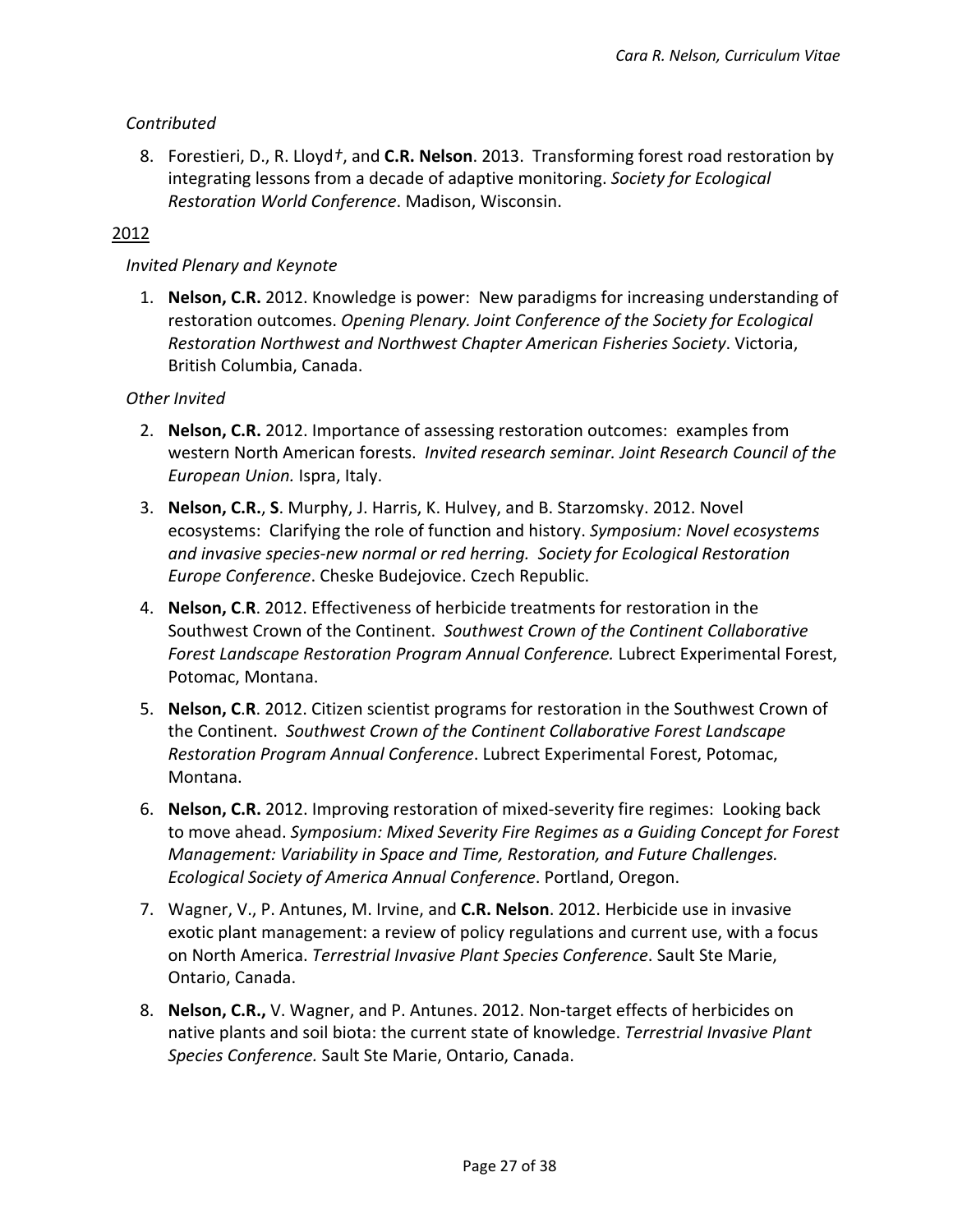*Contributed*

8. Forestieri, D., R. Lloyd†, and **C.R. Nelson**. 2013. Transforming forest road restoration by integrating lessons from a decade of adaptive monitoring. *Society for Ecological Restoration World Conference*. Madison, Wisconsin.

<u>2012</u>

*Invited Plenary and Keynote*

1. **Nelson, C.R.** 2012. Knowledge is power: New paradigms for increasing understanding of restoration outcomes. *Opening Plenary. Joint Conference of the Society for Ecological Restoration Northwest and Northwest Chapter American Fisheries Society*. Victoria, British Columbia, Canada.

*Other Invited*

2. **Nelson, C.R.** 2012. Importance of assessing restoration outcomes: examples from western North American forests. *Invited research seminar. Joint Research Council of the European Union.* Ispra, Italy.
3. **Nelson, C.R.**, **S**. Murphy, J. Harris, K. Hulvey, and B. Starzomsky. 2012. Novel ecosystems: Clarifying the role of function and history. *Symposium: Novel ecosystems and invasive species-new normal or red herring. Society for Ecological Restoration Europe Conference*. Cheske Budejovice. Czech Republic.
4. **Nelson, C.R**. 2012. Effectiveness of herbicide treatments for restoration in the Southwest Crown of the Continent. *Southwest Crown of the Continent Collaborative Forest Landscape Restoration Program Annual Conference.* Lubrect Experimental Forest, Potomac, Montana.
5. **Nelson, C.R**. 2012. Citizen scientist programs for restoration in the Southwest Crown of the Continent. *Southwest Crown of the Continent Collaborative Forest Landscape Restoration Program Annual Conference*. Lubrect Experimental Forest, Potomac, Montana.
6. **Nelson, C.R.** 2012. Improving restoration of mixed-severity fire regimes: Looking back to move ahead. *Symposium: Mixed Severity Fire Regimes as a Guiding Concept for Forest Management: Variability in Space and Time, Restoration, and Future Challenges. Ecological Society of America Annual Conference*. Portland, Oregon.
7. Wagner, V., P. Antunes, M. Irvine, and **C.R. Nelson**. 2012. Herbicide use in invasive exotic plant management: a review of policy regulations and current use, with a focus on North America. *Terrestrial Invasive Plant Species Conference*. Sault Ste Marie, Ontario, Canada.
8. **Nelson, C.R.,** V. Wagner, and P. Antunes. 2012. Non-target effects of herbicides on native plants and soil biota: the current state of knowledge. *Terrestrial Invasive Plant Species Conference.* Sault Ste Marie, Ontario, Canada.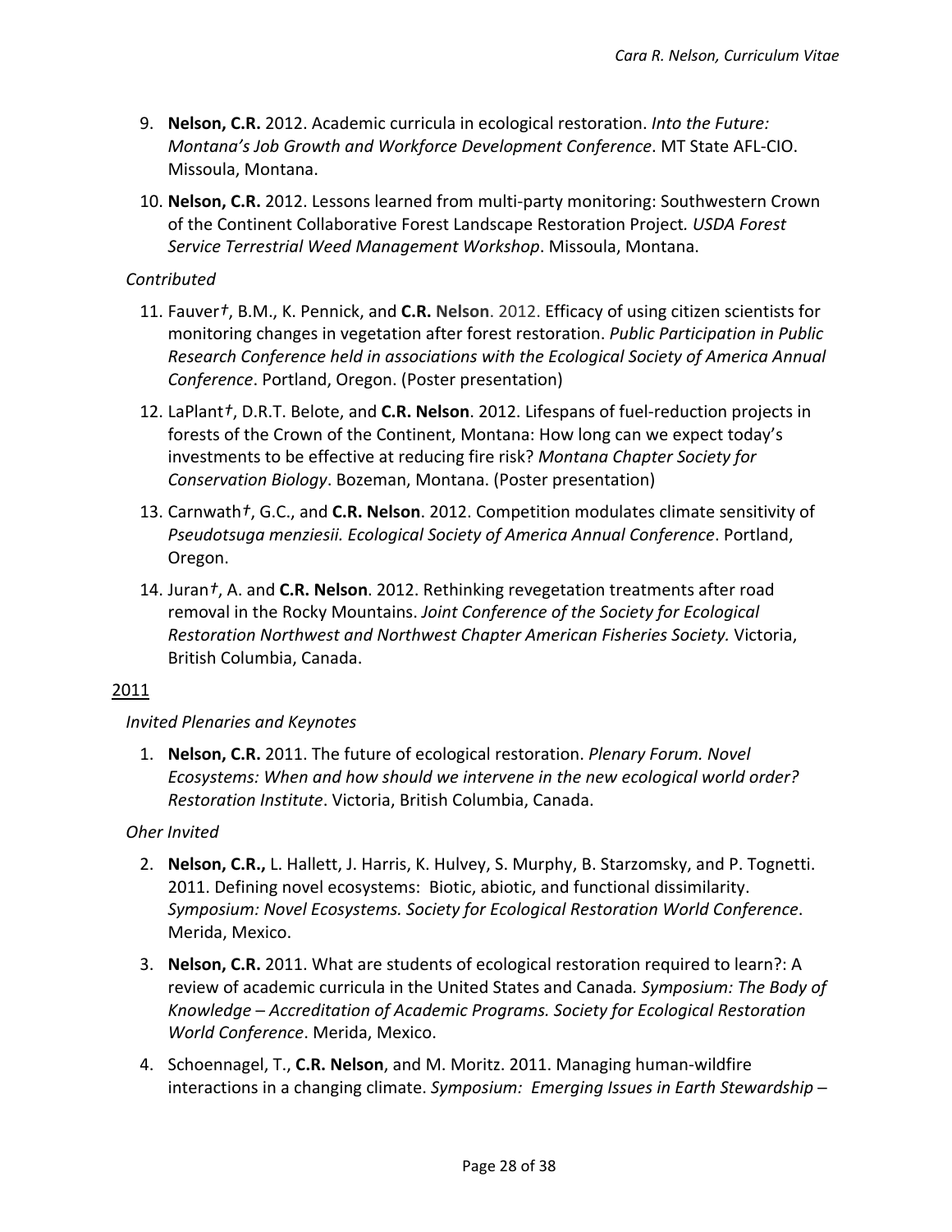9. **Nelson, C.R.** 2012. Academic curricula in ecological restoration. *Into the Future: Montana's Job Growth and Workforce Development Conference*. MT State AFL-CIO. Missoula, Montana.

10. **Nelson, C.R.** 2012. Lessons learned from multi-party monitoring: Southwestern Crown of the Continent Collaborative Forest Landscape Restoration Project. *USDA Forest Service Terrestrial Weed Management Workshop*. Missoula, Montana.

*Contributed*

11. Fauver†, B.M., K. Pennick, and **C.R. Nelson**. 2012. Efficacy of using citizen scientists for monitoring changes in vegetation after forest restoration. *Public Participation in Public Research Conference held in associations with the Ecological Society of America Annual Conference*. Portland, Oregon. (Poster presentation)

12. LaPlant†, D.R.T. Belote, and **C.R. Nelson**. 2012. Lifespans of fuel-reduction projects in forests of the Crown of the Continent, Montana: How long can we expect today's investments to be effective at reducing fire risk? *Montana Chapter Society for Conservation Biology*. Bozeman, Montana. (Poster presentation)

13. Carnwath†, G.C., and **C.R. Nelson**. 2012. Competition modulates climate sensitivity of *Pseudotsuga menziesii. Ecological Society of America Annual Conference*. Portland, Oregon.

14. Juran†, A. and **C.R. Nelson**. 2012. Rethinking revegetation treatments after road removal in the Rocky Mountains. *Joint Conference of the Society for Ecological Restoration Northwest and Northwest Chapter American Fisheries Society.* Victoria, British Columbia, Canada.

2011

*Invited Plenaries and Keynotes*

1. **Nelson, C.R.** 2011. The future of ecological restoration. *Plenary Forum. Novel Ecosystems: When and how should we intervene in the new ecological world order? Restoration Institute*. Victoria, British Columbia, Canada.

*Oher Invited*

2. **Nelson, C.R.,** L. Hallett, J. Harris, K. Hulvey, S. Murphy, B. Starzomsky, and P. Tognetti. 2011. Defining novel ecosystems: Biotic, abiotic, and functional dissimilarity. *Symposium: Novel Ecosystems. Society for Ecological Restoration World Conference*. Merida, Mexico.

3. **Nelson, C.R.** 2011. What are students of ecological restoration required to learn?: A review of academic curricula in the United States and Canada. *Symposium: The Body of Knowledge – Accreditation of Academic Programs. Society for Ecological Restoration World Conference*. Merida, Mexico.

4. Schoennagel, T., **C.R. Nelson**, and M. Moritz. 2011. Managing human-wildfire interactions in a changing climate. *Symposium: Emerging Issues in Earth Stewardship –*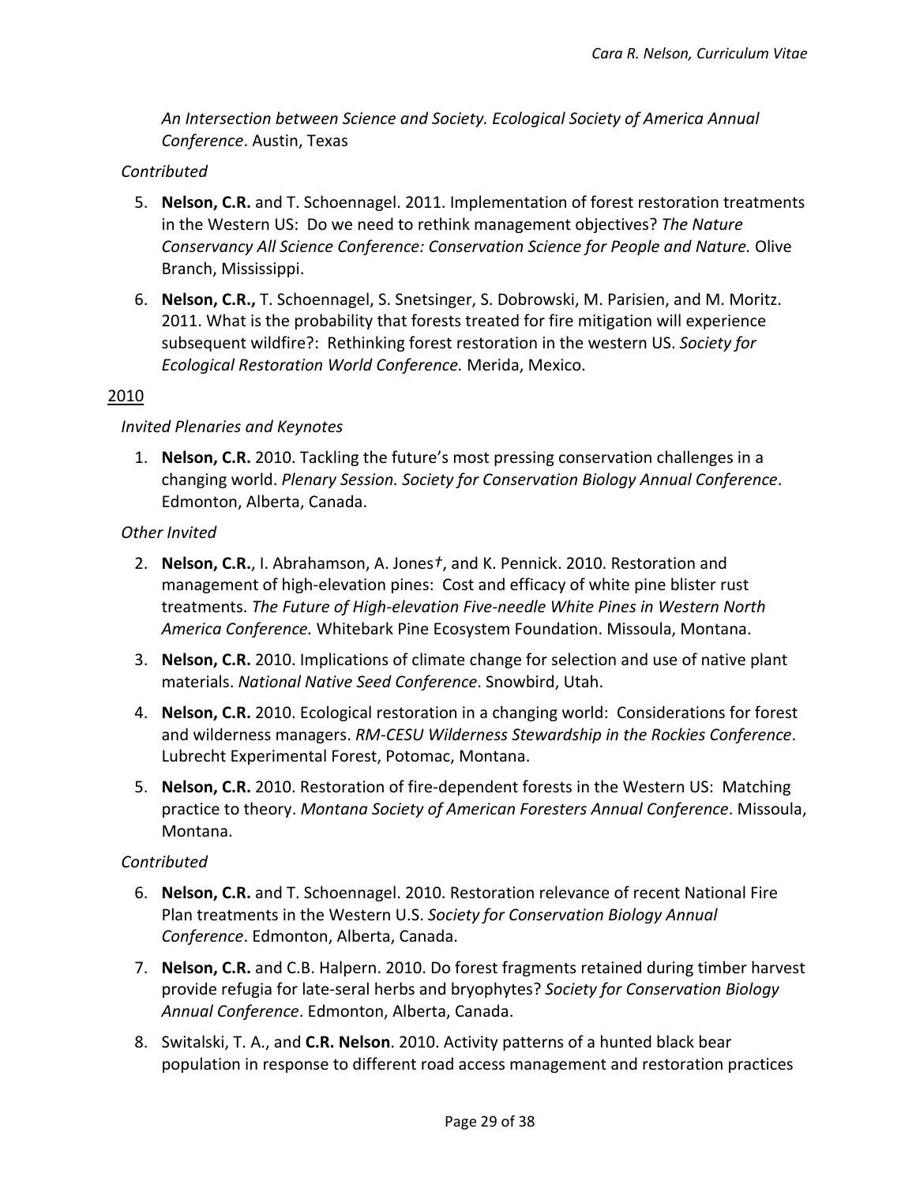*An Intersection between Science and Society. Ecological Society of America Annual Conference*. Austin, Texas

*Contributed*

5. **Nelson, C.R.** and T. Schoennagel. 2011. Implementation of forest restoration treatments in the Western US: Do we need to rethink management objectives? *The Nature Conservancy All Science Conference: Conservation Science for People and Nature.* Olive Branch, Mississippi.
6. **Nelson, C.R.,** T. Schoennagel, S. Snetsinger, S. Dobrowski, M. Parisien, and M. Moritz. 2011. What is the probability that forests treated for fire mitigation will experience subsequent wildfire?: Rethinking forest restoration in the western US. *Society for Ecological Restoration World Conference.* Merida, Mexico.

2010

*Invited Plenaries and Keynotes*

1. **Nelson, C.R.** 2010. Tackling the future's most pressing conservation challenges in a changing world. *Plenary Session. Society for Conservation Biology Annual Conference*. Edmonton, Alberta, Canada.

*Other Invited*

2. **Nelson, C.R.**, I. Abrahamson, A. Jones*†*, and K. Pennick. 2010. Restoration and management of high-elevation pines: Cost and efficacy of white pine blister rust treatments. *The Future of High-elevation Five-needle White Pines in Western North America Conference.* Whitebark Pine Ecosystem Foundation. Missoula, Montana.
3. **Nelson, C.R.** 2010. Implications of climate change for selection and use of native plant materials. *National Native Seed Conference*. Snowbird, Utah.
4. **Nelson, C.R.** 2010. Ecological restoration in a changing world: Considerations for forest and wilderness managers. *RM-CESU Wilderness Stewardship in the Rockies Conference*. Lubrecht Experimental Forest, Potomac, Montana.
5. **Nelson, C.R.** 2010. Restoration of fire-dependent forests in the Western US: Matching practice to theory. *Montana Society of American Foresters Annual Conference*. Missoula, Montana.

*Contributed*

6. **Nelson, C.R.** and T. Schoennagel. 2010. Restoration relevance of recent National Fire Plan treatments in the Western U.S. *Society for Conservation Biology Annual Conference*. Edmonton, Alberta, Canada.
7. **Nelson, C.R.** and C.B. Halpern. 2010. Do forest fragments retained during timber harvest provide refugia for late-seral herbs and bryophytes? *Society for Conservation Biology Annual Conference*. Edmonton, Alberta, Canada.
8. Switalski, T. A., and **C.R. Nelson**. 2010. Activity patterns of a hunted black bear population in response to different road access management and restoration practices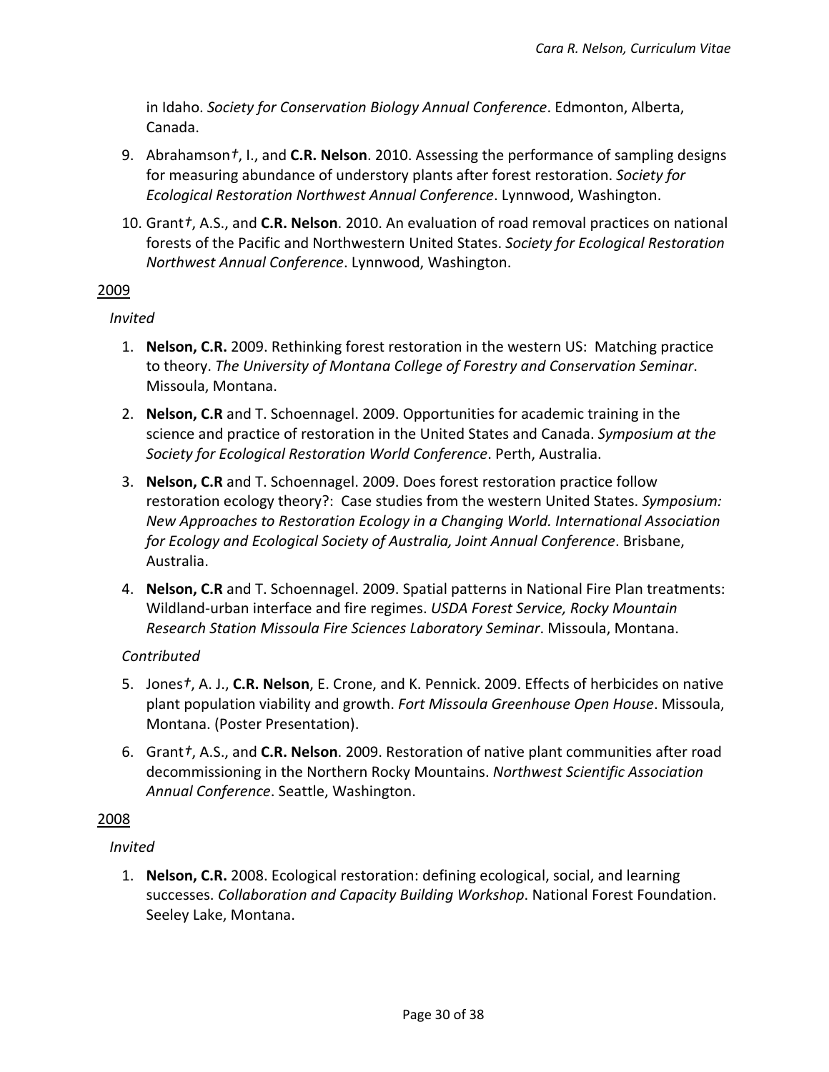in Idaho. *Society for Conservation Biology Annual Conference*. Edmonton, Alberta, Canada.

9. Abrahamson†, I., and **C.R. Nelson**. 2010. Assessing the performance of sampling designs for measuring abundance of understory plants after forest restoration. *Society for Ecological Restoration Northwest Annual Conference*. Lynnwood, Washington.

10. Grant†, A.S., and **C.R. Nelson**. 2010. An evaluation of road removal practices on national forests of the Pacific and Northwestern United States. *Society for Ecological Restoration Northwest Annual Conference*. Lynnwood, Washington.

2009

*Invited*

1. **Nelson, C.R.** 2009. Rethinking forest restoration in the western US: Matching practice to theory. *The University of Montana College of Forestry and Conservation Seminar*. Missoula, Montana.

2. **Nelson, C.R** and T. Schoennagel. 2009. Opportunities for academic training in the science and practice of restoration in the United States and Canada. *Symposium at the Society for Ecological Restoration World Conference*. Perth, Australia.

3. **Nelson, C.R** and T. Schoennagel. 2009. Does forest restoration practice follow restoration ecology theory?: Case studies from the western United States. *Symposium: New Approaches to Restoration Ecology in a Changing World. International Association for Ecology and Ecological Society of Australia, Joint Annual Conference*. Brisbane, Australia.

4. **Nelson, C.R** and T. Schoennagel. 2009. Spatial patterns in National Fire Plan treatments: Wildland-urban interface and fire regimes. *USDA Forest Service, Rocky Mountain Research Station Missoula Fire Sciences Laboratory Seminar*. Missoula, Montana.

*Contributed*

5. Jones†, A. J., **C.R. Nelson**, E. Crone, and K. Pennick. 2009. Effects of herbicides on native plant population viability and growth. *Fort Missoula Greenhouse Open House*. Missoula, Montana. (Poster Presentation).

6. Grant†, A.S., and **C.R. Nelson**. 2009. Restoration of native plant communities after road decommissioning in the Northern Rocky Mountains. *Northwest Scientific Association Annual Conference*. Seattle, Washington.

2008

*Invited*

1. **Nelson, C.R.** 2008. Ecological restoration: defining ecological, social, and learning successes. *Collaboration and Capacity Building Workshop*. National Forest Foundation. Seeley Lake, Montana.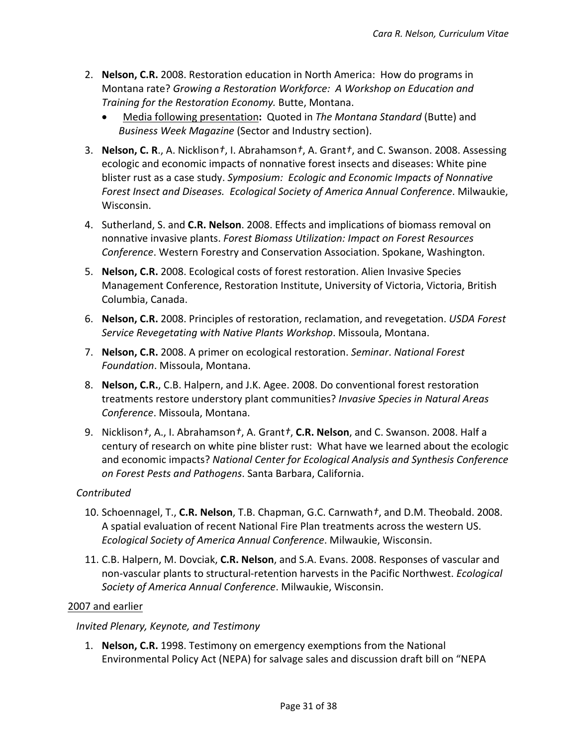2. **Nelson, C.R.** 2008. Restoration education in North America: How do programs in Montana rate? *Growing a Restoration Workforce: A Workshop on Education and Training for the Restoration Economy.* Butte, Montana.
    - Media following presentation**:** Quoted in *The Montana Standard* (Butte) and *Business Week Magazine* (Sector and Industry section).
3. **Nelson, C. R**., A. Nicklison†, I. Abrahamson†, A. Grant†, and C. Swanson. 2008. Assessing ecologic and economic impacts of nonnative forest insects and diseases: White pine blister rust as a case study. *Symposium: Ecologic and Economic Impacts of Nonnative Forest Insect and Diseases. Ecological Society of America Annual Conference*. Milwaukie, Wisconsin.
4. Sutherland, S. and **C.R. Nelson**. 2008. Effects and implications of biomass removal on nonnative invasive plants. *Forest Biomass Utilization: Impact on Forest Resources Conference*. Western Forestry and Conservation Association. Spokane, Washington.
5. **Nelson, C.R.** 2008. Ecological costs of forest restoration. Alien Invasive Species Management Conference, Restoration Institute, University of Victoria, Victoria, British Columbia, Canada.
6. **Nelson, C.R.** 2008. Principles of restoration, reclamation, and revegetation. *USDA Forest Service Revegetating with Native Plants Workshop*. Missoula, Montana.
7. **Nelson, C.R.** 2008. A primer on ecological restoration. *Seminar*. *National Forest Foundation*. Missoula, Montana.
8. **Nelson, C.R.**, C.B. Halpern, and J.K. Agee. 2008. Do conventional forest restoration treatments restore understory plant communities? *Invasive Species in Natural Areas Conference*. Missoula, Montana.
9. Nicklison†, A., I. Abrahamson†, A. Grant†, **C.R. Nelson**, and C. Swanson. 2008. Half a century of research on white pine blister rust: What have we learned about the ecologic and economic impacts? *National Center for Ecological Analysis and Synthesis Conference on Forest Pests and Pathogens*. Santa Barbara, California.

*Contributed*

10. Schoennagel, T., **C.R. Nelson**, T.B. Chapman, G.C. Carnwath†, and D.M. Theobald. 2008. A spatial evaluation of recent National Fire Plan treatments across the western US. *Ecological Society of America Annual Conference*. Milwaukie, Wisconsin.
11. C.B. Halpern, M. Dovciak, **C.R. Nelson**, and S.A. Evans. 2008. Responses of vascular and non-vascular plants to structural-retention harvests in the Pacific Northwest. *Ecological Society of America Annual Conference*. Milwaukie, Wisconsin.

2007 and earlier

*Invited Plenary, Keynote, and Testimony*

1. **Nelson, C.R.** 1998. Testimony on emergency exemptions from the National Environmental Policy Act (NEPA) for salvage sales and discussion draft bill on "NEPA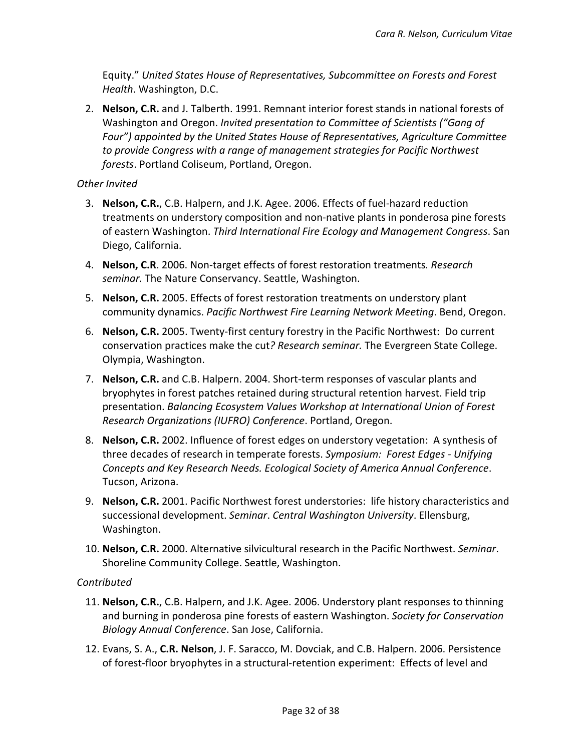Equity." *United States House of Representatives, Subcommittee on Forests and Forest Health*. Washington, D.C.

2. **Nelson, C.R.** and J. Talberth. 1991. Remnant interior forest stands in national forests of Washington and Oregon. *Invited presentation to Committee of Scientists ("Gang of Four") appointed by the United States House of Representatives, Agriculture Committee to provide Congress with a range of management strategies for Pacific Northwest forests*. Portland Coliseum, Portland, Oregon.

*Other Invited*

3. **Nelson, C.R.**, C.B. Halpern, and J.K. Agee. 2006. Effects of fuel-hazard reduction treatments on understory composition and non-native plants in ponderosa pine forests of eastern Washington. *Third International Fire Ecology and Management Congress*. San Diego, California.
4. **Nelson, C.R**. 2006. Non-target effects of forest restoration treatments*. Research seminar.* The Nature Conservancy. Seattle, Washington.
5. **Nelson, C.R.** 2005. Effects of forest restoration treatments on understory plant community dynamics. *Pacific Northwest Fire Learning Network Meeting*. Bend, Oregon.
6. **Nelson, C.R.** 2005. Twenty-first century forestry in the Pacific Northwest: Do current conservation practices make the cut*? Research seminar.* The Evergreen State College. Olympia, Washington.
7. **Nelson, C.R.** and C.B. Halpern. 2004. Short-term responses of vascular plants and bryophytes in forest patches retained during structural retention harvest. Field trip presentation. *Balancing Ecosystem Values Workshop at International Union of Forest Research Organizations (IUFRO) Conference*. Portland, Oregon.
8. **Nelson, C.R.** 2002. Influence of forest edges on understory vegetation: A synthesis of three decades of research in temperate forests. *Symposium: Forest Edges - Unifying Concepts and Key Research Needs. Ecological Society of America Annual Conference*. Tucson, Arizona.
9. **Nelson, C.R.** 2001. Pacific Northwest forest understories: life history characteristics and successional development. *Seminar*. *Central Washington University*. Ellensburg, Washington.
10. **Nelson, C.R.** 2000. Alternative silvicultural research in the Pacific Northwest. *Seminar*. Shoreline Community College. Seattle, Washington.

*Contributed*

11. **Nelson, C.R.**, C.B. Halpern, and J.K. Agee. 2006. Understory plant responses to thinning and burning in ponderosa pine forests of eastern Washington. *Society for Conservation Biology Annual Conference*. San Jose, California.
12. Evans, S. A., **C.R. Nelson**, J. F. Saracco, M. Dovciak, and C.B. Halpern. 2006. Persistence of forest-floor bryophytes in a structural-retention experiment: Effects of level and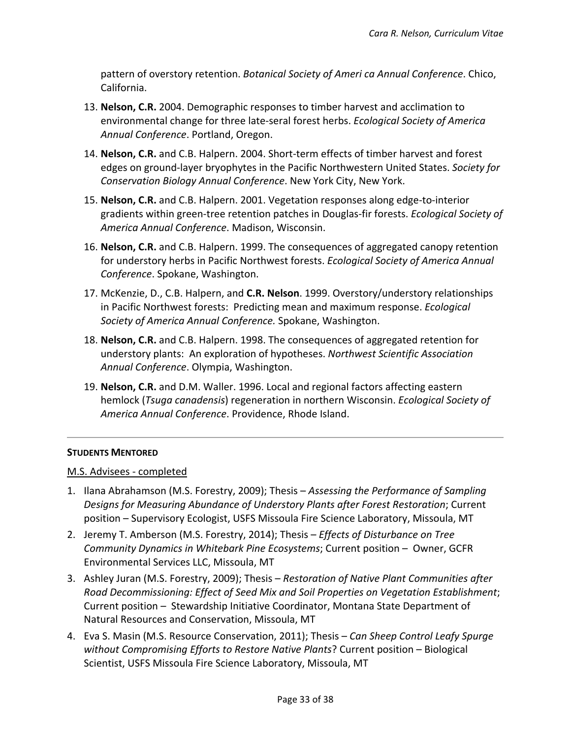pattern of overstory retention. *Botanical Society of Ameri ca Annual Conference*. Chico, California.

13. **Nelson, C.R.** 2004. Demographic responses to timber harvest and acclimation to environmental change for three late-seral forest herbs. *Ecological Society of America Annual Conference*. Portland, Oregon.
14. **Nelson, C.R.** and C.B. Halpern. 2004. Short-term effects of timber harvest and forest edges on ground-layer bryophytes in the Pacific Northwestern United States. *Society for Conservation Biology Annual Conference*. New York City, New York.
15. **Nelson, C.R.** and C.B. Halpern. 2001. Vegetation responses along edge-to-interior gradients within green-tree retention patches in Douglas-fir forests. *Ecological Society of America Annual Conference*. Madison, Wisconsin.
16. **Nelson, C.R.** and C.B. Halpern. 1999. The consequences of aggregated canopy retention for understory herbs in Pacific Northwest forests. *Ecological Society of America Annual Conference*. Spokane, Washington.
17. McKenzie, D., C.B. Halpern, and **C.R. Nelson**. 1999. Overstory/understory relationships in Pacific Northwest forests: Predicting mean and maximum response. *Ecological Society of America Annual Conference.* Spokane, Washington.
18. **Nelson, C.R.** and C.B. Halpern. 1998. The consequences of aggregated retention for understory plants: An exploration of hypotheses. *Northwest Scientific Association Annual Conference*. Olympia, Washington.
19. **Nelson, C.R.** and D.M. Waller. 1996. Local and regional factors affecting eastern hemlock (*Tsuga canadensis*) regeneration in northern Wisconsin. *Ecological Society of America Annual Conference*. Providence, Rhode Island.

---

## STUDENTS MENTORED

<u>M.S. Advisees - completed</u>

1. Ilana Abrahamson (M.S. Forestry, 2009); Thesis – *Assessing the Performance of Sampling Designs for Measuring Abundance of Understory Plants after Forest Restoration*; Current position – Supervisory Ecologist, USFS Missoula Fire Science Laboratory, Missoula, MT
2. Jeremy T. Amberson (M.S. Forestry, 2014); Thesis – *Effects of Disturbance on Tree Community Dynamics in Whitebark Pine Ecosystems*; Current position – Owner, GCFR Environmental Services LLC, Missoula, MT
3. Ashley Juran (M.S. Forestry, 2009); Thesis – *Restoration of Native Plant Communities after Road Decommissioning: Effect of Seed Mix and Soil Properties on Vegetation Establishment*; Current position – Stewardship Initiative Coordinator, Montana State Department of Natural Resources and Conservation, Missoula, MT
4. Eva S. Masin (M.S. Resource Conservation, 2011); Thesis – *Can Sheep Control Leafy Spurge without Compromising Efforts to Restore Native Plants*? Current position – Biological Scientist, USFS Missoula Fire Science Laboratory, Missoula, MT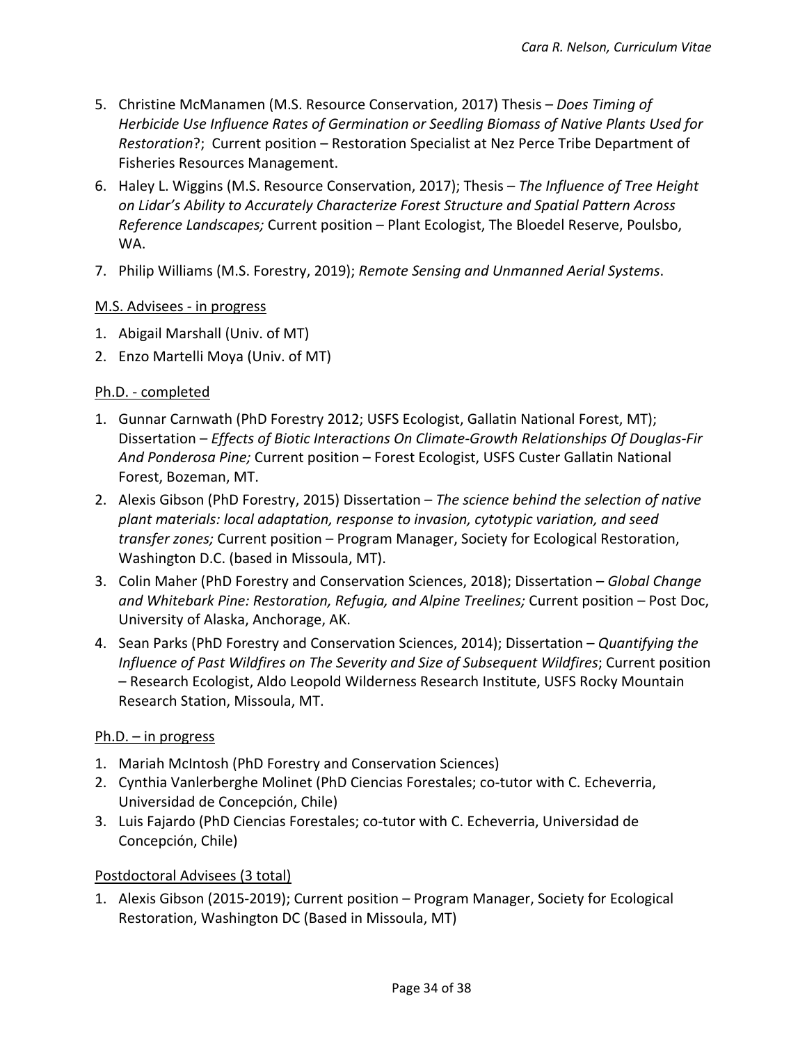5. Christine McManamen (M.S. Resource Conservation, 2017) Thesis – *Does Timing of Herbicide Use Influence Rates of Germination or Seedling Biomass of Native Plants Used for Restoration*?; Current position – Restoration Specialist at Nez Perce Tribe Department of Fisheries Resources Management.
6. Haley L. Wiggins (M.S. Resource Conservation, 2017); Thesis – *The Influence of Tree Height on Lidar's Ability to Accurately Characterize Forest Structure and Spatial Pattern Across Reference Landscapes;* Current position – Plant Ecologist, The Bloedel Reserve, Poulsbo, WA.
7. Philip Williams (M.S. Forestry, 2019); *Remote Sensing and Unmanned Aerial Systems*.

<u>M.S. Advisees - in progress</u>

1. Abigail Marshall (Univ. of MT)
2. Enzo Martelli Moya (Univ. of MT)

<u>Ph.D. - completed</u>

1. Gunnar Carnwath (PhD Forestry 2012; USFS Ecologist, Gallatin National Forest, MT); Dissertation – *Effects of Biotic Interactions On Climate-Growth Relationships Of Douglas-Fir And Ponderosa Pine;* Current position – Forest Ecologist, USFS Custer Gallatin National Forest, Bozeman, MT.
2. Alexis Gibson (PhD Forestry, 2015) Dissertation – *The science behind the selection of native plant materials: local adaptation, response to invasion, cytotypic variation, and seed transfer zones;* Current position – Program Manager, Society for Ecological Restoration, Washington D.C. (based in Missoula, MT).
3. Colin Maher (PhD Forestry and Conservation Sciences, 2018); Dissertation – *Global Change and Whitebark Pine: Restoration, Refugia, and Alpine Treelines;* Current position – Post Doc, University of Alaska, Anchorage, AK.
4. Sean Parks (PhD Forestry and Conservation Sciences, 2014); Dissertation – *Quantifying the Influence of Past Wildfires on The Severity and Size of Subsequent Wildfires*; Current position – Research Ecologist, Aldo Leopold Wilderness Research Institute, USFS Rocky Mountain Research Station, Missoula, MT.

<u>Ph.D. – in progress</u>

1. Mariah McIntosh (PhD Forestry and Conservation Sciences)
2. Cynthia Vanlerberghe Molinet (PhD Ciencias Forestales; co-tutor with C. Echeverria, Universidad de Concepción, Chile)
3. Luis Fajardo (PhD Ciencias Forestales; co-tutor with C. Echeverria, Universidad de Concepción, Chile)

<u>Postdoctoral Advisees (3 total)</u>

1. Alexis Gibson (2015-2019); Current position – Program Manager, Society for Ecological Restoration, Washington DC (Based in Missoula, MT)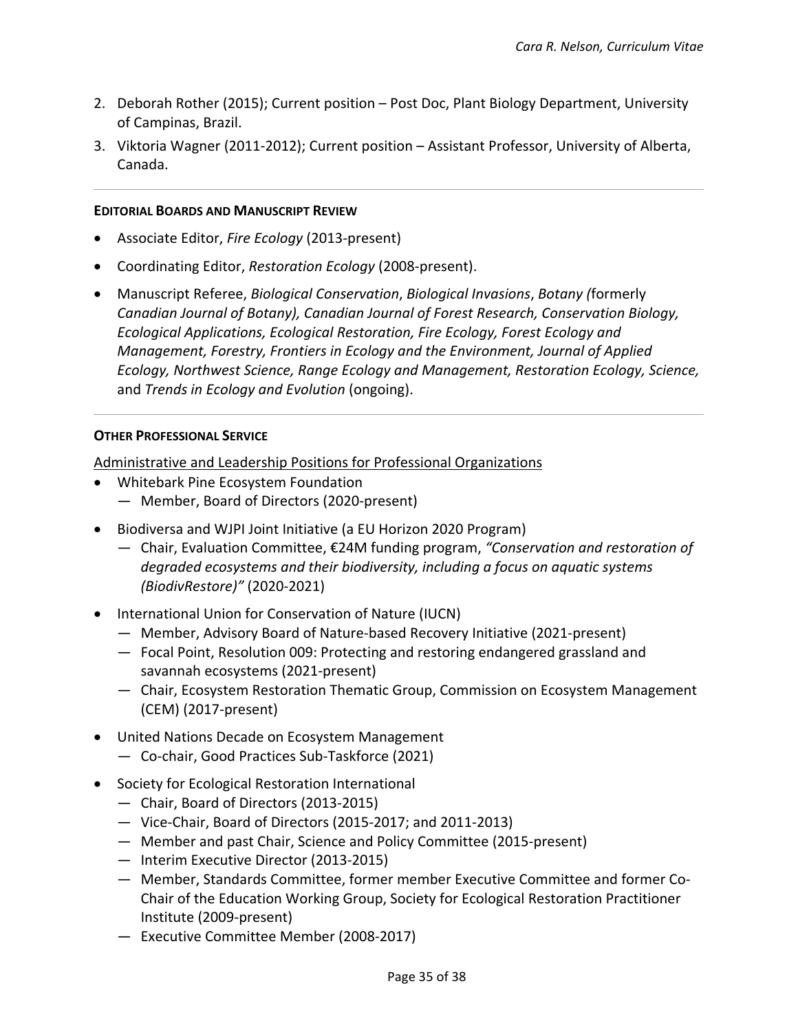2. Deborah Rother (2015); Current position – Post Doc, Plant Biology Department, University of Campinas, Brazil.
3. Viktoria Wagner (2011-2012); Current position – Assistant Professor, University of Alberta, Canada.

---

**EDITORIAL BOARDS AND MANUSCRIPT REVIEW**

- Associate Editor, *Fire Ecology* (2013-present)
- Coordinating Editor, *Restoration Ecology* (2008-present).
- Manuscript Referee, *Biological Conservation*, *Biological Invasions*, *Botany (*formerly *Canadian Journal of Botany), Canadian Journal of Forest Research, Conservation Biology, Ecological Applications, Ecological Restoration, Fire Ecology, Forest Ecology and Management, Forestry, Frontiers in Ecology and the Environment, Journal of Applied Ecology, Northwest Science, Range Ecology and Management, Restoration Ecology, Science,* and *Trends in Ecology and Evolution* (ongoing).

---

**OTHER PROFESSIONAL SERVICE**

Administrative and Leadership Positions for Professional Organizations

- Whitebark Pine Ecosystem Foundation
  — Member, Board of Directors (2020-present)
- Biodiversa and WJPI Joint Initiative (a EU Horizon 2020 Program)
  — Chair, Evaluation Committee, €24M funding program, *"Conservation and restoration of degraded ecosystems and their biodiversity, including a focus on aquatic systems (BiodivRestore)"* (2020-2021)
- International Union for Conservation of Nature (IUCN)
  — Member, Advisory Board of Nature-based Recovery Initiative (2021-present)
  — Focal Point, Resolution 009: Protecting and restoring endangered grassland and savannah ecosystems (2021-present)
  — Chair, Ecosystem Restoration Thematic Group, Commission on Ecosystem Management (CEM) (2017-present)
- United Nations Decade on Ecosystem Management
  — Co-chair, Good Practices Sub-Taskforce (2021)
- Society for Ecological Restoration International
  — Chair, Board of Directors (2013-2015)
  — Vice-Chair, Board of Directors (2015-2017; and 2011-2013)
  — Member and past Chair, Science and Policy Committee (2015-present)
  — Interim Executive Director (2013-2015)
  — Member, Standards Committee, former member Executive Committee and former Co-Chair of the Education Working Group, Society for Ecological Restoration Practitioner Institute (2009-present)
  — Executive Committee Member (2008-2017)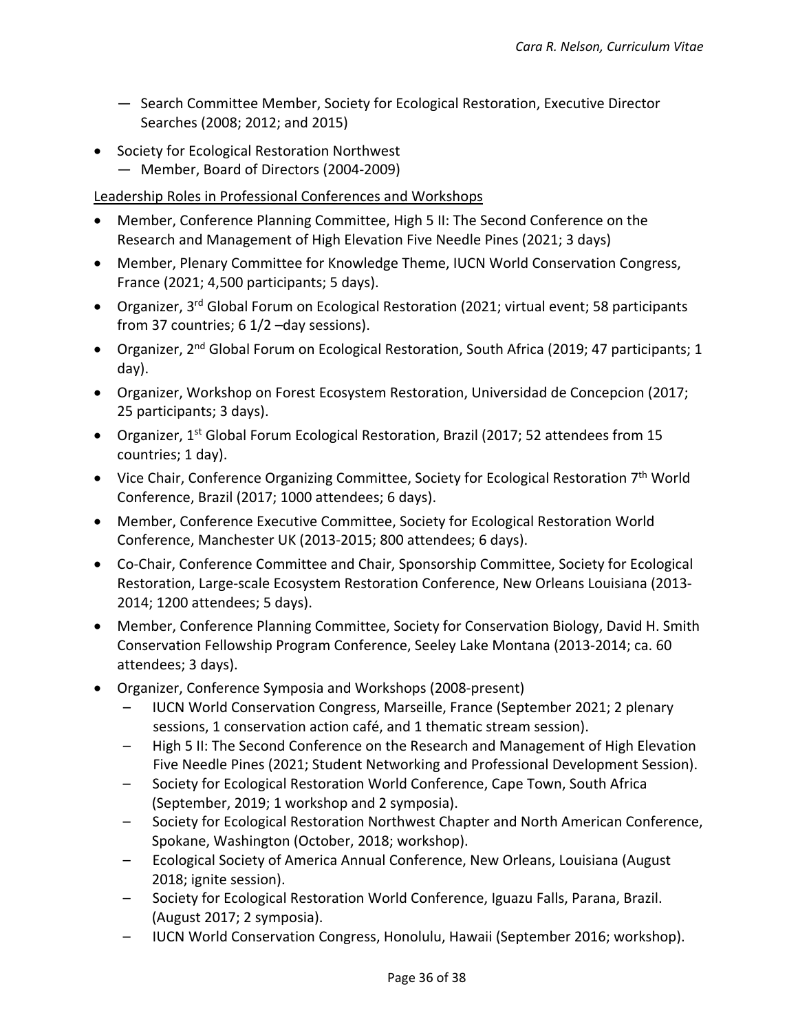- Search Committee Member, Society for Ecological Restoration, Executive Director Searches (2008; 2012; and 2015)

- Society for Ecological Restoration Northwest
  - Member, Board of Directors (2004-2009)

Leadership Roles in Professional Conferences and Workshops

- Member, Conference Planning Committee, High 5 II: The Second Conference on the Research and Management of High Elevation Five Needle Pines (2021; 3 days)
- Member, Plenary Committee for Knowledge Theme, IUCN World Conservation Congress, France (2021; 4,500 participants; 5 days).
- Organizer, 3rd Global Forum on Ecological Restoration (2021; virtual event; 58 participants from 37 countries; 6 1/2 –day sessions).
- Organizer, 2nd Global Forum on Ecological Restoration, South Africa (2019; 47 participants; 1 day).
- Organizer, Workshop on Forest Ecosystem Restoration, Universidad de Concepcion (2017; 25 participants; 3 days).
- Organizer, 1st Global Forum Ecological Restoration, Brazil (2017; 52 attendees from 15 countries; 1 day).
- Vice Chair, Conference Organizing Committee, Society for Ecological Restoration 7th World Conference, Brazil (2017; 1000 attendees; 6 days).
- Member, Conference Executive Committee, Society for Ecological Restoration World Conference, Manchester UK (2013-2015; 800 attendees; 6 days).
- Co-Chair, Conference Committee and Chair, Sponsorship Committee, Society for Ecological Restoration, Large-scale Ecosystem Restoration Conference, New Orleans Louisiana (2013-2014; 1200 attendees; 5 days).
- Member, Conference Planning Committee, Society for Conservation Biology, David H. Smith Conservation Fellowship Program Conference, Seeley Lake Montana (2013-2014; ca. 60 attendees; 3 days).
- Organizer, Conference Symposia and Workshops (2008-present)
  - IUCN World Conservation Congress, Marseille, France (September 2021; 2 plenary sessions, 1 conservation action café, and 1 thematic stream session).
  - High 5 II: The Second Conference on the Research and Management of High Elevation Five Needle Pines (2021; Student Networking and Professional Development Session).
  - Society for Ecological Restoration World Conference, Cape Town, South Africa (September, 2019; 1 workshop and 2 symposia).
  - Society for Ecological Restoration Northwest Chapter and North American Conference, Spokane, Washington (October, 2018; workshop).
  - Ecological Society of America Annual Conference, New Orleans, Louisiana (August 2018; ignite session).
  - Society for Ecological Restoration World Conference, Iguazu Falls, Parana, Brazil. (August 2017; 2 symposia).
  - IUCN World Conservation Congress, Honolulu, Hawaii (September 2016; workshop).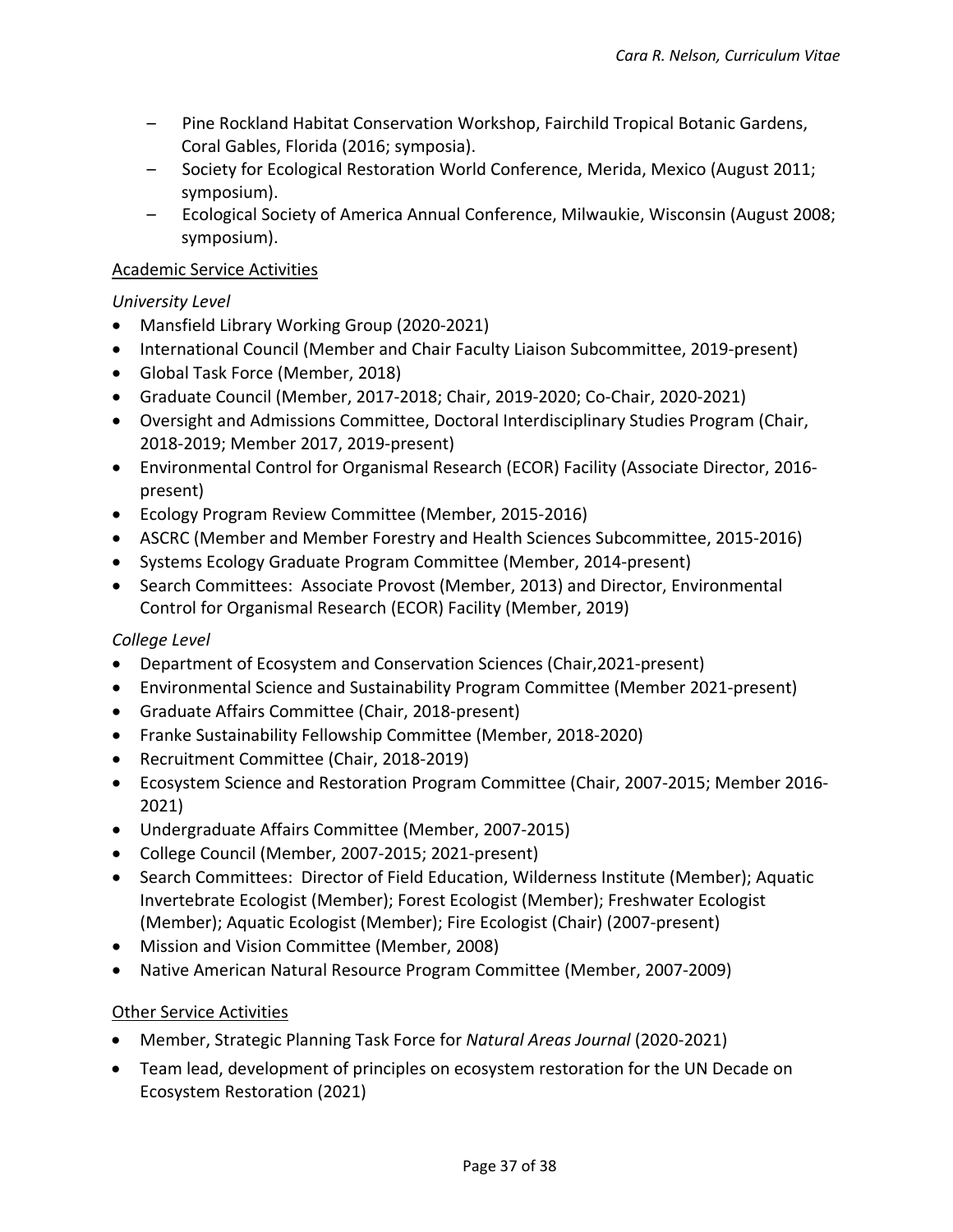- Pine Rockland Habitat Conservation Workshop, Fairchild Tropical Botanic Gardens, Coral Gables, Florida (2016; symposia).
- Society for Ecological Restoration World Conference, Merida, Mexico (August 2011; symposium).
- Ecological Society of America Annual Conference, Milwaukie, Wisconsin (August 2008; symposium).

<u>Academic Service Activities</u>

*University Level*

- Mansfield Library Working Group (2020-2021)
- International Council (Member and Chair Faculty Liaison Subcommittee, 2019-present)
- Global Task Force (Member, 2018)
- Graduate Council (Member, 2017-2018; Chair, 2019-2020; Co-Chair, 2020-2021)
- Oversight and Admissions Committee, Doctoral Interdisciplinary Studies Program (Chair, 2018-2019; Member 2017, 2019-present)
- Environmental Control for Organismal Research (ECOR) Facility (Associate Director, 2016-present)
- Ecology Program Review Committee (Member, 2015-2016)
- ASCRC (Member and Member Forestry and Health Sciences Subcommittee, 2015-2016)
- Systems Ecology Graduate Program Committee (Member, 2014-present)
- Search Committees: Associate Provost (Member, 2013) and Director, Environmental Control for Organismal Research (ECOR) Facility (Member, 2019)

*College Level*

- Department of Ecosystem and Conservation Sciences (Chair,2021-present)
- Environmental Science and Sustainability Program Committee (Member 2021-present)
- Graduate Affairs Committee (Chair, 2018-present)
- Franke Sustainability Fellowship Committee (Member, 2018-2020)
- Recruitment Committee (Chair, 2018-2019)
- Ecosystem Science and Restoration Program Committee (Chair, 2007-2015; Member 2016-2021)
- Undergraduate Affairs Committee (Member, 2007-2015)
- College Council (Member, 2007-2015; 2021-present)
- Search Committees: Director of Field Education, Wilderness Institute (Member); Aquatic Invertebrate Ecologist (Member); Forest Ecologist (Member); Freshwater Ecologist (Member); Aquatic Ecologist (Member); Fire Ecologist (Chair) (2007-present)
- Mission and Vision Committee (Member, 2008)
- Native American Natural Resource Program Committee (Member, 2007-2009)

<u>Other Service Activities</u>

- Member, Strategic Planning Task Force for *Natural Areas Journal* (2020-2021)
- Team lead, development of principles on ecosystem restoration for the UN Decade on Ecosystem Restoration (2021)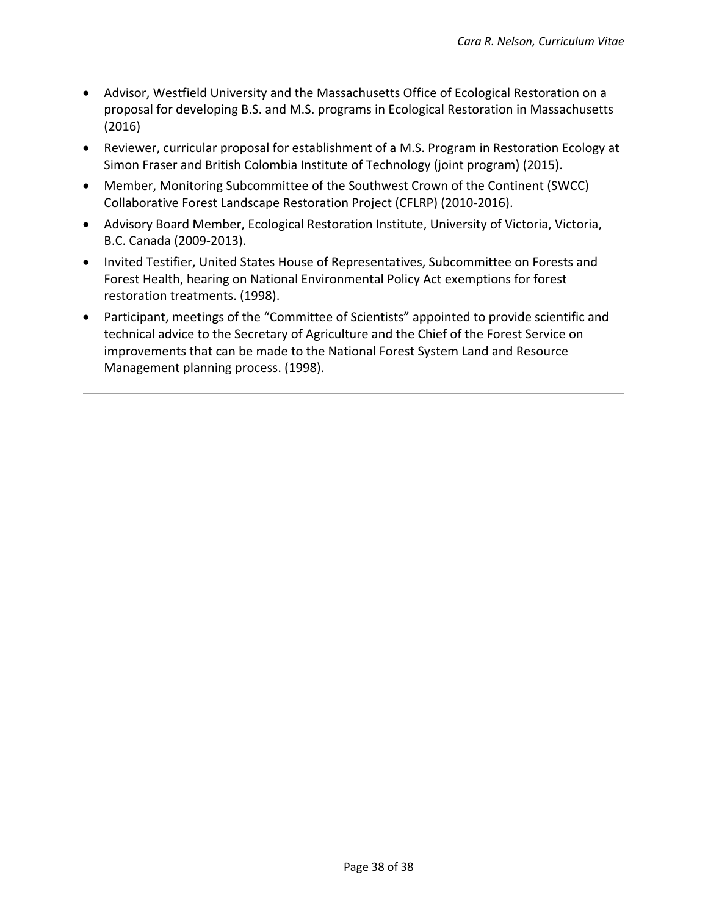- Advisor, Westfield University and the Massachusetts Office of Ecological Restoration on a proposal for developing B.S. and M.S. programs in Ecological Restoration in Massachusetts (2016)
- Reviewer, curricular proposal for establishment of a M.S. Program in Restoration Ecology at Simon Fraser and British Colombia Institute of Technology (joint program) (2015).
- Member, Monitoring Subcommittee of the Southwest Crown of the Continent (SWCC) Collaborative Forest Landscape Restoration Project (CFLRP) (2010-2016).
- Advisory Board Member, Ecological Restoration Institute, University of Victoria, Victoria, B.C. Canada (2009-2013).
- Invited Testifier, United States House of Representatives, Subcommittee on Forests and Forest Health, hearing on National Environmental Policy Act exemptions for forest restoration treatments. (1998).
- Participant, meetings of the "Committee of Scientists" appointed to provide scientific and technical advice to the Secretary of Agriculture and the Chief of the Forest Service on improvements that can be made to the National Forest System Land and Resource Management planning process. (1998).